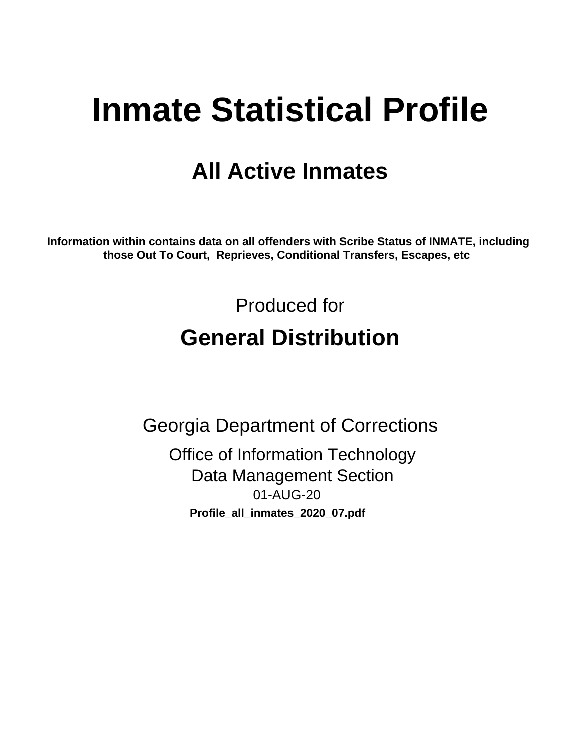# Inmate Statistical Profile

## All Active Inmates

**Information within contains data on all offenders with Scribe Status of INMATE, including those Out To Court, Reprieves, Conditional Transfers, Escapes, etc**

Produced for

## General Distribution

Georgia Department of Corrections

Office of Information Technology
Data Management Section
01-AUG-20

**Profile_all_inmates_2020_07.pdf**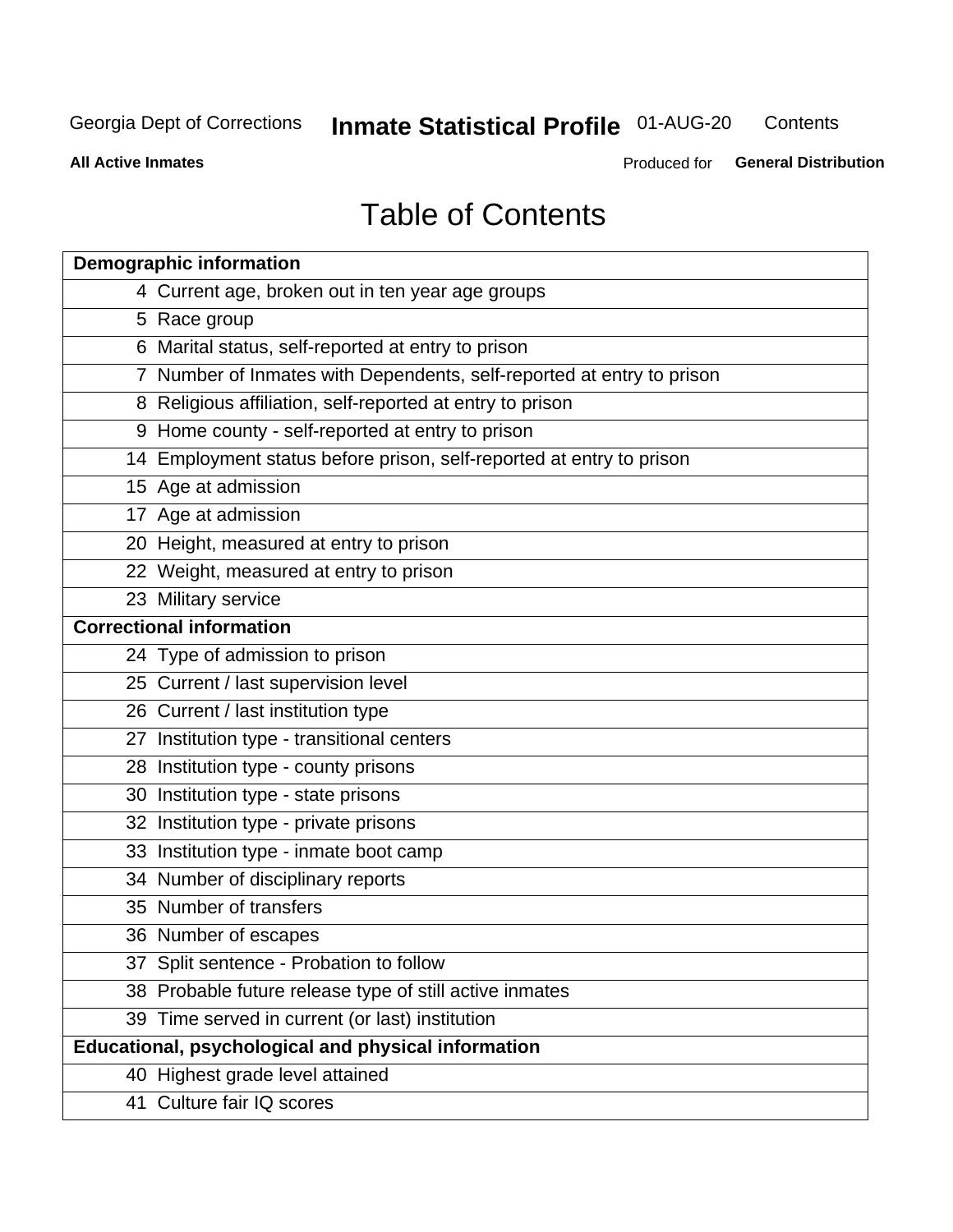# Table of Contents

| Page | Demographic information |
|---|---|
| 4 | Current age, broken out in ten year age groups |
| 5 | Race group |
| 6 | Marital status, self-reported at entry to prison |
| 7 | Number of Inmates with Dependents, self-reported at entry to prison |
| 8 | Religious affiliation, self-reported at entry to prison |
| 9 | Home county - self-reported at entry to prison |
| 14 | Employment status before prison, self-reported at entry to prison |
| 15 | Age at admission |
| 17 | Age at admission |
| 20 | Height, measured at entry to prison |
| 22 | Weight, measured at entry to prison |
| 23 | Military service |
| | **Correctional information** |
| 24 | Type of admission to prison |
| 25 | Current / last supervision level |
| 26 | Current / last institution type |
| 27 | Institution type - transitional centers |
| 28 | Institution type - county prisons |
| 30 | Institution type - state prisons |
| 32 | Institution type - private prisons |
| 33 | Institution type - inmate boot camp |
| 34 | Number of disciplinary reports |
| 35 | Number of transfers |
| 36 | Number of escapes |
| 37 | Split sentence - Probation to follow |
| 38 | Probable future release type of still active inmates |
| 39 | Time served in current (or last) institution |
| | **Educational, psychological and physical information** |
| 40 | Highest grade level attained |
| 41 | Culture fair IQ scores |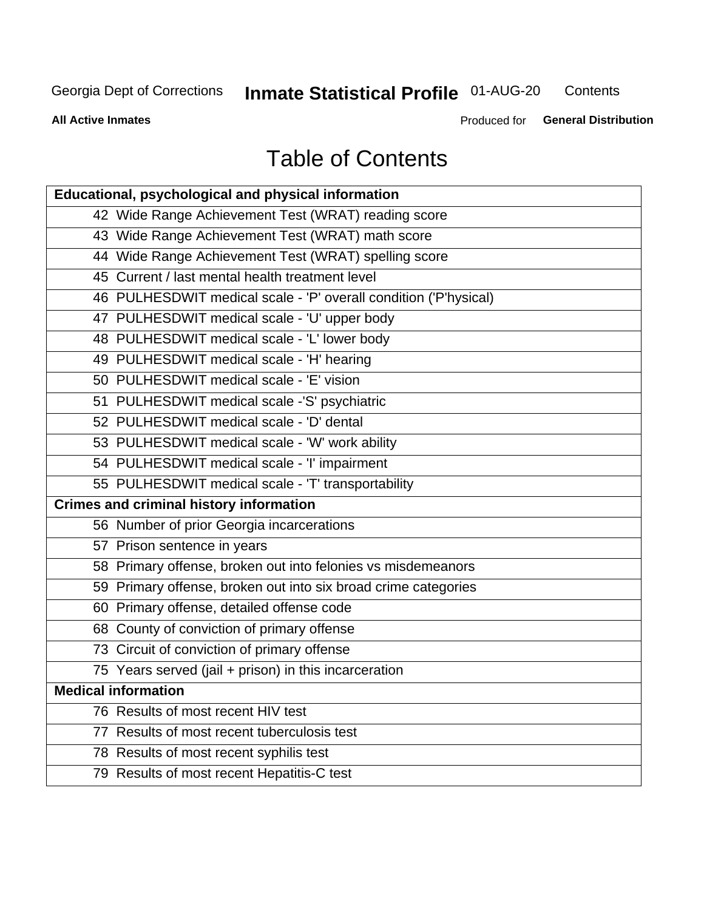# Table of Contents

| Educational, psychological and physical information |
|---|
| 42 Wide Range Achievement Test (WRAT) reading score |
| 43 Wide Range Achievement Test (WRAT) math score |
| 44 Wide Range Achievement Test (WRAT) spelling score |
| 45 Current / last mental health treatment level |
| 46 PULHESDWIT medical scale - 'P' overall condition ('P'hysical) |
| 47 PULHESDWIT medical scale - 'U' upper body |
| 48 PULHESDWIT medical scale - 'L' lower body |
| 49 PULHESDWIT medical scale - 'H' hearing |
| 50 PULHESDWIT medical scale - 'E' vision |
| 51 PULHESDWIT medical scale -'S' psychiatric |
| 52 PULHESDWIT medical scale - 'D' dental |
| 53 PULHESDWIT medical scale - 'W' work ability |
| 54 PULHESDWIT medical scale - 'I' impairment |
| 55 PULHESDWIT medical scale - 'T' transportability |
| **Crimes and criminal history information** |
| 56 Number of prior Georgia incarcerations |
| 57 Prison sentence in years |
| 58 Primary offense, broken out into felonies vs misdemeanors |
| 59 Primary offense, broken out into six broad crime categories |
| 60 Primary offense, detailed offense code |
| 68 County of conviction of primary offense |
| 73 Circuit of conviction of primary offense |
| 75 Years served (jail + prison) in this incarceration |
| **Medical information** |
| 76 Results of most recent HIV test |
| 77 Results of most recent tuberculosis test |
| 78 Results of most recent syphilis test |
| 79 Results of most recent Hepatitis-C test |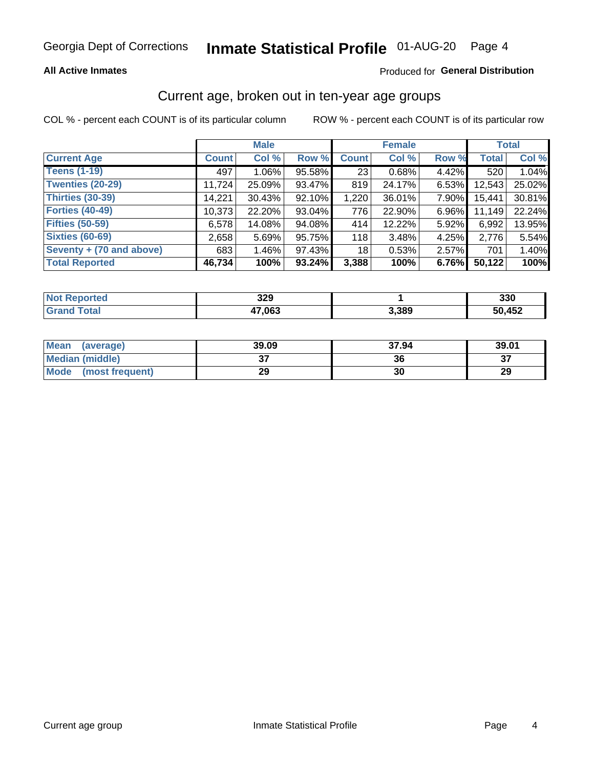Georgia Dept of Corrections **Inmate Statistical Profile** 01-AUG-20

**All Active Inmates**

Produced for **General Distribution**

## Current age, broken out in ten-year age groups

COL % - percent each COUNT is of its particular column    ROW % - percent each COUNT is of its particular row

| | Male | | | Female | | | Total | |
|---|---|---|---|---|---|---|---|---|
| **Current Age** | **Count** | **Col %** | **Row %** | **Count** | **Col %** | **Row %** | **Total** | **Col %** |
| **Teens (1-19)** | 497 | 1.06% | 95.58% | 23 | 0.68% | 4.42% | 520 | 1.04% |
| **Twenties (20-29)** | 11,724 | 25.09% | 93.47% | 819 | 24.17% | 6.53% | 12,543 | 25.02% |
| **Thirties (30-39)** | 14,221 | 30.43% | 92.10% | 1,220 | 36.01% | 7.90% | 15,441 | 30.81% |
| **Forties (40-49)** | 10,373 | 22.20% | 93.04% | 776 | 22.90% | 6.96% | 11,149 | 22.24% |
| **Fifties (50-59)** | 6,578 | 14.08% | 94.08% | 414 | 12.22% | 5.92% | 6,992 | 13.95% |
| **Sixties (60-69)** | 2,658 | 5.69% | 95.75% | 118 | 3.48% | 4.25% | 2,776 | 5.54% |
| **Seventy + (70 and above)** | 683 | 1.46% | 97.43% | 18 | 0.53% | 2.57% | 701 | 1.40% |
| **Total Reported** | **46,734** | **100%** | **93.24%** | **3,388** | **100%** | **6.76%** | **50,122** | **100%** |

| | Male | Female | Total |
|---|---|---|---|
| **Not Reported** | **329** | **1** | **330** |
| **Grand Total** | **47,063** | **3,389** | **50,452** |

| | Male | Female | Total |
|---|---|---|---|
| **Mean (average)** | **39.09** | **37.94** | **39.01** |
| **Median (middle)** | **37** | **36** | **37** |
| **Mode (most frequent)** | **29** | **30** | **29** |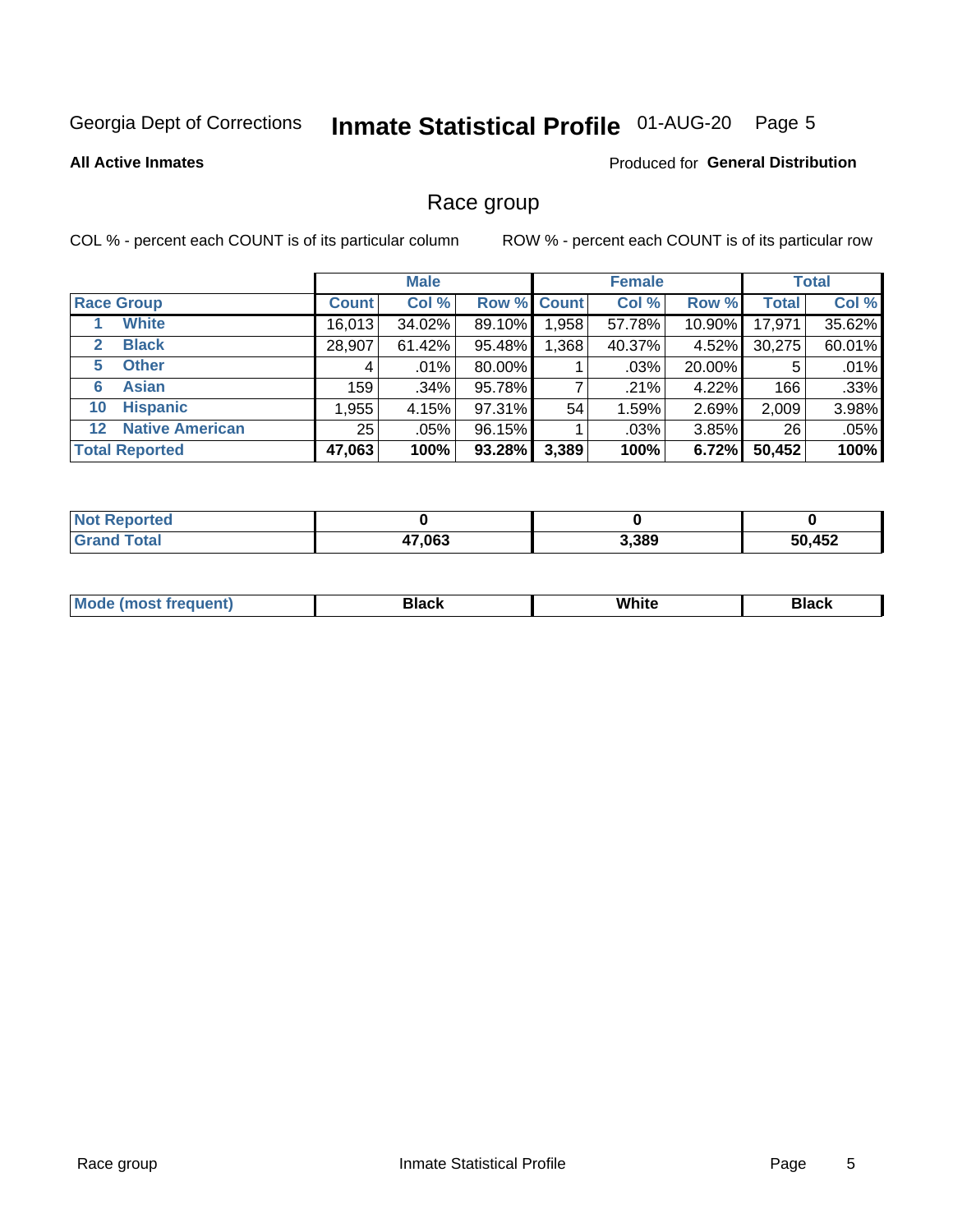Georgia Dept of Corrections **Inmate Statistical Profile** 01-AUG-20 Page 5

**All Active Inmates**

Produced for **General Distribution**

## Race group

COL % - percent each COUNT is of its particular column ROW % - percent each COUNT is of its particular row

| | Male | | | Female | | | Total | |
|---|---|---|---|---|---|---|---|---|
| **Race Group** | **Count** | **Col %** | **Row %** | **Count** | **Col %** | **Row %** | **Total** | **Col %** |
| 1 **White** | 16,013 | 34.02% | 89.10% | 1,958 | 57.78% | 10.90% | 17,971 | 35.62% |
| 2 **Black** | 28,907 | 61.42% | 95.48% | 1,368 | 40.37% | 4.52% | 30,275 | 60.01% |
| 5 **Other** | 4 | .01% | 80.00% | 1 | .03% | 20.00% | 5 | .01% |
| 6 **Asian** | 159 | .34% | 95.78% | 7 | .21% | 4.22% | 166 | .33% |
| 10 **Hispanic** | 1,955 | 4.15% | 97.31% | 54 | 1.59% | 2.69% | 2,009 | 3.98% |
| 12 **Native American** | 25 | .05% | 96.15% | 1 | .03% | 3.85% | 26 | .05% |
| **Total Reported** | **47,063** | **100%** | **93.28%** | **3,389** | **100%** | **6.72%** | **50,452** | **100%** |

| | Male | Female | Total |
|---|---|---|---|
| **Not Reported** | **0** | **0** | **0** |
| **Grand Total** | **47,063** | **3,389** | **50,452** |

| | Male | Female | Total |
|---|---|---|---|
| **Mode (most frequent)** | **Black** | **White** | **Black** |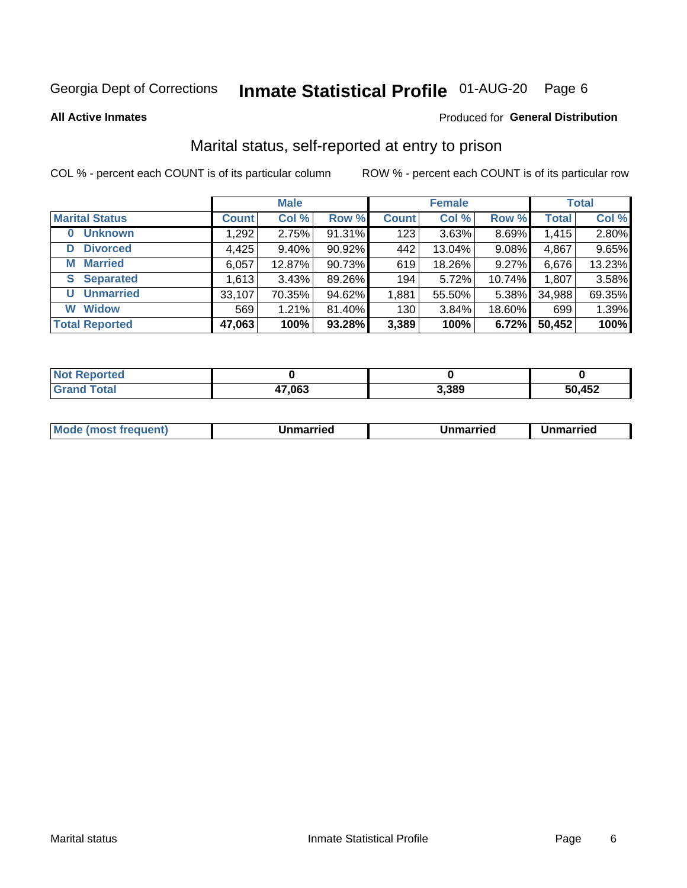Georgia Dept of Corrections **Inmate Statistical Profile** 01-AUG-20 Page 6

**All Active Inmates**

Produced for **General Distribution**

## Marital status, self-reported at entry to prison

COL % - percent each COUNT is of its particular column

ROW % - percent each COUNT is of its particular row

| | Male | | | Female | | | Total | |
|---|---|---|---|---|---|---|---|---|
| **Marital Status** | **Count** | **Col %** | **Row %** | **Count** | **Col %** | **Row %** | **Total** | **Col %** |
| **0 Unknown** | 1,292 | 2.75% | 91.31% | 123 | 3.63% | 8.69% | 1,415 | 2.80% |
| **D Divorced** | 4,425 | 9.40% | 90.92% | 442 | 13.04% | 9.08% | 4,867 | 9.65% |
| **M Married** | 6,057 | 12.87% | 90.73% | 619 | 18.26% | 9.27% | 6,676 | 13.23% |
| **S Separated** | 1,613 | 3.43% | 89.26% | 194 | 5.72% | 10.74% | 1,807 | 3.58% |
| **U Unmarried** | 33,107 | 70.35% | 94.62% | 1,881 | 55.50% | 5.38% | 34,988 | 69.35% |
| **W Widow** | 569 | 1.21% | 81.40% | 130 | 3.84% | 18.60% | 699 | 1.39% |
| **Total Reported** | **47,063** | **100%** | **93.28%** | **3,389** | **100%** | **6.72%** | **50,452** | **100%** |

| | Male | Female | Total |
|---|---|---|---|
| **Not Reported** | **0** | **0** | **0** |
| **Grand Total** | **47,063** | **3,389** | **50,452** |

| | Male | Female | Total |
|---|---|---|---|
| **Mode (most frequent)** | **Unmarried** | **Unmarried** | **Unmarried** |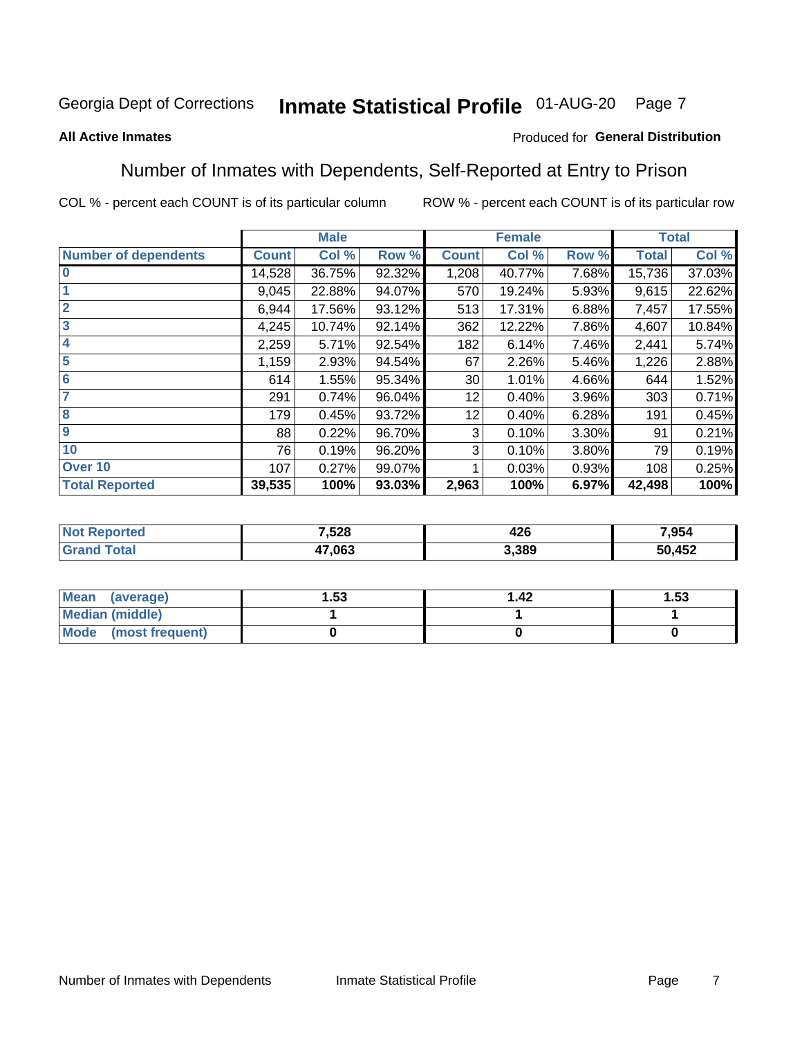Georgia Dept of Corrections **Inmate Statistical Profile** 01-AUG-20

**All Active Inmates**

Produced for **General Distribution**

## Number of Inmates with Dependents, Self-Reported at Entry to Prison

COL % - percent each COUNT is of its particular column

ROW % - percent each COUNT is of its particular row

| | Male | | | Female | | | Total | |
|---|---|---|---|---|---|---|---|---|
| **Number of dependents** | **Count** | **Col %** | **Row %** | **Count** | **Col %** | **Row %** | **Total** | **Col %** |
| **0** | 14,528 | 36.75% | 92.32% | 1,208 | 40.77% | 7.68% | 15,736 | 37.03% |
| **1** | 9,045 | 22.88% | 94.07% | 570 | 19.24% | 5.93% | 9,615 | 22.62% |
| **2** | 6,944 | 17.56% | 93.12% | 513 | 17.31% | 6.88% | 7,457 | 17.55% |
| **3** | 4,245 | 10.74% | 92.14% | 362 | 12.22% | 7.86% | 4,607 | 10.84% |
| **4** | 2,259 | 5.71% | 92.54% | 182 | 6.14% | 7.46% | 2,441 | 5.74% |
| **5** | 1,159 | 2.93% | 94.54% | 67 | 2.26% | 5.46% | 1,226 | 2.88% |
| **6** | 614 | 1.55% | 95.34% | 30 | 1.01% | 4.66% | 644 | 1.52% |
| **7** | 291 | 0.74% | 96.04% | 12 | 0.40% | 3.96% | 303 | 0.71% |
| **8** | 179 | 0.45% | 93.72% | 12 | 0.40% | 6.28% | 191 | 0.45% |
| **9** | 88 | 0.22% | 96.70% | 3 | 0.10% | 3.30% | 91 | 0.21% |
| **10** | 76 | 0.19% | 96.20% | 3 | 0.10% | 3.80% | 79 | 0.19% |
| **Over 10** | 107 | 0.27% | 99.07% | 1 | 0.03% | 0.93% | 108 | 0.25% |
| **Total Reported** | **39,535** | **100%** | **93.03%** | **2,963** | **100%** | **6.97%** | **42,498** | **100%** |

| | Male | Female | Total |
|---|---|---|---|
| **Not Reported** | **7,528** | **426** | **7,954** |
| **Grand Total** | **47,063** | **3,389** | **50,452** |

| | Male | Female | Total |
|---|---|---|---|
| **Mean (average)** | **1.53** | **1.42** | **1.53** |
| **Median (middle)** | **1** | **1** | **1** |
| **Mode (most frequent)** | **0** | **0** | **0** |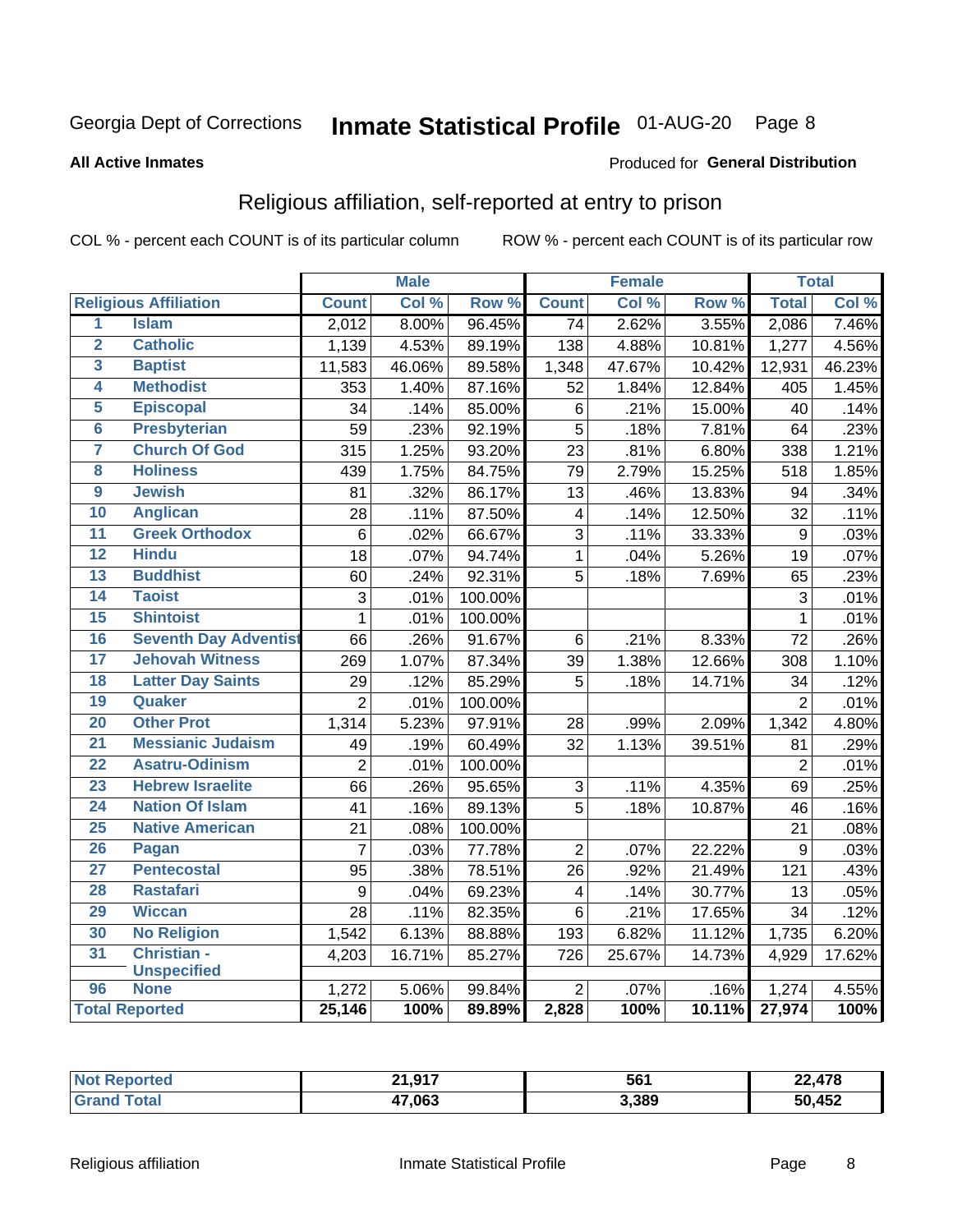Georgia Dept of Corrections **Inmate Statistical Profile** 01-AUG-20

**All Active Inmates**

Produced for **General Distribution**

## Religious affiliation, self-reported at entry to prison

COL % - percent each COUNT is of its particular column    ROW % - percent each COUNT is of its particular row

| Religious Affiliation | | Male Count | Male Col % | Male Row % | Female Count | Female Col % | Female Row % | Total | Total Col % |
|---|---|---|---|---|---|---|---|---|---|
| 1 | Islam | 2,012 | 8.00% | 96.45% | 74 | 2.62% | 3.55% | 2,086 | 7.46% |
| 2 | Catholic | 1,139 | 4.53% | 89.19% | 138 | 4.88% | 10.81% | 1,277 | 4.56% |
| 3 | Baptist | 11,583 | 46.06% | 89.58% | 1,348 | 47.67% | 10.42% | 12,931 | 46.23% |
| 4 | Methodist | 353 | 1.40% | 87.16% | 52 | 1.84% | 12.84% | 405 | 1.45% |
| 5 | Episcopal | 34 | .14% | 85.00% | 6 | .21% | 15.00% | 40 | .14% |
| 6 | Presbyterian | 59 | .23% | 92.19% | 5 | .18% | 7.81% | 64 | .23% |
| 7 | Church Of God | 315 | 1.25% | 93.20% | 23 | .81% | 6.80% | 338 | 1.21% |
| 8 | Holiness | 439 | 1.75% | 84.75% | 79 | 2.79% | 15.25% | 518 | 1.85% |
| 9 | Jewish | 81 | .32% | 86.17% | 13 | .46% | 13.83% | 94 | .34% |
| 10 | Anglican | 28 | .11% | 87.50% | 4 | .14% | 12.50% | 32 | .11% |
| 11 | Greek Orthodox | 6 | .02% | 66.67% | 3 | .11% | 33.33% | 9 | .03% |
| 12 | Hindu | 18 | .07% | 94.74% | 1 | .04% | 5.26% | 19 | .07% |
| 13 | Buddhist | 60 | .24% | 92.31% | 5 | .18% | 7.69% | 65 | .23% |
| 14 | Taoist | 3 | .01% | 100.00% | | | | 3 | .01% |
| 15 | Shintoist | 1 | .01% | 100.00% | | | | 1 | .01% |
| 16 | Seventh Day Adventist | 66 | .26% | 91.67% | 6 | .21% | 8.33% | 72 | .26% |
| 17 | Jehovah Witness | 269 | 1.07% | 87.34% | 39 | 1.38% | 12.66% | 308 | 1.10% |
| 18 | Latter Day Saints | 29 | .12% | 85.29% | 5 | .18% | 14.71% | 34 | .12% |
| 19 | Quaker | 2 | .01% | 100.00% | | | | 2 | .01% |
| 20 | Other Prot | 1,314 | 5.23% | 97.91% | 28 | .99% | 2.09% | 1,342 | 4.80% |
| 21 | Messianic Judaism | 49 | .19% | 60.49% | 32 | 1.13% | 39.51% | 81 | .29% |
| 22 | Asatru-Odinism | 2 | .01% | 100.00% | | | | 2 | .01% |
| 23 | Hebrew Israelite | 66 | .26% | 95.65% | 3 | .11% | 4.35% | 69 | .25% |
| 24 | Nation Of Islam | 41 | .16% | 89.13% | 5 | .18% | 10.87% | 46 | .16% |
| 25 | Native American | 21 | .08% | 100.00% | | | | 21 | .08% |
| 26 | Pagan | 7 | .03% | 77.78% | 2 | .07% | 22.22% | 9 | .03% |
| 27 | Pentecostal | 95 | .38% | 78.51% | 26 | .92% | 21.49% | 121 | .43% |
| 28 | Rastafari | 9 | .04% | 69.23% | 4 | .14% | 30.77% | 13 | .05% |
| 29 | Wiccan | 28 | .11% | 82.35% | 6 | .21% | 17.65% | 34 | .12% |
| 30 | No Religion | 1,542 | 6.13% | 88.88% | 193 | 6.82% | 11.12% | 1,735 | 6.20% |
| 31 | Christian - Unspecified | 4,203 | 16.71% | 85.27% | 726 | 25.67% | 14.73% | 4,929 | 17.62% |
| 96 | None | 1,272 | 5.06% | 99.84% | 2 | .07% | .16% | 1,274 | 4.55% |
| **Total Reported** | | **25,146** | **100%** | **89.89%** | **2,828** | **100%** | **10.11%** | **27,974** | **100%** |

| | Male | Female | Total |
|---|---|---|---|
| **Not Reported** | **21,917** | **561** | **22,478** |
| **Grand Total** | **47,063** | **3,389** | **50,452** |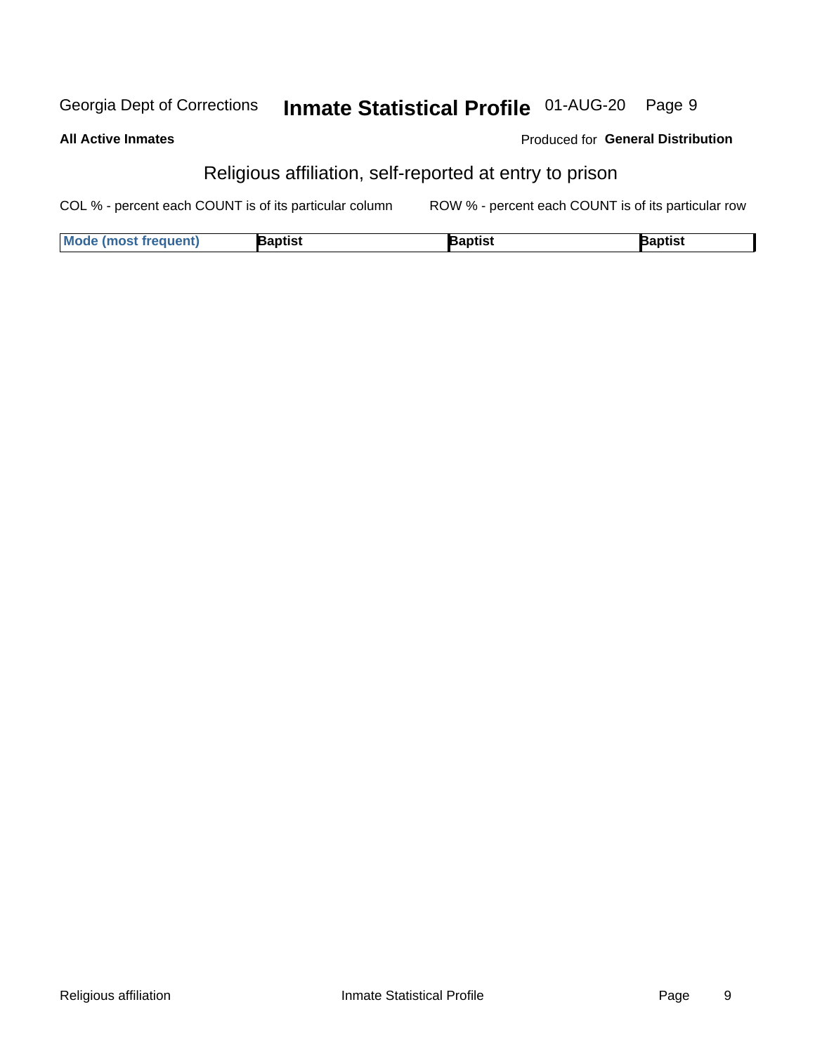## Religious affiliation, self-reported at entry to prison

COL % - percent each COUNT is of its particular column

ROW % - percent each COUNT is of its particular row

| Mode (most frequent) | Baptist | Baptist | Baptist |
|---|---|---|---|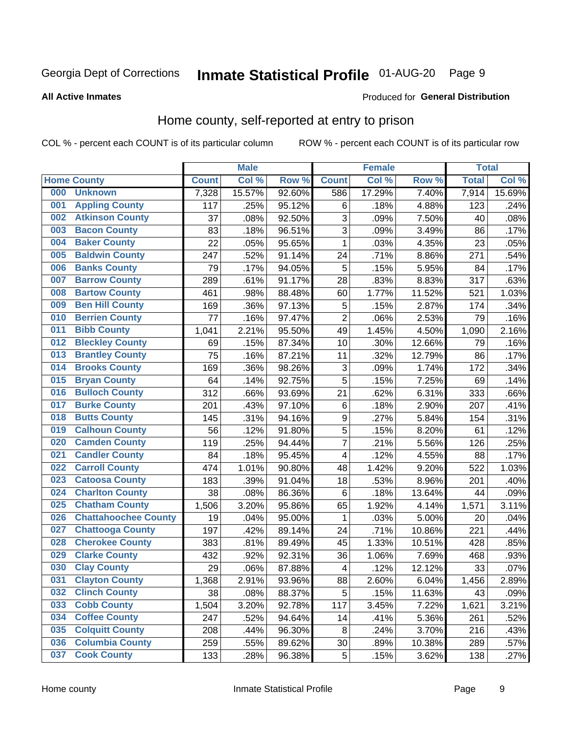Georgia Dept of Corrections **Inmate Statistical Profile** 01-AUG-20

**All Active Inmates**

Produced for **General Distribution**

## Home county, self-reported at entry to prison

COL % - percent each COUNT is of its particular column    ROW % - percent each COUNT is of its particular row

| Home County | | Male | | | Female | | | Total | |
|---|---|---|---|---|---|---|---|---|---|
| | | Count | Col % | Row % | Count | Col % | Row % | Total | Col % |
| 000 | Unknown | 7,328 | 15.57% | 92.60% | 586 | 17.29% | 7.40% | 7,914 | 15.69% |
| 001 | Appling County | 117 | .25% | 95.12% | 6 | .18% | 4.88% | 123 | .24% |
| 002 | Atkinson County | 37 | .08% | 92.50% | 3 | .09% | 7.50% | 40 | .08% |
| 003 | Bacon County | 83 | .18% | 96.51% | 3 | .09% | 3.49% | 86 | .17% |
| 004 | Baker County | 22 | .05% | 95.65% | 1 | .03% | 4.35% | 23 | .05% |
| 005 | Baldwin County | 247 | .52% | 91.14% | 24 | .71% | 8.86% | 271 | .54% |
| 006 | Banks County | 79 | .17% | 94.05% | 5 | .15% | 5.95% | 84 | .17% |
| 007 | Barrow County | 289 | .61% | 91.17% | 28 | .83% | 8.83% | 317 | .63% |
| 008 | Bartow County | 461 | .98% | 88.48% | 60 | 1.77% | 11.52% | 521 | 1.03% |
| 009 | Ben Hill County | 169 | .36% | 97.13% | 5 | .15% | 2.87% | 174 | .34% |
| 010 | Berrien County | 77 | .16% | 97.47% | 2 | .06% | 2.53% | 79 | .16% |
| 011 | Bibb County | 1,041 | 2.21% | 95.50% | 49 | 1.45% | 4.50% | 1,090 | 2.16% |
| 012 | Bleckley County | 69 | .15% | 87.34% | 10 | .30% | 12.66% | 79 | .16% |
| 013 | Brantley County | 75 | .16% | 87.21% | 11 | .32% | 12.79% | 86 | .17% |
| 014 | Brooks County | 169 | .36% | 98.26% | 3 | .09% | 1.74% | 172 | .34% |
| 015 | Bryan County | 64 | .14% | 92.75% | 5 | .15% | 7.25% | 69 | .14% |
| 016 | Bulloch County | 312 | .66% | 93.69% | 21 | .62% | 6.31% | 333 | .66% |
| 017 | Burke County | 201 | .43% | 97.10% | 6 | .18% | 2.90% | 207 | .41% |
| 018 | Butts County | 145 | .31% | 94.16% | 9 | .27% | 5.84% | 154 | .31% |
| 019 | Calhoun County | 56 | .12% | 91.80% | 5 | .15% | 8.20% | 61 | .12% |
| 020 | Camden County | 119 | .25% | 94.44% | 7 | .21% | 5.56% | 126 | .25% |
| 021 | Candler County | 84 | .18% | 95.45% | 4 | .12% | 4.55% | 88 | .17% |
| 022 | Carroll County | 474 | 1.01% | 90.80% | 48 | 1.42% | 9.20% | 522 | 1.03% |
| 023 | Catoosa County | 183 | .39% | 91.04% | 18 | .53% | 8.96% | 201 | .40% |
| 024 | Charlton County | 38 | .08% | 86.36% | 6 | .18% | 13.64% | 44 | .09% |
| 025 | Chatham County | 1,506 | 3.20% | 95.86% | 65 | 1.92% | 4.14% | 1,571 | 3.11% |
| 026 | Chattahoochee County | 19 | .04% | 95.00% | 1 | .03% | 5.00% | 20 | .04% |
| 027 | Chattooga County | 197 | .42% | 89.14% | 24 | .71% | 10.86% | 221 | .44% |
| 028 | Cherokee County | 383 | .81% | 89.49% | 45 | 1.33% | 10.51% | 428 | .85% |
| 029 | Clarke County | 432 | .92% | 92.31% | 36 | 1.06% | 7.69% | 468 | .93% |
| 030 | Clay County | 29 | .06% | 87.88% | 4 | .12% | 12.12% | 33 | .07% |
| 031 | Clayton County | 1,368 | 2.91% | 93.96% | 88 | 2.60% | 6.04% | 1,456 | 2.89% |
| 032 | Clinch County | 38 | .08% | 88.37% | 5 | .15% | 11.63% | 43 | .09% |
| 033 | Cobb County | 1,504 | 3.20% | 92.78% | 117 | 3.45% | 7.22% | 1,621 | 3.21% |
| 034 | Coffee County | 247 | .52% | 94.64% | 14 | .41% | 5.36% | 261 | .52% |
| 035 | Colquitt County | 208 | .44% | 96.30% | 8 | .24% | 3.70% | 216 | .43% |
| 036 | Columbia County | 259 | .55% | 89.62% | 30 | .89% | 10.38% | 289 | .57% |
| 037 | Cook County | 133 | .28% | 96.38% | 5 | .15% | 3.62% | 138 | .27% |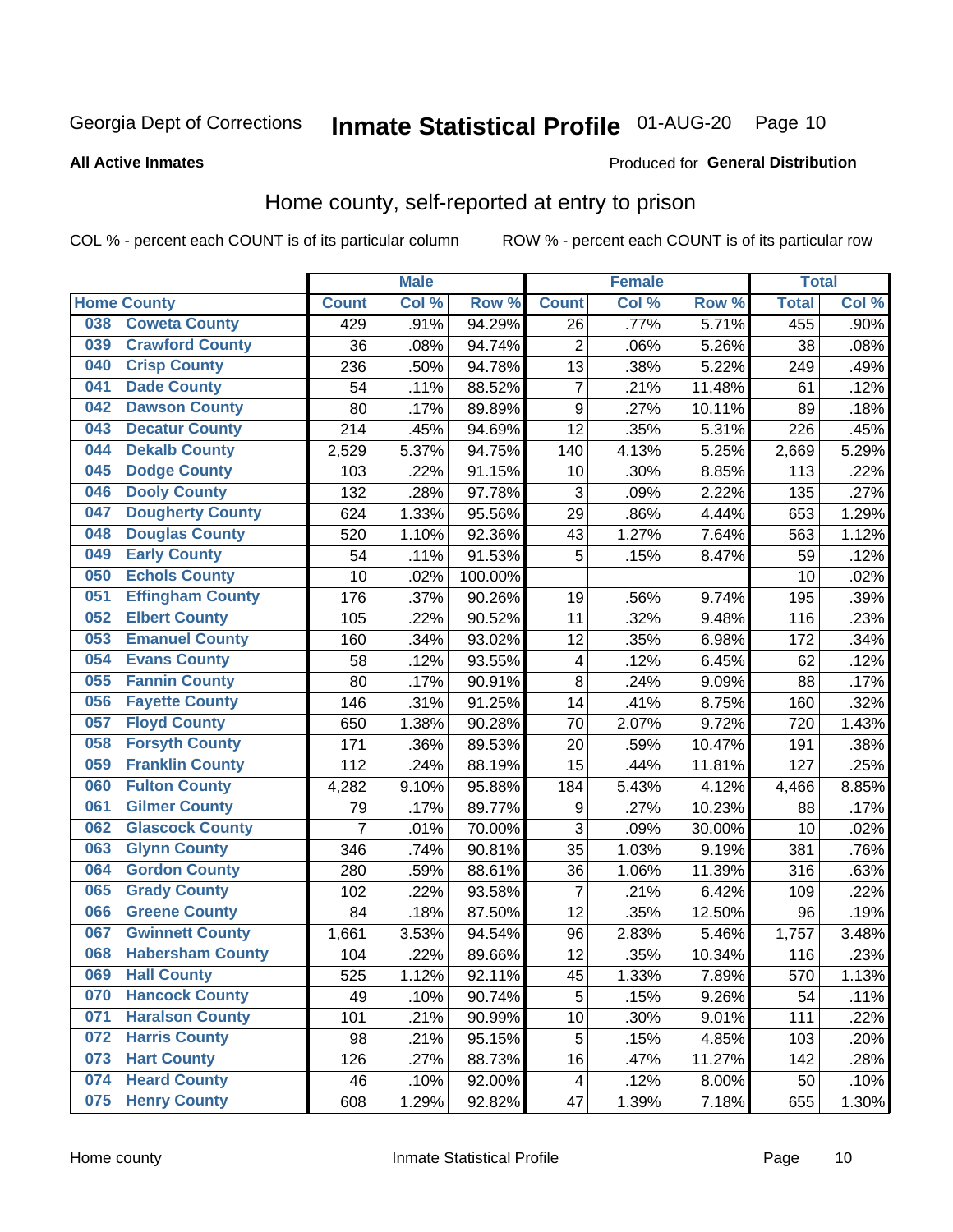Georgia Dept of Corrections **Inmate Statistical Profile** 01-AUG-20

**All Active Inmates**

Produced for **General Distribution**

## Home county, self-reported at entry to prison

COL % - percent each COUNT is of its particular column ROW % - percent each COUNT is of its particular row

| Home County | | Male | | | Female | | | Total | |
|---|---|---|---|---|---|---|---|---|---|
| | | Count | Col % | Row % | Count | Col % | Row % | Total | Col % |
| 038 | Coweta County | 429 | .91% | 94.29% | 26 | .77% | 5.71% | 455 | .90% |
| 039 | Crawford County | 36 | .08% | 94.74% | 2 | .06% | 5.26% | 38 | .08% |
| 040 | Crisp County | 236 | .50% | 94.78% | 13 | .38% | 5.22% | 249 | .49% |
| 041 | Dade County | 54 | .11% | 88.52% | 7 | .21% | 11.48% | 61 | .12% |
| 042 | Dawson County | 80 | .17% | 89.89% | 9 | .27% | 10.11% | 89 | .18% |
| 043 | Decatur County | 214 | .45% | 94.69% | 12 | .35% | 5.31% | 226 | .45% |
| 044 | Dekalb County | 2,529 | 5.37% | 94.75% | 140 | 4.13% | 5.25% | 2,669 | 5.29% |
| 045 | Dodge County | 103 | .22% | 91.15% | 10 | .30% | 8.85% | 113 | .22% |
| 046 | Dooly County | 132 | .28% | 97.78% | 3 | .09% | 2.22% | 135 | .27% |
| 047 | Dougherty County | 624 | 1.33% | 95.56% | 29 | .86% | 4.44% | 653 | 1.29% |
| 048 | Douglas County | 520 | 1.10% | 92.36% | 43 | 1.27% | 7.64% | 563 | 1.12% |
| 049 | Early County | 54 | .11% | 91.53% | 5 | .15% | 8.47% | 59 | .12% |
| 050 | Echols County | 10 | .02% | 100.00% | | | | 10 | .02% |
| 051 | Effingham County | 176 | .37% | 90.26% | 19 | .56% | 9.74% | 195 | .39% |
| 052 | Elbert County | 105 | .22% | 90.52% | 11 | .32% | 9.48% | 116 | .23% |
| 053 | Emanuel County | 160 | .34% | 93.02% | 12 | .35% | 6.98% | 172 | .34% |
| 054 | Evans County | 58 | .12% | 93.55% | 4 | .12% | 6.45% | 62 | .12% |
| 055 | Fannin County | 80 | .17% | 90.91% | 8 | .24% | 9.09% | 88 | .17% |
| 056 | Fayette County | 146 | .31% | 91.25% | 14 | .41% | 8.75% | 160 | .32% |
| 057 | Floyd County | 650 | 1.38% | 90.28% | 70 | 2.07% | 9.72% | 720 | 1.43% |
| 058 | Forsyth County | 171 | .36% | 89.53% | 20 | .59% | 10.47% | 191 | .38% |
| 059 | Franklin County | 112 | .24% | 88.19% | 15 | .44% | 11.81% | 127 | .25% |
| 060 | Fulton County | 4,282 | 9.10% | 95.88% | 184 | 5.43% | 4.12% | 4,466 | 8.85% |
| 061 | Gilmer County | 79 | .17% | 89.77% | 9 | .27% | 10.23% | 88 | .17% |
| 062 | Glascock County | 7 | .01% | 70.00% | 3 | .09% | 30.00% | 10 | .02% |
| 063 | Glynn County | 346 | .74% | 90.81% | 35 | 1.03% | 9.19% | 381 | .76% |
| 064 | Gordon County | 280 | .59% | 88.61% | 36 | 1.06% | 11.39% | 316 | .63% |
| 065 | Grady County | 102 | .22% | 93.58% | 7 | .21% | 6.42% | 109 | .22% |
| 066 | Greene County | 84 | .18% | 87.50% | 12 | .35% | 12.50% | 96 | .19% |
| 067 | Gwinnett County | 1,661 | 3.53% | 94.54% | 96 | 2.83% | 5.46% | 1,757 | 3.48% |
| 068 | Habersham County | 104 | .22% | 89.66% | 12 | .35% | 10.34% | 116 | .23% |
| 069 | Hall County | 525 | 1.12% | 92.11% | 45 | 1.33% | 7.89% | 570 | 1.13% |
| 070 | Hancock County | 49 | .10% | 90.74% | 5 | .15% | 9.26% | 54 | .11% |
| 071 | Haralson County | 101 | .21% | 90.99% | 10 | .30% | 9.01% | 111 | .22% |
| 072 | Harris County | 98 | .21% | 95.15% | 5 | .15% | 4.85% | 103 | .20% |
| 073 | Hart County | 126 | .27% | 88.73% | 16 | .47% | 11.27% | 142 | .28% |
| 074 | Heard County | 46 | .10% | 92.00% | 4 | .12% | 8.00% | 50 | .10% |
| 075 | Henry County | 608 | 1.29% | 92.82% | 47 | 1.39% | 7.18% | 655 | 1.30% |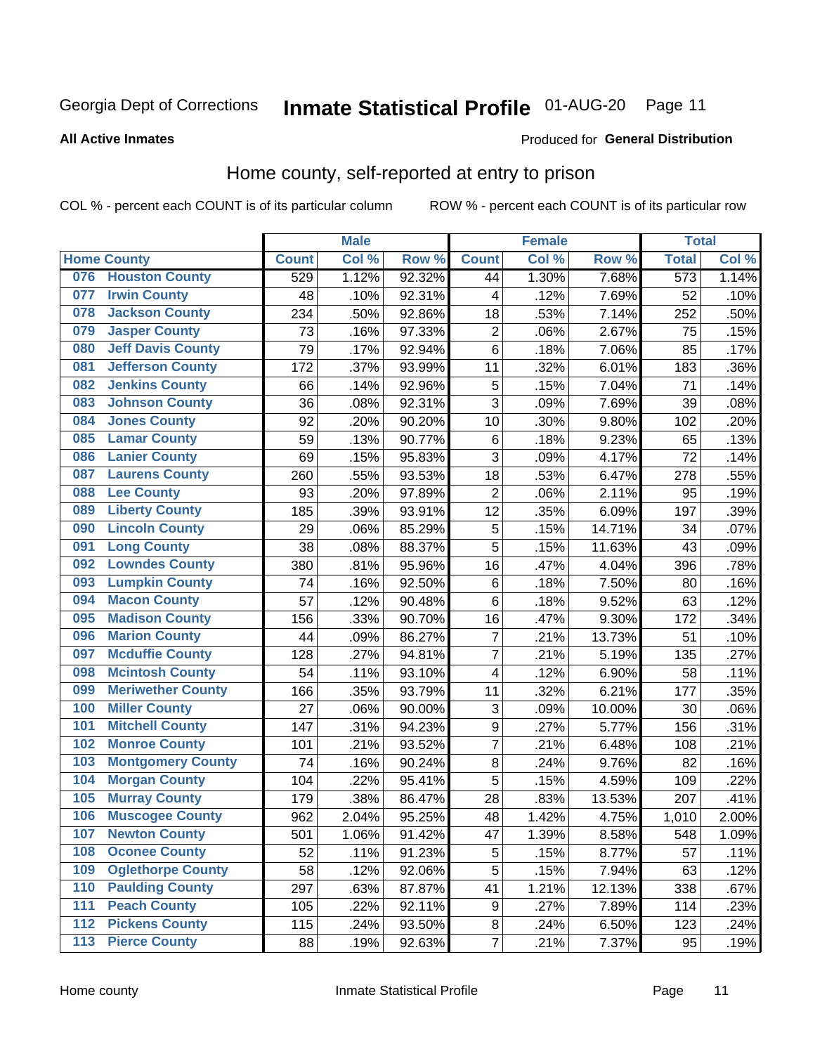Georgia Dept of Corrections **Inmate Statistical Profile** 01-AUG-20 Page 11

**All Active Inmates**

Produced for **General Distribution**

## Home county, self-reported at entry to prison

COL % - percent each COUNT is of its particular column ROW % - percent each COUNT is of its particular row

| Home County | | Male | | | Female | | | Total | |
|---|---|---|---|---|---|---|---|---|---|
| | | Count | Col % | Row % | Count | Col % | Row % | Total | Col % |
| 076 | Houston County | 529 | 1.12% | 92.32% | 44 | 1.30% | 7.68% | 573 | 1.14% |
| 077 | Irwin County | 48 | .10% | 92.31% | 4 | .12% | 7.69% | 52 | .10% |
| 078 | Jackson County | 234 | .50% | 92.86% | 18 | .53% | 7.14% | 252 | .50% |
| 079 | Jasper County | 73 | .16% | 97.33% | 2 | .06% | 2.67% | 75 | .15% |
| 080 | Jeff Davis County | 79 | .17% | 92.94% | 6 | .18% | 7.06% | 85 | .17% |
| 081 | Jefferson County | 172 | .37% | 93.99% | 11 | .32% | 6.01% | 183 | .36% |
| 082 | Jenkins County | 66 | .14% | 92.96% | 5 | .15% | 7.04% | 71 | .14% |
| 083 | Johnson County | 36 | .08% | 92.31% | 3 | .09% | 7.69% | 39 | .08% |
| 084 | Jones County | 92 | .20% | 90.20% | 10 | .30% | 9.80% | 102 | .20% |
| 085 | Lamar County | 59 | .13% | 90.77% | 6 | .18% | 9.23% | 65 | .13% |
| 086 | Lanier County | 69 | .15% | 95.83% | 3 | .09% | 4.17% | 72 | .14% |
| 087 | Laurens County | 260 | .55% | 93.53% | 18 | .53% | 6.47% | 278 | .55% |
| 088 | Lee County | 93 | .20% | 97.89% | 2 | .06% | 2.11% | 95 | .19% |
| 089 | Liberty County | 185 | .39% | 93.91% | 12 | .35% | 6.09% | 197 | .39% |
| 090 | Lincoln County | 29 | .06% | 85.29% | 5 | .15% | 14.71% | 34 | .07% |
| 091 | Long County | 38 | .08% | 88.37% | 5 | .15% | 11.63% | 43 | .09% |
| 092 | Lowndes County | 380 | .81% | 95.96% | 16 | .47% | 4.04% | 396 | .78% |
| 093 | Lumpkin County | 74 | .16% | 92.50% | 6 | .18% | 7.50% | 80 | .16% |
| 094 | Macon County | 57 | .12% | 90.48% | 6 | .18% | 9.52% | 63 | .12% |
| 095 | Madison County | 156 | .33% | 90.70% | 16 | .47% | 9.30% | 172 | .34% |
| 096 | Marion County | 44 | .09% | 86.27% | 7 | .21% | 13.73% | 51 | .10% |
| 097 | Mcduffie County | 128 | .27% | 94.81% | 7 | .21% | 5.19% | 135 | .27% |
| 098 | Mcintosh County | 54 | .11% | 93.10% | 4 | .12% | 6.90% | 58 | .11% |
| 099 | Meriwether County | 166 | .35% | 93.79% | 11 | .32% | 6.21% | 177 | .35% |
| 100 | Miller County | 27 | .06% | 90.00% | 3 | .09% | 10.00% | 30 | .06% |
| 101 | Mitchell County | 147 | .31% | 94.23% | 9 | .27% | 5.77% | 156 | .31% |
| 102 | Monroe County | 101 | .21% | 93.52% | 7 | .21% | 6.48% | 108 | .21% |
| 103 | Montgomery County | 74 | .16% | 90.24% | 8 | .24% | 9.76% | 82 | .16% |
| 104 | Morgan County | 104 | .22% | 95.41% | 5 | .15% | 4.59% | 109 | .22% |
| 105 | Murray County | 179 | .38% | 86.47% | 28 | .83% | 13.53% | 207 | .41% |
| 106 | Muscogee County | 962 | 2.04% | 95.25% | 48 | 1.42% | 4.75% | 1,010 | 2.00% |
| 107 | Newton County | 501 | 1.06% | 91.42% | 47 | 1.39% | 8.58% | 548 | 1.09% |
| 108 | Oconee County | 52 | .11% | 91.23% | 5 | .15% | 8.77% | 57 | .11% |
| 109 | Oglethorpe County | 58 | .12% | 92.06% | 5 | .15% | 7.94% | 63 | .12% |
| 110 | Paulding County | 297 | .63% | 87.87% | 41 | 1.21% | 12.13% | 338 | .67% |
| 111 | Peach County | 105 | .22% | 92.11% | 9 | .27% | 7.89% | 114 | .23% |
| 112 | Pickens County | 115 | .24% | 93.50% | 8 | .24% | 6.50% | 123 | .24% |
| 113 | Pierce County | 88 | .19% | 92.63% | 7 | .21% | 7.37% | 95 | .19% |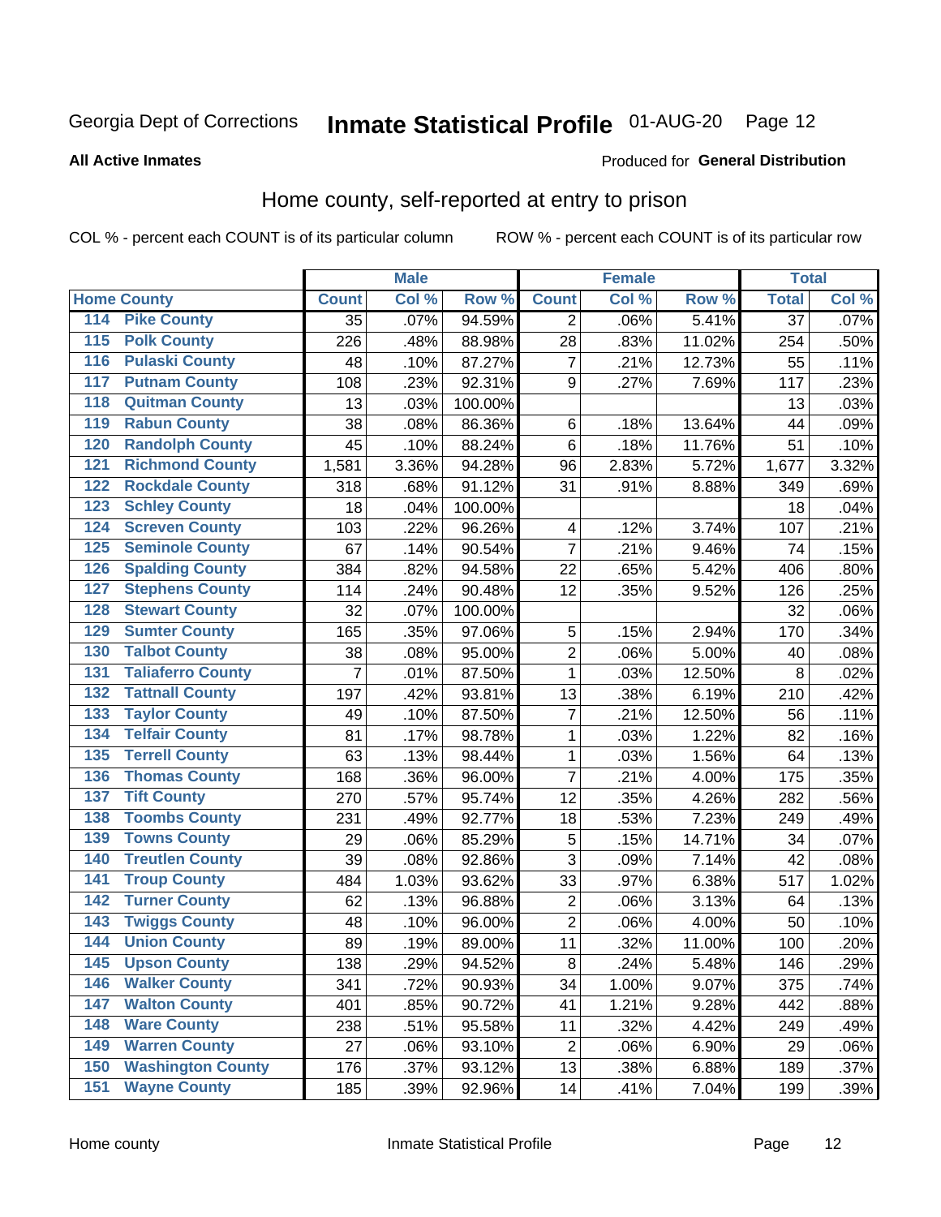Georgia Dept of Corrections **Inmate Statistical Profile** 01-AUG-20

**All Active Inmates**

Produced for **General Distribution**

## Home county, self-reported at entry to prison

COL % - percent each COUNT is of its particular column

ROW % - percent each COUNT is of its particular row

| Home County | | Male | | | Female | | | Total | |
|---|---|---|---|---|---|---|---|---|---|
| | | Count | Col % | Row % | Count | Col % | Row % | Total | Col % |
| 114 | Pike County | 35 | .07% | 94.59% | 2 | .06% | 5.41% | 37 | .07% |
| 115 | Polk County | 226 | .48% | 88.98% | 28 | .83% | 11.02% | 254 | .50% |
| 116 | Pulaski County | 48 | .10% | 87.27% | 7 | .21% | 12.73% | 55 | .11% |
| 117 | Putnam County | 108 | .23% | 92.31% | 9 | .27% | 7.69% | 117 | .23% |
| 118 | Quitman County | 13 | .03% | 100.00% | | | | 13 | .03% |
| 119 | Rabun County | 38 | .08% | 86.36% | 6 | .18% | 13.64% | 44 | .09% |
| 120 | Randolph County | 45 | .10% | 88.24% | 6 | .18% | 11.76% | 51 | .10% |
| 121 | Richmond County | 1,581 | 3.36% | 94.28% | 96 | 2.83% | 5.72% | 1,677 | 3.32% |
| 122 | Rockdale County | 318 | .68% | 91.12% | 31 | .91% | 8.88% | 349 | .69% |
| 123 | Schley County | 18 | .04% | 100.00% | | | | 18 | .04% |
| 124 | Screven County | 103 | .22% | 96.26% | 4 | .12% | 3.74% | 107 | .21% |
| 125 | Seminole County | 67 | .14% | 90.54% | 7 | .21% | 9.46% | 74 | .15% |
| 126 | Spalding County | 384 | .82% | 94.58% | 22 | .65% | 5.42% | 406 | .80% |
| 127 | Stephens County | 114 | .24% | 90.48% | 12 | .35% | 9.52% | 126 | .25% |
| 128 | Stewart County | 32 | .07% | 100.00% | | | | 32 | .06% |
| 129 | Sumter County | 165 | .35% | 97.06% | 5 | .15% | 2.94% | 170 | .34% |
| 130 | Talbot County | 38 | .08% | 95.00% | 2 | .06% | 5.00% | 40 | .08% |
| 131 | Taliaferro County | 7 | .01% | 87.50% | 1 | .03% | 12.50% | 8 | .02% |
| 132 | Tattnall County | 197 | .42% | 93.81% | 13 | .38% | 6.19% | 210 | .42% |
| 133 | Taylor County | 49 | .10% | 87.50% | 7 | .21% | 12.50% | 56 | .11% |
| 134 | Telfair County | 81 | .17% | 98.78% | 1 | .03% | 1.22% | 82 | .16% |
| 135 | Terrell County | 63 | .13% | 98.44% | 1 | .03% | 1.56% | 64 | .13% |
| 136 | Thomas County | 168 | .36% | 96.00% | 7 | .21% | 4.00% | 175 | .35% |
| 137 | Tift County | 270 | .57% | 95.74% | 12 | .35% | 4.26% | 282 | .56% |
| 138 | Toombs County | 231 | .49% | 92.77% | 18 | .53% | 7.23% | 249 | .49% |
| 139 | Towns County | 29 | .06% | 85.29% | 5 | .15% | 14.71% | 34 | .07% |
| 140 | Treutlen County | 39 | .08% | 92.86% | 3 | .09% | 7.14% | 42 | .08% |
| 141 | Troup County | 484 | 1.03% | 93.62% | 33 | .97% | 6.38% | 517 | 1.02% |
| 142 | Turner County | 62 | .13% | 96.88% | 2 | .06% | 3.13% | 64 | .13% |
| 143 | Twiggs County | 48 | .10% | 96.00% | 2 | .06% | 4.00% | 50 | .10% |
| 144 | Union County | 89 | .19% | 89.00% | 11 | .32% | 11.00% | 100 | .20% |
| 145 | Upson County | 138 | .29% | 94.52% | 8 | .24% | 5.48% | 146 | .29% |
| 146 | Walker County | 341 | .72% | 90.93% | 34 | 1.00% | 9.07% | 375 | .74% |
| 147 | Walton County | 401 | .85% | 90.72% | 41 | 1.21% | 9.28% | 442 | .88% |
| 148 | Ware County | 238 | .51% | 95.58% | 11 | .32% | 4.42% | 249 | .49% |
| 149 | Warren County | 27 | .06% | 93.10% | 2 | .06% | 6.90% | 29 | .06% |
| 150 | Washington County | 176 | .37% | 93.12% | 13 | .38% | 6.88% | 189 | .37% |
| 151 | Wayne County | 185 | .39% | 92.96% | 14 | .41% | 7.04% | 199 | .39% |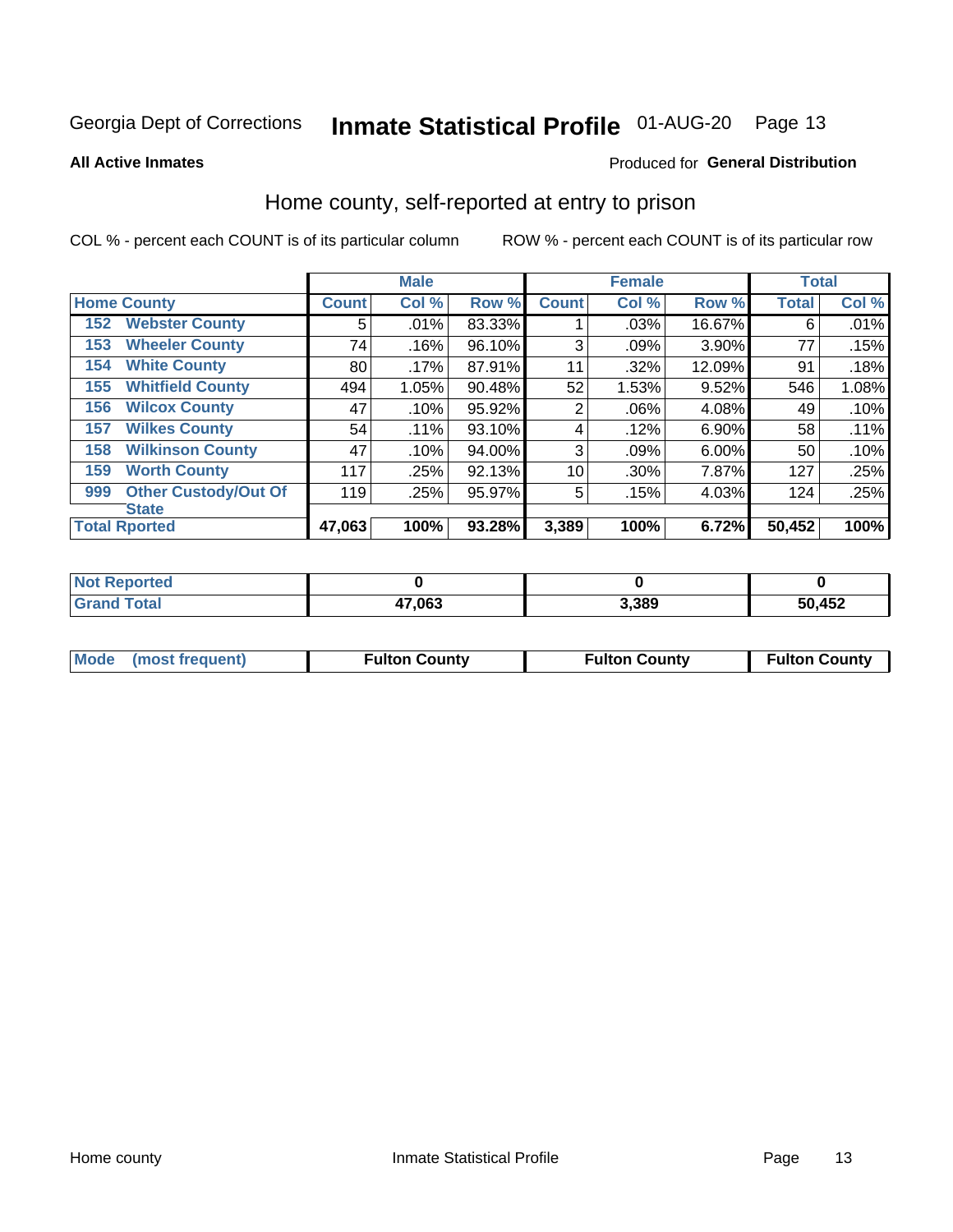Georgia Dept of Corrections **Inmate Statistical Profile** 01-AUG-20

**All Active Inmates**

Produced for **General Distribution**

## Home county, self-reported at entry to prison

COL % - percent each COUNT is of its particular column

ROW % - percent each COUNT is of its particular row

| Home County | | Male | | | Female | | | Total | |
|---|---|---|---|---|---|---|---|---|---|
| | | Count | Col % | Row % | Count | Col % | Row % | Total | Col % |
| 152 | Webster County | 5 | .01% | 83.33% | 1 | .03% | 16.67% | 6 | .01% |
| 153 | Wheeler County | 74 | .16% | 96.10% | 3 | .09% | 3.90% | 77 | .15% |
| 154 | White County | 80 | .17% | 87.91% | 11 | .32% | 12.09% | 91 | .18% |
| 155 | Whitfield County | 494 | 1.05% | 90.48% | 52 | 1.53% | 9.52% | 546 | 1.08% |
| 156 | Wilcox County | 47 | .10% | 95.92% | 2 | .06% | 4.08% | 49 | .10% |
| 157 | Wilkes County | 54 | .11% | 93.10% | 4 | .12% | 6.90% | 58 | .11% |
| 158 | Wilkinson County | 47 | .10% | 94.00% | 3 | .09% | 6.00% | 50 | .10% |
| 159 | Worth County | 117 | .25% | 92.13% | 10 | .30% | 7.87% | 127 | .25% |
| 999 | Other Custody/Out Of State | 119 | .25% | 95.97% | 5 | .15% | 4.03% | 124 | .25% |
| Total Rported | | 47,063 | 100% | 93.28% | 3,389 | 100% | 6.72% | 50,452 | 100% |

| | Male | Female | Total |
|---|---|---|---|
| Not Reported | 0 | 0 | 0 |
| Grand Total | 47,063 | 3,389 | 50,452 |

| | Male | Female | Total |
|---|---|---|---|
| Mode (most frequent) | Fulton County | Fulton County | Fulton County |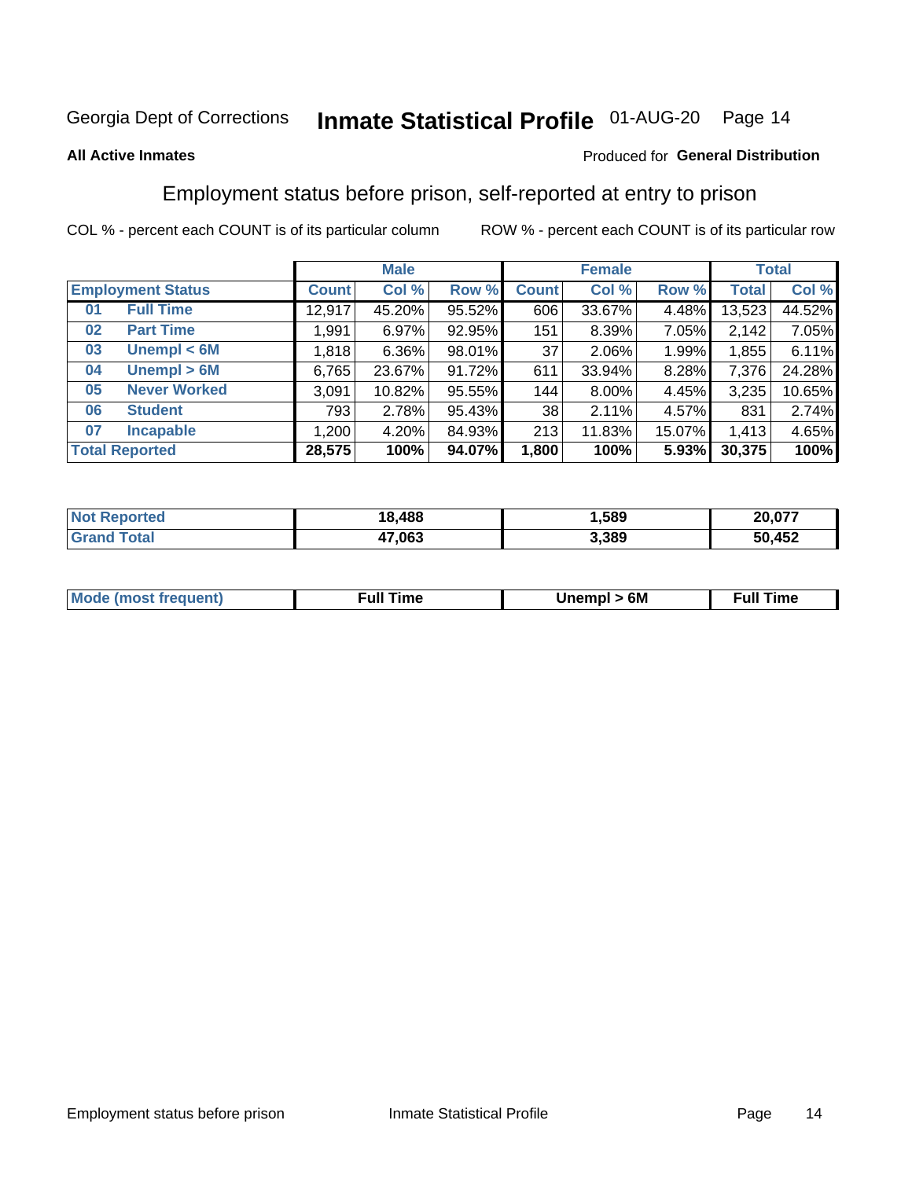Georgia Dept of Corrections **Inmate Statistical Profile** 01-AUG-20

**All Active Inmates**

Produced for **General Distribution**

## Employment status before prison, self-reported at entry to prison

COL % - percent each COUNT is of its particular column ROW % - percent each COUNT is of its particular row

| Employment Status | | Male | | | Female | | | Total | |
|---|---|---|---|---|---|---|---|---|---|
| | | Count | Col % | Row % | Count | Col % | Row % | Total | Col % |
| 01 | Full Time | 12,917 | 45.20% | 95.52% | 606 | 33.67% | 4.48% | 13,523 | 44.52% |
| 02 | Part Time | 1,991 | 6.97% | 92.95% | 151 | 8.39% | 7.05% | 2,142 | 7.05% |
| 03 | Unempl < 6M | 1,818 | 6.36% | 98.01% | 37 | 2.06% | 1.99% | 1,855 | 6.11% |
| 04 | Unempl > 6M | 6,765 | 23.67% | 91.72% | 611 | 33.94% | 8.28% | 7,376 | 24.28% |
| 05 | Never Worked | 3,091 | 10.82% | 95.55% | 144 | 8.00% | 4.45% | 3,235 | 10.65% |
| 06 | Student | 793 | 2.78% | 95.43% | 38 | 2.11% | 4.57% | 831 | 2.74% |
| 07 | Incapable | 1,200 | 4.20% | 84.93% | 213 | 11.83% | 15.07% | 1,413 | 4.65% |
| **Total Reported** | | **28,575** | **100%** | **94.07%** | **1,800** | **100%** | **5.93%** | **30,375** | **100%** |

| | Male | Female | Total |
|---|---|---|---|
| Not Reported | 18,488 | 1,589 | 20,077 |
| Grand Total | 47,063 | 3,389 | 50,452 |

| | Male | Female | Total |
|---|---|---|---|
| Mode (most frequent) | Full Time | Unempl > 6M | Full Time |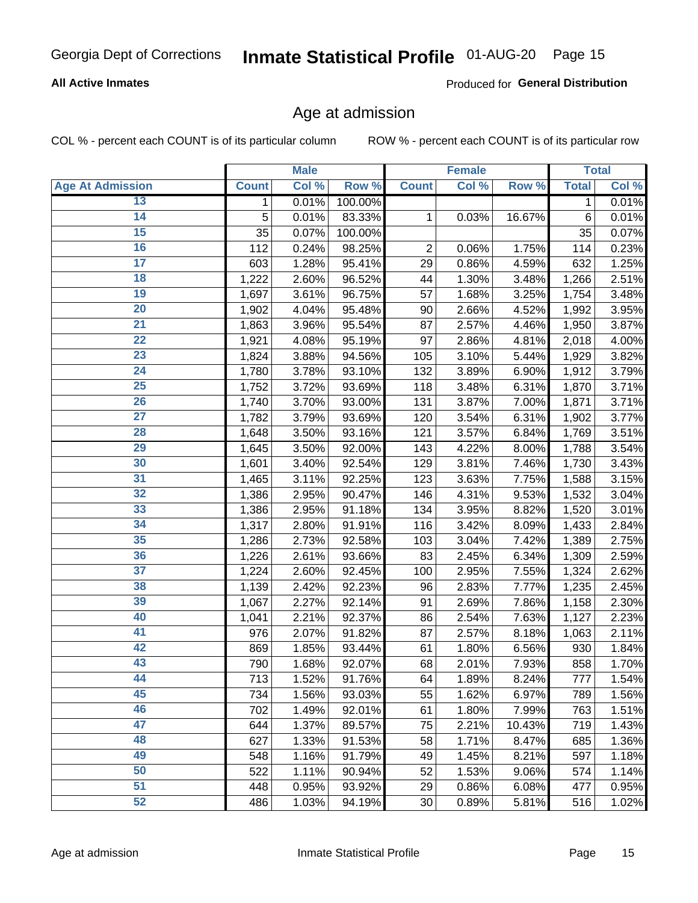## All Active Inmates

Produced for **General Distribution**

# Age at admission

COL % - percent each COUNT is of its particular column

ROW % - percent each COUNT is of its particular row

| | Male | | | Female | | | Total | |
|---|---|---|---|---|---|---|---|---|
| **Age At Admission** | **Count** | **Col %** | **Row %** | **Count** | **Col %** | **Row %** | **Total** | **Col %** |
| 13 | 1 | 0.01% | 100.00% | | | | 1 | 0.01% |
| 14 | 5 | 0.01% | 83.33% | 1 | 0.03% | 16.67% | 6 | 0.01% |
| 15 | 35 | 0.07% | 100.00% | | | | 35 | 0.07% |
| 16 | 112 | 0.24% | 98.25% | 2 | 0.06% | 1.75% | 114 | 0.23% |
| 17 | 603 | 1.28% | 95.41% | 29 | 0.86% | 4.59% | 632 | 1.25% |
| 18 | 1,222 | 2.60% | 96.52% | 44 | 1.30% | 3.48% | 1,266 | 2.51% |
| 19 | 1,697 | 3.61% | 96.75% | 57 | 1.68% | 3.25% | 1,754 | 3.48% |
| 20 | 1,902 | 4.04% | 95.48% | 90 | 2.66% | 4.52% | 1,992 | 3.95% |
| 21 | 1,863 | 3.96% | 95.54% | 87 | 2.57% | 4.46% | 1,950 | 3.87% |
| 22 | 1,921 | 4.08% | 95.19% | 97 | 2.86% | 4.81% | 2,018 | 4.00% |
| 23 | 1,824 | 3.88% | 94.56% | 105 | 3.10% | 5.44% | 1,929 | 3.82% |
| 24 | 1,780 | 3.78% | 93.10% | 132 | 3.89% | 6.90% | 1,912 | 3.79% |
| 25 | 1,752 | 3.72% | 93.69% | 118 | 3.48% | 6.31% | 1,870 | 3.71% |
| 26 | 1,740 | 3.70% | 93.00% | 131 | 3.87% | 7.00% | 1,871 | 3.71% |
| 27 | 1,782 | 3.79% | 93.69% | 120 | 3.54% | 6.31% | 1,902 | 3.77% |
| 28 | 1,648 | 3.50% | 93.16% | 121 | 3.57% | 6.84% | 1,769 | 3.51% |
| 29 | 1,645 | 3.50% | 92.00% | 143 | 4.22% | 8.00% | 1,788 | 3.54% |
| 30 | 1,601 | 3.40% | 92.54% | 129 | 3.81% | 7.46% | 1,730 | 3.43% |
| 31 | 1,465 | 3.11% | 92.25% | 123 | 3.63% | 7.75% | 1,588 | 3.15% |
| 32 | 1,386 | 2.95% | 90.47% | 146 | 4.31% | 9.53% | 1,532 | 3.04% |
| 33 | 1,386 | 2.95% | 91.18% | 134 | 3.95% | 8.82% | 1,520 | 3.01% |
| 34 | 1,317 | 2.80% | 91.91% | 116 | 3.42% | 8.09% | 1,433 | 2.84% |
| 35 | 1,286 | 2.73% | 92.58% | 103 | 3.04% | 7.42% | 1,389 | 2.75% |
| 36 | 1,226 | 2.61% | 93.66% | 83 | 2.45% | 6.34% | 1,309 | 2.59% |
| 37 | 1,224 | 2.60% | 92.45% | 100 | 2.95% | 7.55% | 1,324 | 2.62% |
| 38 | 1,139 | 2.42% | 92.23% | 96 | 2.83% | 7.77% | 1,235 | 2.45% |
| 39 | 1,067 | 2.27% | 92.14% | 91 | 2.69% | 7.86% | 1,158 | 2.30% |
| 40 | 1,041 | 2.21% | 92.37% | 86 | 2.54% | 7.63% | 1,127 | 2.23% |
| 41 | 976 | 2.07% | 91.82% | 87 | 2.57% | 8.18% | 1,063 | 2.11% |
| 42 | 869 | 1.85% | 93.44% | 61 | 1.80% | 6.56% | 930 | 1.84% |
| 43 | 790 | 1.68% | 92.07% | 68 | 2.01% | 7.93% | 858 | 1.70% |
| 44 | 713 | 1.52% | 91.76% | 64 | 1.89% | 8.24% | 777 | 1.54% |
| 45 | 734 | 1.56% | 93.03% | 55 | 1.62% | 6.97% | 789 | 1.56% |
| 46 | 702 | 1.49% | 92.01% | 61 | 1.80% | 7.99% | 763 | 1.51% |
| 47 | 644 | 1.37% | 89.57% | 75 | 2.21% | 10.43% | 719 | 1.43% |
| 48 | 627 | 1.33% | 91.53% | 58 | 1.71% | 8.47% | 685 | 1.36% |
| 49 | 548 | 1.16% | 91.79% | 49 | 1.45% | 8.21% | 597 | 1.18% |
| 50 | 522 | 1.11% | 90.94% | 52 | 1.53% | 9.06% | 574 | 1.14% |
| 51 | 448 | 0.95% | 93.92% | 29 | 0.86% | 6.08% | 477 | 0.95% |
| 52 | 486 | 1.03% | 94.19% | 30 | 0.89% | 5.81% | 516 | 1.02% |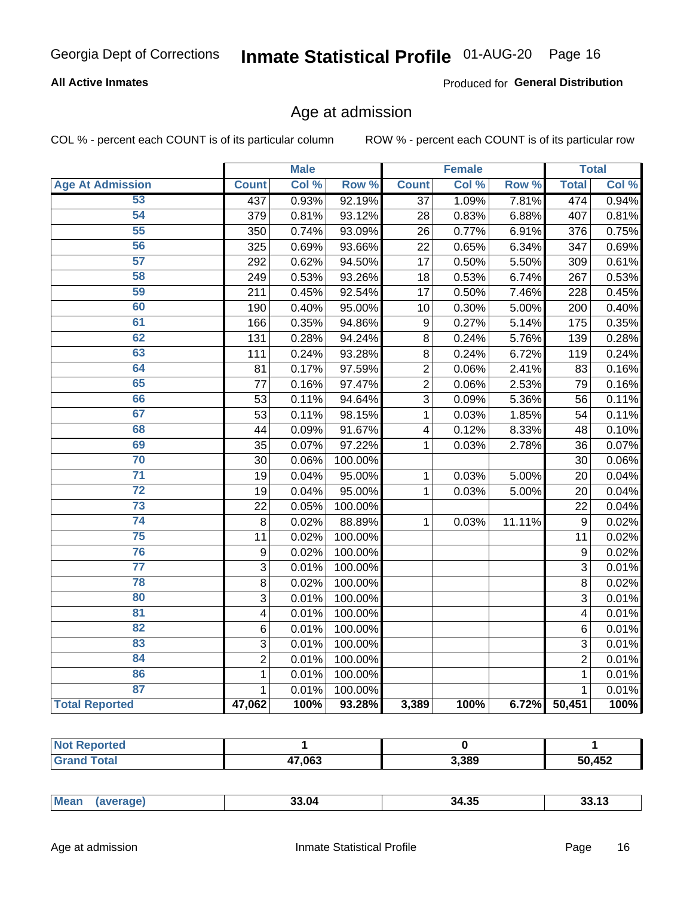Georgia Dept of Corrections **Inmate Statistical Profile** 01-AUG-20

**All Active Inmates** Produced for **General Distribution**

## Age at admission

COL % - percent each COUNT is of its particular column ROW % - percent each COUNT is of its particular row

| Age At Admission | Male | | | Female | | | Total | |
|---|---|---|---|---|---|---|---|---|
| | Count | Col % | Row % | Count | Col % | Row % | Total | Col % |
| 53 | 437 | 0.93% | 92.19% | 37 | 1.09% | 7.81% | 474 | 0.94% |
| 54 | 379 | 0.81% | 93.12% | 28 | 0.83% | 6.88% | 407 | 0.81% |
| 55 | 350 | 0.74% | 93.09% | 26 | 0.77% | 6.91% | 376 | 0.75% |
| 56 | 325 | 0.69% | 93.66% | 22 | 0.65% | 6.34% | 347 | 0.69% |
| 57 | 292 | 0.62% | 94.50% | 17 | 0.50% | 5.50% | 309 | 0.61% |
| 58 | 249 | 0.53% | 93.26% | 18 | 0.53% | 6.74% | 267 | 0.53% |
| 59 | 211 | 0.45% | 92.54% | 17 | 0.50% | 7.46% | 228 | 0.45% |
| 60 | 190 | 0.40% | 95.00% | 10 | 0.30% | 5.00% | 200 | 0.40% |
| 61 | 166 | 0.35% | 94.86% | 9 | 0.27% | 5.14% | 175 | 0.35% |
| 62 | 131 | 0.28% | 94.24% | 8 | 0.24% | 5.76% | 139 | 0.28% |
| 63 | 111 | 0.24% | 93.28% | 8 | 0.24% | 6.72% | 119 | 0.24% |
| 64 | 81 | 0.17% | 97.59% | 2 | 0.06% | 2.41% | 83 | 0.16% |
| 65 | 77 | 0.16% | 97.47% | 2 | 0.06% | 2.53% | 79 | 0.16% |
| 66 | 53 | 0.11% | 94.64% | 3 | 0.09% | 5.36% | 56 | 0.11% |
| 67 | 53 | 0.11% | 98.15% | 1 | 0.03% | 1.85% | 54 | 0.11% |
| 68 | 44 | 0.09% | 91.67% | 4 | 0.12% | 8.33% | 48 | 0.10% |
| 69 | 35 | 0.07% | 97.22% | 1 | 0.03% | 2.78% | 36 | 0.07% |
| 70 | 30 | 0.06% | 100.00% | | | | 30 | 0.06% |
| 71 | 19 | 0.04% | 95.00% | 1 | 0.03% | 5.00% | 20 | 0.04% |
| 72 | 19 | 0.04% | 95.00% | 1 | 0.03% | 5.00% | 20 | 0.04% |
| 73 | 22 | 0.05% | 100.00% | | | | 22 | 0.04% |
| 74 | 8 | 0.02% | 88.89% | 1 | 0.03% | 11.11% | 9 | 0.02% |
| 75 | 11 | 0.02% | 100.00% | | | | 11 | 0.02% |
| 76 | 9 | 0.02% | 100.00% | | | | 9 | 0.02% |
| 77 | 3 | 0.01% | 100.00% | | | | 3 | 0.01% |
| 78 | 8 | 0.02% | 100.00% | | | | 8 | 0.02% |
| 80 | 3 | 0.01% | 100.00% | | | | 3 | 0.01% |
| 81 | 4 | 0.01% | 100.00% | | | | 4 | 0.01% |
| 82 | 6 | 0.01% | 100.00% | | | | 6 | 0.01% |
| 83 | 3 | 0.01% | 100.00% | | | | 3 | 0.01% |
| 84 | 2 | 0.01% | 100.00% | | | | 2 | 0.01% |
| 86 | 1 | 0.01% | 100.00% | | | | 1 | 0.01% |
| 87 | 1 | 0.01% | 100.00% | | | | 1 | 0.01% |
| **Total Reported** | **47,062** | **100%** | **93.28%** | **3,389** | **100%** | **6.72%** | **50,451** | **100%** |

| | Male | Female | Total |
|---|---|---|---|
| Not Reported | 1 | 0 | 1 |
| Grand Total | 47,063 | 3,389 | 50,452 |

| | Male | Female | Total |
|---|---|---|---|
| Mean (average) | 33.04 | 34.35 | 33.13 |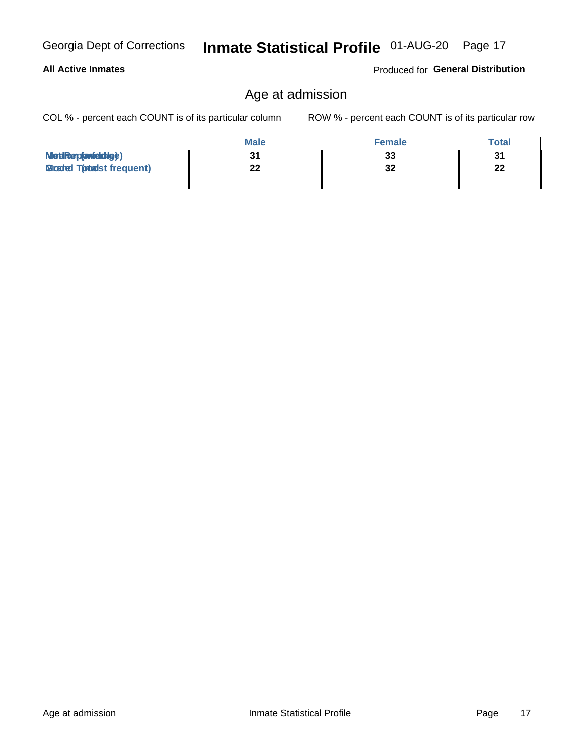## All Active Inmates

Produced for **General Distribution**

### Age at admission

COL % - percent each COUNT is of its particular column

ROW % - percent each COUNT is of its particular row

| | Male | Female | Total |
|---|---|---|---|
| Median (middle) | 31 | 33 | 31 |
| Mode (most frequent) | 22 | 32 | 22 |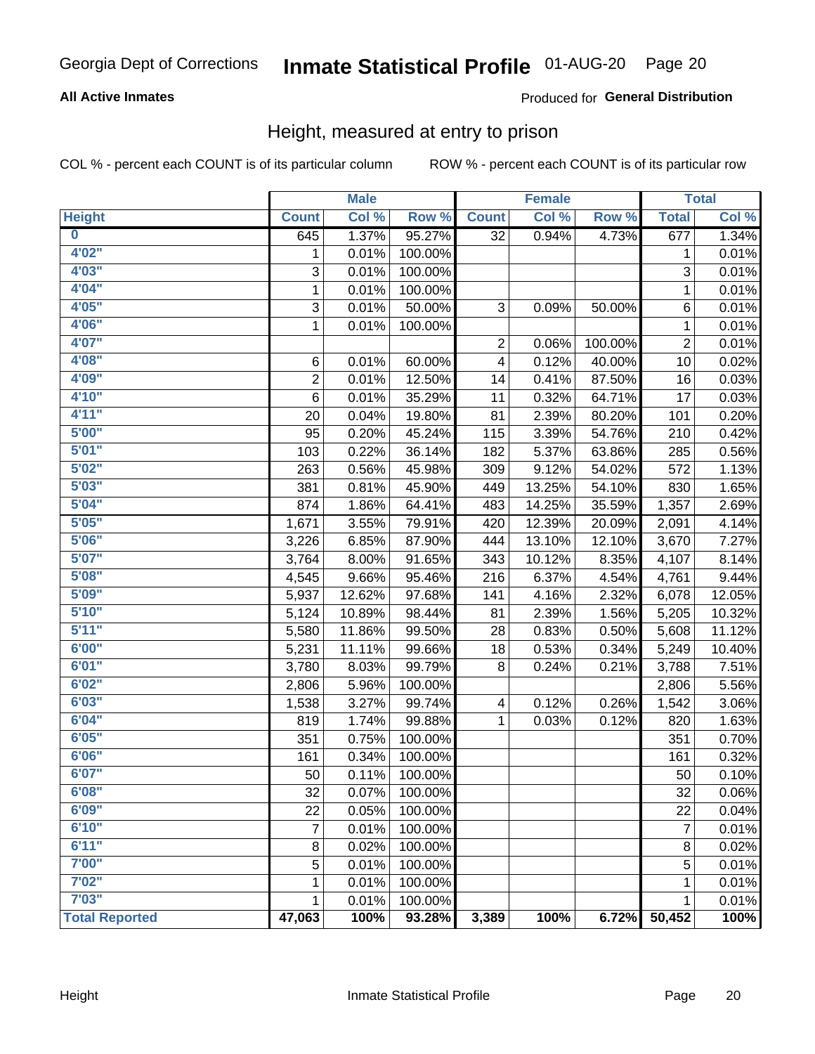Georgia Dept of Corrections **Inmate Statistical Profile** 01-AUG-20

**All Active Inmates**

Produced for **General Distribution**

## Height, measured at entry to prison

COL % - percent each COUNT is of its particular column

ROW % - percent each COUNT is of its particular row

| | Male | | | Female | | | Total | |
|---|---|---|---|---|---|---|---|---|
| **Height** | **Count** | **Col %** | **Row %** | **Count** | **Col %** | **Row %** | **Total** | **Col %** |
| 0 | 645 | 1.37% | 95.27% | 32 | 0.94% | 4.73% | 677 | 1.34% |
| 4'02" | 1 | 0.01% | 100.00% | | | | 1 | 0.01% |
| 4'03" | 3 | 0.01% | 100.00% | | | | 3 | 0.01% |
| 4'04" | 1 | 0.01% | 100.00% | | | | 1 | 0.01% |
| 4'05" | 3 | 0.01% | 50.00% | 3 | 0.09% | 50.00% | 6 | 0.01% |
| 4'06" | 1 | 0.01% | 100.00% | | | | 1 | 0.01% |
| 4'07" | | | | 2 | 0.06% | 100.00% | 2 | 0.01% |
| 4'08" | 6 | 0.01% | 60.00% | 4 | 0.12% | 40.00% | 10 | 0.02% |
| 4'09" | 2 | 0.01% | 12.50% | 14 | 0.41% | 87.50% | 16 | 0.03% |
| 4'10" | 6 | 0.01% | 35.29% | 11 | 0.32% | 64.71% | 17 | 0.03% |
| 4'11" | 20 | 0.04% | 19.80% | 81 | 2.39% | 80.20% | 101 | 0.20% |
| 5'00" | 95 | 0.20% | 45.24% | 115 | 3.39% | 54.76% | 210 | 0.42% |
| 5'01" | 103 | 0.22% | 36.14% | 182 | 5.37% | 63.86% | 285 | 0.56% |
| 5'02" | 263 | 0.56% | 45.98% | 309 | 9.12% | 54.02% | 572 | 1.13% |
| 5'03" | 381 | 0.81% | 45.90% | 449 | 13.25% | 54.10% | 830 | 1.65% |
| 5'04" | 874 | 1.86% | 64.41% | 483 | 14.25% | 35.59% | 1,357 | 2.69% |
| 5'05" | 1,671 | 3.55% | 79.91% | 420 | 12.39% | 20.09% | 2,091 | 4.14% |
| 5'06" | 3,226 | 6.85% | 87.90% | 444 | 13.10% | 12.10% | 3,670 | 7.27% |
| 5'07" | 3,764 | 8.00% | 91.65% | 343 | 10.12% | 8.35% | 4,107 | 8.14% |
| 5'08" | 4,545 | 9.66% | 95.46% | 216 | 6.37% | 4.54% | 4,761 | 9.44% |
| 5'09" | 5,937 | 12.62% | 97.68% | 141 | 4.16% | 2.32% | 6,078 | 12.05% |
| 5'10" | 5,124 | 10.89% | 98.44% | 81 | 2.39% | 1.56% | 5,205 | 10.32% |
| 5'11" | 5,580 | 11.86% | 99.50% | 28 | 0.83% | 0.50% | 5,608 | 11.12% |
| 6'00" | 5,231 | 11.11% | 99.66% | 18 | 0.53% | 0.34% | 5,249 | 10.40% |
| 6'01" | 3,780 | 8.03% | 99.79% | 8 | 0.24% | 0.21% | 3,788 | 7.51% |
| 6'02" | 2,806 | 5.96% | 100.00% | | | | 2,806 | 5.56% |
| 6'03" | 1,538 | 3.27% | 99.74% | 4 | 0.12% | 0.26% | 1,542 | 3.06% |
| 6'04" | 819 | 1.74% | 99.88% | 1 | 0.03% | 0.12% | 820 | 1.63% |
| 6'05" | 351 | 0.75% | 100.00% | | | | 351 | 0.70% |
| 6'06" | 161 | 0.34% | 100.00% | | | | 161 | 0.32% |
| 6'07" | 50 | 0.11% | 100.00% | | | | 50 | 0.10% |
| 6'08" | 32 | 0.07% | 100.00% | | | | 32 | 0.06% |
| 6'09" | 22 | 0.05% | 100.00% | | | | 22 | 0.04% |
| 6'10" | 7 | 0.01% | 100.00% | | | | 7 | 0.01% |
| 6'11" | 8 | 0.02% | 100.00% | | | | 8 | 0.02% |
| 7'00" | 5 | 0.01% | 100.00% | | | | 5 | 0.01% |
| 7'02" | 1 | 0.01% | 100.00% | | | | 1 | 0.01% |
| 7'03" | 1 | 0.01% | 100.00% | | | | 1 | 0.01% |
| **Total Reported** | **47,063** | **100%** | **93.28%** | **3,389** | **100%** | **6.72%** | **50,452** | **100%** |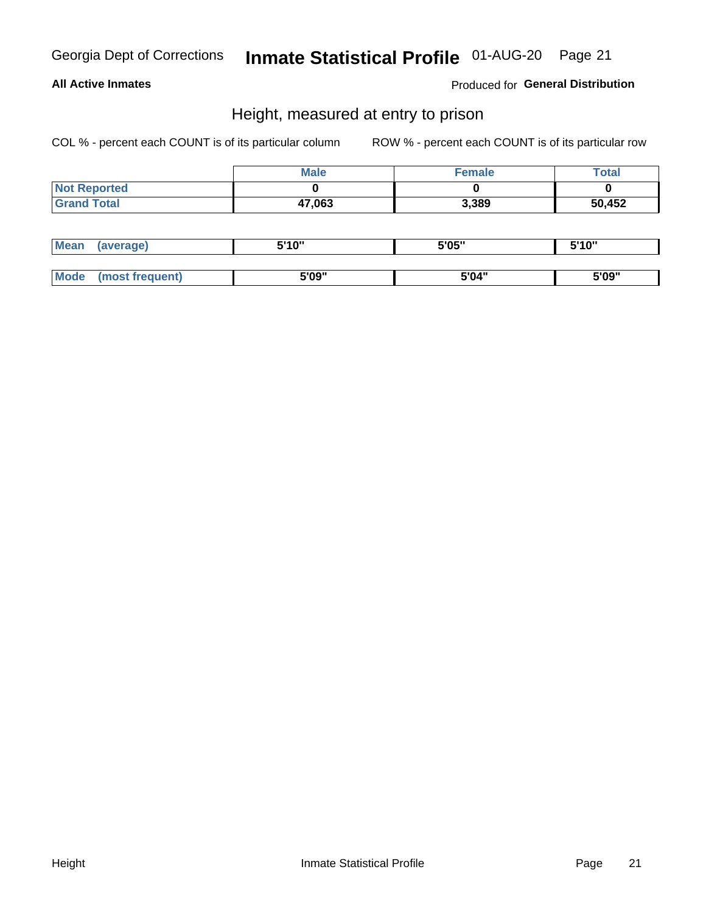## Height, measured at entry to prison

COL % - percent each COUNT is of its particular column        ROW % - percent each COUNT is of its particular row

| | Male | Female | Total |
|---|---|---|---|
| Not Reported | 0 | 0 | 0 |
| Grand Total | 47,063 | 3,389 | 50,452 |

| | Male | Female | Total |
|---|---|---|---|
| Mean (average) | 5'10" | 5'05" | 5'10" |
| Mode (most frequent) | 5'09" | 5'04" | 5'09" |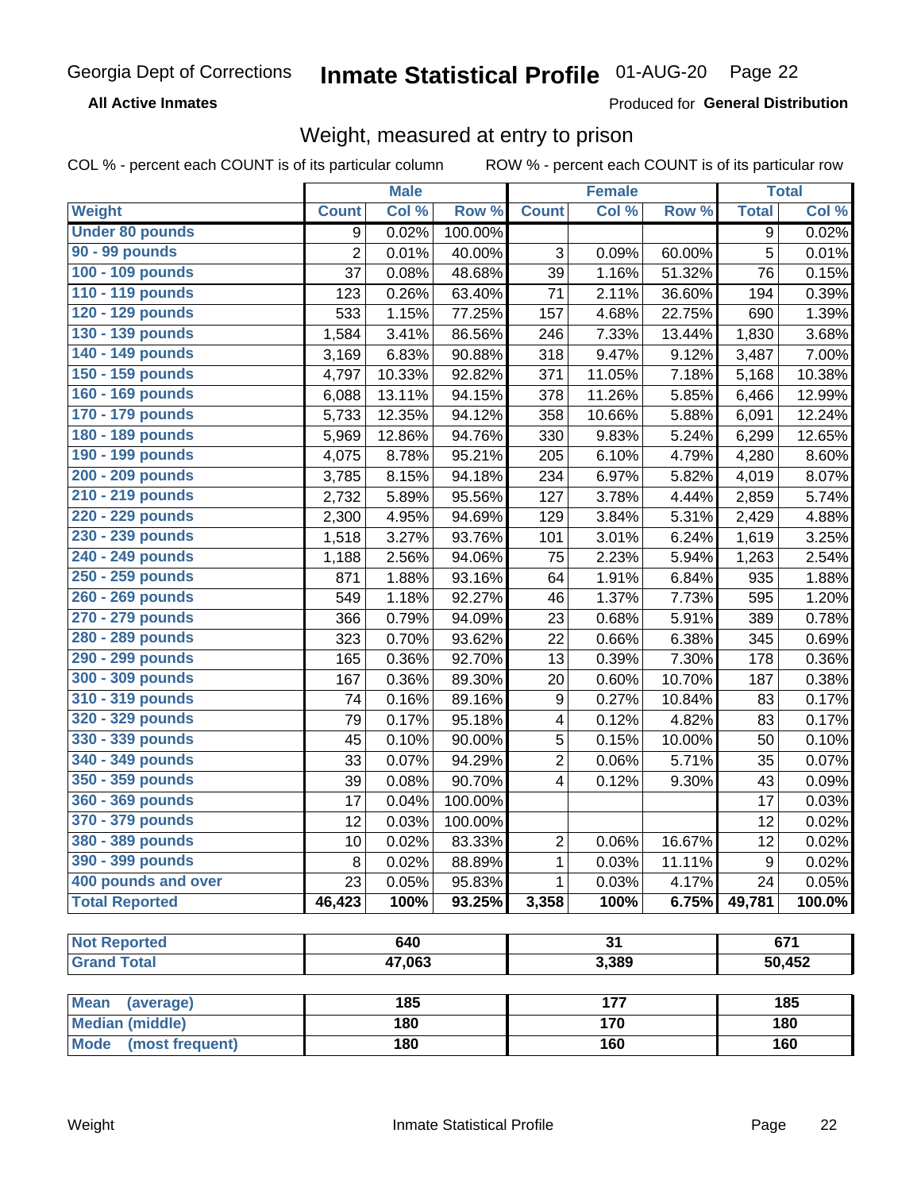Georgia Dept of Corrections **Inmate Statistical Profile** 01-AUG-20

**All Active Inmates** Produced for **General Distribution**

## Weight, measured at entry to prison

COL % - percent each COUNT is of its particular column ROW % - percent each COUNT is of its particular row

| | Male | | | Female | | | Total | |
|---|---|---|---|---|---|---|---|---|
| **Weight** | **Count** | **Col %** | **Row %** | **Count** | **Col %** | **Row %** | **Total** | **Col %** |
| Under 80 pounds | 9 | 0.02% | 100.00% | | | | 9 | 0.02% |
| 90 - 99 pounds | 2 | 0.01% | 40.00% | 3 | 0.09% | 60.00% | 5 | 0.01% |
| 100 - 109 pounds | 37 | 0.08% | 48.68% | 39 | 1.16% | 51.32% | 76 | 0.15% |
| 110 - 119 pounds | 123 | 0.26% | 63.40% | 71 | 2.11% | 36.60% | 194 | 0.39% |
| 120 - 129 pounds | 533 | 1.15% | 77.25% | 157 | 4.68% | 22.75% | 690 | 1.39% |
| 130 - 139 pounds | 1,584 | 3.41% | 86.56% | 246 | 7.33% | 13.44% | 1,830 | 3.68% |
| 140 - 149 pounds | 3,169 | 6.83% | 90.88% | 318 | 9.47% | 9.12% | 3,487 | 7.00% |
| 150 - 159 pounds | 4,797 | 10.33% | 92.82% | 371 | 11.05% | 7.18% | 5,168 | 10.38% |
| 160 - 169 pounds | 6,088 | 13.11% | 94.15% | 378 | 11.26% | 5.85% | 6,466 | 12.99% |
| 170 - 179 pounds | 5,733 | 12.35% | 94.12% | 358 | 10.66% | 5.88% | 6,091 | 12.24% |
| 180 - 189 pounds | 5,969 | 12.86% | 94.76% | 330 | 9.83% | 5.24% | 6,299 | 12.65% |
| 190 - 199 pounds | 4,075 | 8.78% | 95.21% | 205 | 6.10% | 4.79% | 4,280 | 8.60% |
| 200 - 209 pounds | 3,785 | 8.15% | 94.18% | 234 | 6.97% | 5.82% | 4,019 | 8.07% |
| 210 - 219 pounds | 2,732 | 5.89% | 95.56% | 127 | 3.78% | 4.44% | 2,859 | 5.74% |
| 220 - 229 pounds | 2,300 | 4.95% | 94.69% | 129 | 3.84% | 5.31% | 2,429 | 4.88% |
| 230 - 239 pounds | 1,518 | 3.27% | 93.76% | 101 | 3.01% | 6.24% | 1,619 | 3.25% |
| 240 - 249 pounds | 1,188 | 2.56% | 94.06% | 75 | 2.23% | 5.94% | 1,263 | 2.54% |
| 250 - 259 pounds | 871 | 1.88% | 93.16% | 64 | 1.91% | 6.84% | 935 | 1.88% |
| 260 - 269 pounds | 549 | 1.18% | 92.27% | 46 | 1.37% | 7.73% | 595 | 1.20% |
| 270 - 279 pounds | 366 | 0.79% | 94.09% | 23 | 0.68% | 5.91% | 389 | 0.78% |
| 280 - 289 pounds | 323 | 0.70% | 93.62% | 22 | 0.66% | 6.38% | 345 | 0.69% |
| 290 - 299 pounds | 165 | 0.36% | 92.70% | 13 | 0.39% | 7.30% | 178 | 0.36% |
| 300 - 309 pounds | 167 | 0.36% | 89.30% | 20 | 0.60% | 10.70% | 187 | 0.38% |
| 310 - 319 pounds | 74 | 0.16% | 89.16% | 9 | 0.27% | 10.84% | 83 | 0.17% |
| 320 - 329 pounds | 79 | 0.17% | 95.18% | 4 | 0.12% | 4.82% | 83 | 0.17% |
| 330 - 339 pounds | 45 | 0.10% | 90.00% | 5 | 0.15% | 10.00% | 50 | 0.10% |
| 340 - 349 pounds | 33 | 0.07% | 94.29% | 2 | 0.06% | 5.71% | 35 | 0.07% |
| 350 - 359 pounds | 39 | 0.08% | 90.70% | 4 | 0.12% | 9.30% | 43 | 0.09% |
| 360 - 369 pounds | 17 | 0.04% | 100.00% | | | | 17 | 0.03% |
| 370 - 379 pounds | 12 | 0.03% | 100.00% | | | | 12 | 0.02% |
| 380 - 389 pounds | 10 | 0.02% | 83.33% | 2 | 0.06% | 16.67% | 12 | 0.02% |
| 390 - 399 pounds | 8 | 0.02% | 88.89% | 1 | 0.03% | 11.11% | 9 | 0.02% |
| 400 pounds and over | 23 | 0.05% | 95.83% | 1 | 0.03% | 4.17% | 24 | 0.05% |
| **Total Reported** | **46,423** | **100%** | **93.25%** | **3,358** | **100%** | **6.75%** | **49,781** | **100.0%** |

| | Male | Female | Total |
|---|---|---|---|
| **Not Reported** | 640 | 31 | 671 |
| **Grand Total** | 47,063 | 3,389 | 50,452 |

| | Male | Female | Total |
|---|---|---|---|
| **Mean (average)** | 185 | 177 | 185 |
| **Median (middle)** | 180 | 170 | 180 |
| **Mode (most frequent)** | 180 | 160 | 160 |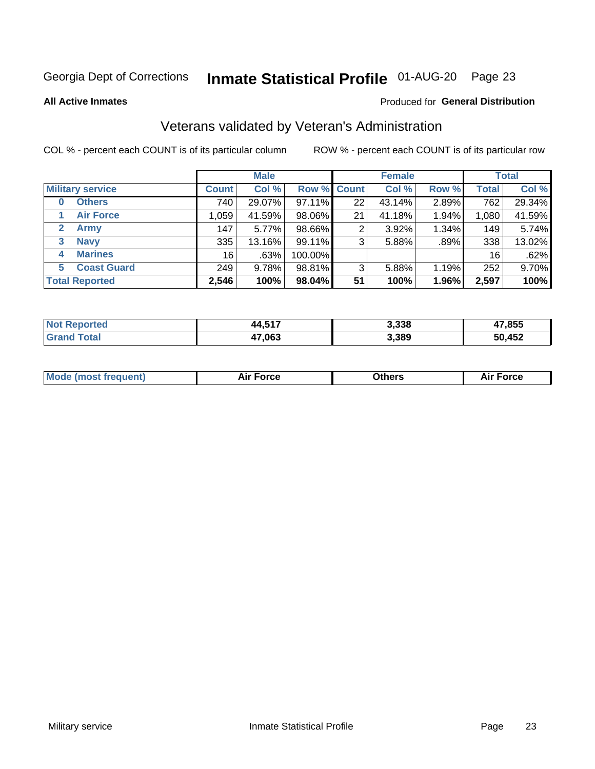Georgia Dept of Corrections **Inmate Statistical Profile** 01-AUG-20

**All Active Inmates**

Produced for **General Distribution**

## Veterans validated by Veteran's Administration

COL % - percent each COUNT is of its particular column

ROW % - percent each COUNT is of its particular row

| | Male | | | Female | | | Total | |
|---|---|---|---|---|---|---|---|---|
| **Military service** | **Count** | **Col %** | **Row %** | **Count** | **Col %** | **Row %** | **Total** | **Col %** |
| **0 Others** | 740 | 29.07% | 97.11% | 22 | 43.14% | 2.89% | 762 | 29.34% |
| **1 Air Force** | 1,059 | 41.59% | 98.06% | 21 | 41.18% | 1.94% | 1,080 | 41.59% |
| **2 Army** | 147 | 5.77% | 98.66% | 2 | 3.92% | 1.34% | 149 | 5.74% |
| **3 Navy** | 335 | 13.16% | 99.11% | 3 | 5.88% | .89% | 338 | 13.02% |
| **4 Marines** | 16 | .63% | 100.00% | | | | 16 | .62% |
| **5 Coast Guard** | 249 | 9.78% | 98.81% | 3 | 5.88% | 1.19% | 252 | 9.70% |
| **Total Reported** | **2,546** | **100%** | **98.04%** | **51** | **100%** | **1.96%** | **2,597** | **100%** |

| | Male | Female | Total |
|---|---|---|---|
| **Not Reported** | **44,517** | **3,338** | **47,855** |
| **Grand Total** | **47,063** | **3,389** | **50,452** |

| | Male | Female | Total |
|---|---|---|---|
| **Mode (most frequent)** | **Air Force** | **Others** | **Air Force** |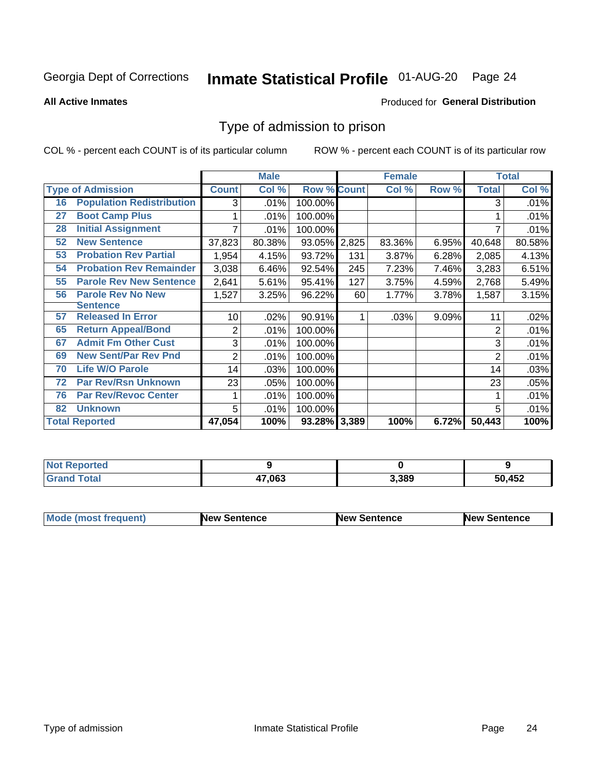Georgia Dept of Corrections **Inmate Statistical Profile** 01-AUG-20

**All Active Inmates**

Produced for **General Distribution**

# Type of admission to prison

COL % - percent each COUNT is of its particular column

ROW % - percent each COUNT is of its particular row

| | | Male | | | Female | | | Total | |
|---|---|---|---|---|---|---|---|---|---|
| Type of Admission | | Count | Col % | Row % | Count | Col % | Row % | Total | Col % |
| 16 | Population Redistribution | 3 | .01% | 100.00% | | | | 3 | .01% |
| 27 | Boot Camp Plus | 1 | .01% | 100.00% | | | | 1 | .01% |
| 28 | Initial Assignment | 7 | .01% | 100.00% | | | | 7 | .01% |
| 52 | New Sentence | 37,823 | 80.38% | 93.05% | 2,825 | 83.36% | 6.95% | 40,648 | 80.58% |
| 53 | Probation Rev Partial | 1,954 | 4.15% | 93.72% | 131 | 3.87% | 6.28% | 2,085 | 4.13% |
| 54 | Probation Rev Remainder | 3,038 | 6.46% | 92.54% | 245 | 7.23% | 7.46% | 3,283 | 6.51% |
| 55 | Parole Rev New Sentence | 2,641 | 5.61% | 95.41% | 127 | 3.75% | 4.59% | 2,768 | 5.49% |
| 56 | Parole Rev No New Sentence | 1,527 | 3.25% | 96.22% | 60 | 1.77% | 3.78% | 1,587 | 3.15% |
| 57 | Released In Error | 10 | .02% | 90.91% | 1 | .03% | 9.09% | 11 | .02% |
| 65 | Return Appeal/Bond | 2 | .01% | 100.00% | | | | 2 | .01% |
| 67 | Admit Fm Other Cust | 3 | .01% | 100.00% | | | | 3 | .01% |
| 69 | New Sent/Par Rev Pnd | 2 | .01% | 100.00% | | | | 2 | .01% |
| 70 | Life W/O Parole | 14 | .03% | 100.00% | | | | 14 | .03% |
| 72 | Par Rev/Rsn Unknown | 23 | .05% | 100.00% | | | | 23 | .05% |
| 76 | Par Rev/Revoc Center | 1 | .01% | 100.00% | | | | 1 | .01% |
| 82 | Unknown | 5 | .01% | 100.00% | | | | 5 | .01% |
| Total Reported | | 47,054 | 100% | 93.28% | 3,389 | 100% | 6.72% | 50,443 | 100% |

| | Male | Female | Total |
|---|---|---|---|
| Not Reported | 9 | 0 | 9 |
| Grand Total | 47,063 | 3,389 | 50,452 |

| | Male | Female | Total |
|---|---|---|---|
| Mode (most frequent) | New Sentence | New Sentence | New Sentence |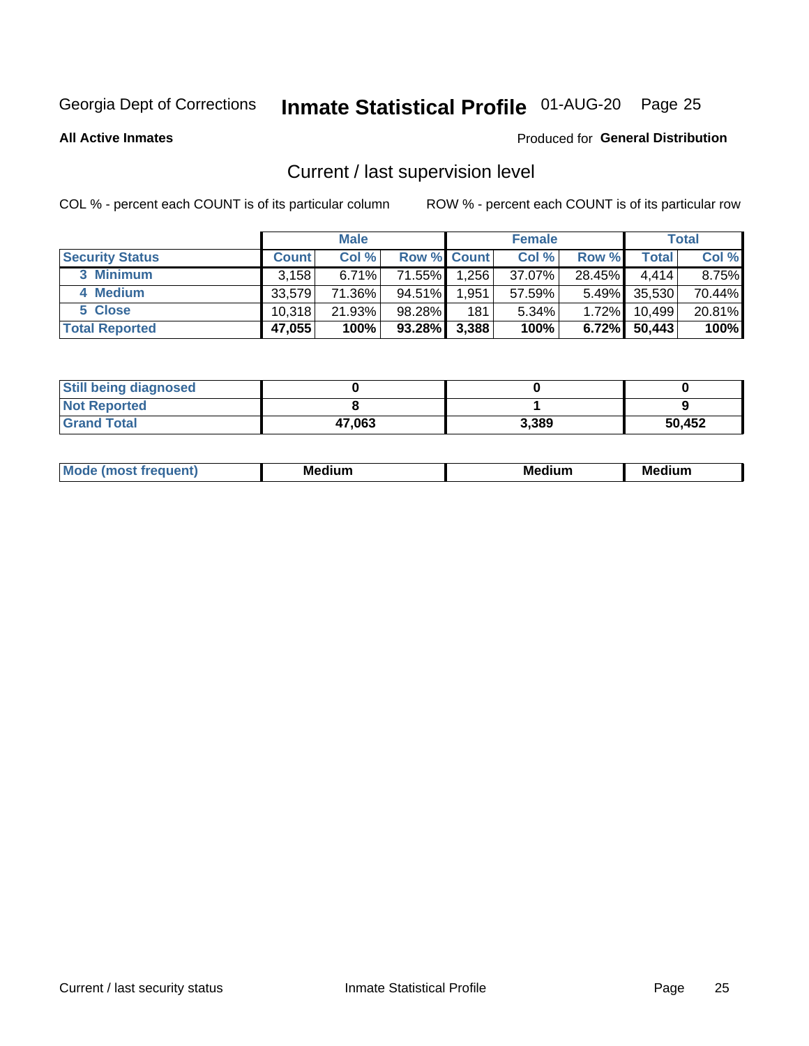Georgia Dept of Corrections **Inmate Statistical Profile** 01-AUG-20

**All Active Inmates**

Produced for **General Distribution**

## Current / last supervision level

COL % - percent each COUNT is of its particular column

ROW % - percent each COUNT is of its particular row

| | Male | | | Female | | | Total | |
|---|---|---|---|---|---|---|---|---|
| **Security Status** | **Count** | **Col %** | **Row %** | **Count** | **Col %** | **Row %** | **Total** | **Col %** |
| 3 Minimum | 3,158 | 6.71% | 71.55% | 1,256 | 37.07% | 28.45% | 4,414 | 8.75% |
| 4 Medium | 33,579 | 71.36% | 94.51% | 1,951 | 57.59% | 5.49% | 35,530 | 70.44% |
| 5 Close | 10,318 | 21.93% | 98.28% | 181 | 5.34% | 1.72% | 10,499 | 20.81% |
| **Total Reported** | **47,055** | **100%** | **93.28%** | **3,388** | **100%** | **6.72%** | **50,443** | **100%** |

| | Male | Female | Total |
|---|---|---|---|
| Still being diagnosed | 0 | 0 | 0 |
| Not Reported | 8 | 1 | 9 |
| Grand Total | 47,063 | 3,389 | 50,452 |

| | Male | Female | Total |
|---|---|---|---|
| Mode (most frequent) | Medium | Medium | Medium |

Current / last security status

Inmate Statistical Profile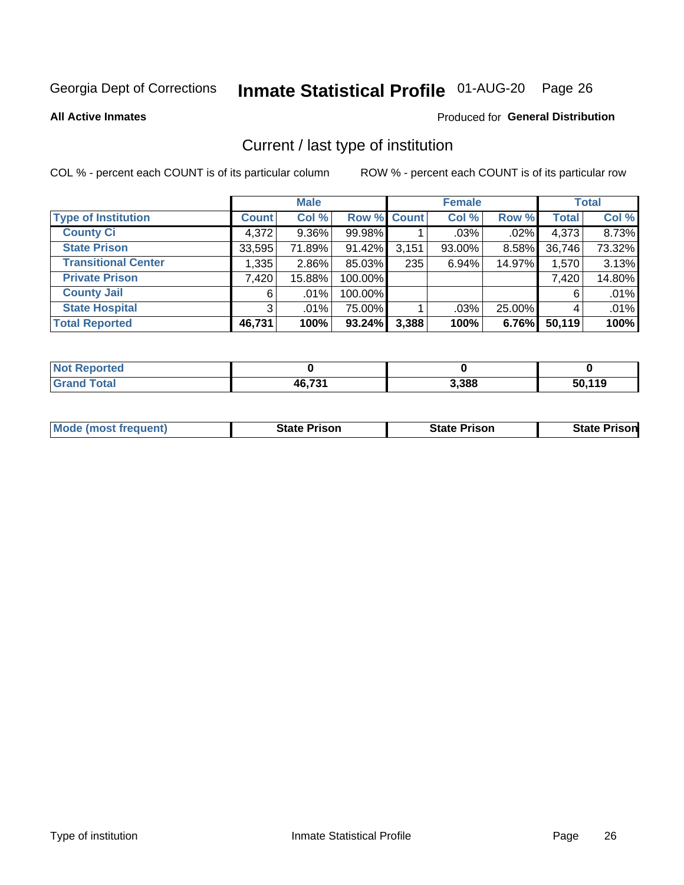Georgia Dept of Corrections **Inmate Statistical Profile** 01-AUG-20 Page 26

**All Active Inmates**

Produced for **General Distribution**

## Current / last type of institution

COL % - percent each COUNT is of its particular column

ROW % - percent each COUNT is of its particular row

| | Male | | | Female | | | Total | |
|---|---|---|---|---|---|---|---|---|
| **Type of Institution** | **Count** | **Col %** | **Row %** | **Count** | **Col %** | **Row %** | **Total** | **Col %** |
| **County Ci** | 4,372 | 9.36% | 99.98% | 1 | .03% | .02% | 4,373 | 8.73% |
| **State Prison** | 33,595 | 71.89% | 91.42% | 3,151 | 93.00% | 8.58% | 36,746 | 73.32% |
| **Transitional Center** | 1,335 | 2.86% | 85.03% | 235 | 6.94% | 14.97% | 1,570 | 3.13% |
| **Private Prison** | 7,420 | 15.88% | 100.00% | | | | 7,420 | 14.80% |
| **County Jail** | 6 | .01% | 100.00% | | | | 6 | .01% |
| **State Hospital** | 3 | .01% | 75.00% | 1 | .03% | 25.00% | 4 | .01% |
| **Total Reported** | **46,731** | **100%** | **93.24%** | **3,388** | **100%** | **6.76%** | **50,119** | **100%** |

| | Male | Female | Total |
|---|---|---|---|
| **Not Reported** | **0** | **0** | **0** |
| **Grand Total** | **46,731** | **3,388** | **50,119** |

| | Male | Female | Total |
|---|---|---|---|
| **Mode (most frequent)** | **State Prison** | **State Prison** | **State Prison** |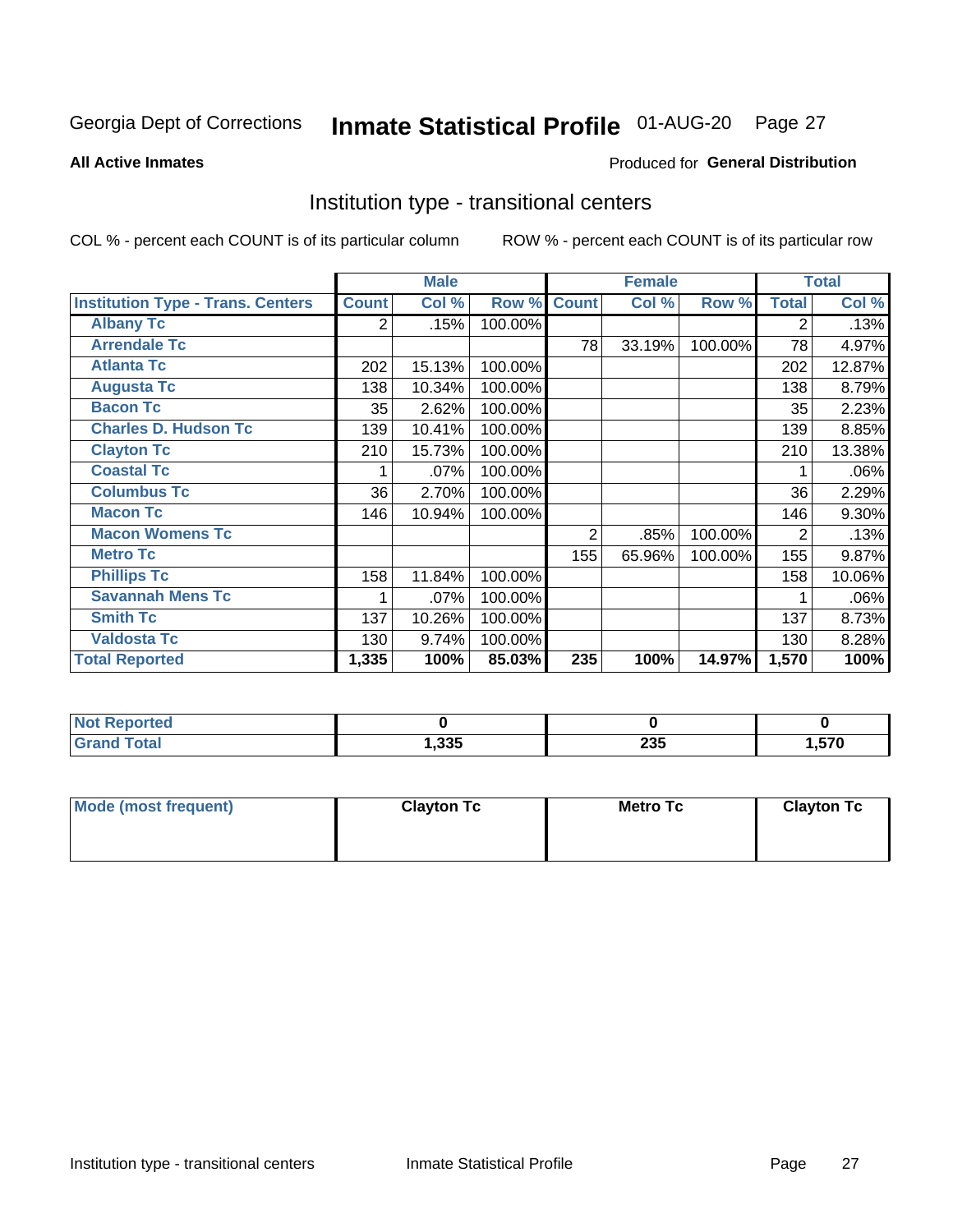Georgia Dept of Corrections **Inmate Statistical Profile** 01-AUG-20

**All Active Inmates**

Produced for **General Distribution**

## Institution type - transitional centers

COL % - percent each COUNT is of its particular column ROW % - percent each COUNT is of its particular row

| | Male | | | Female | | | Total | |
|---|---|---|---|---|---|---|---|---|
| **Institution Type - Trans. Centers** | **Count** | **Col %** | **Row %** | **Count** | **Col %** | **Row %** | **Total** | **Col %** |
| **Albany Tc** | 2 | .15% | 100.00% | | | | 2 | .13% |
| **Arrendale Tc** | | | | 78 | 33.19% | 100.00% | 78 | 4.97% |
| **Atlanta Tc** | 202 | 15.13% | 100.00% | | | | 202 | 12.87% |
| **Augusta Tc** | 138 | 10.34% | 100.00% | | | | 138 | 8.79% |
| **Bacon Tc** | 35 | 2.62% | 100.00% | | | | 35 | 2.23% |
| **Charles D. Hudson Tc** | 139 | 10.41% | 100.00% | | | | 139 | 8.85% |
| **Clayton Tc** | 210 | 15.73% | 100.00% | | | | 210 | 13.38% |
| **Coastal Tc** | 1 | .07% | 100.00% | | | | 1 | .06% |
| **Columbus Tc** | 36 | 2.70% | 100.00% | | | | 36 | 2.29% |
| **Macon Tc** | 146 | 10.94% | 100.00% | | | | 146 | 9.30% |
| **Macon Womens Tc** | | | | 2 | .85% | 100.00% | 2 | .13% |
| **Metro Tc** | | | | 155 | 65.96% | 100.00% | 155 | 9.87% |
| **Phillips Tc** | 158 | 11.84% | 100.00% | | | | 158 | 10.06% |
| **Savannah Mens Tc** | 1 | .07% | 100.00% | | | | 1 | .06% |
| **Smith Tc** | 137 | 10.26% | 100.00% | | | | 137 | 8.73% |
| **Valdosta Tc** | 130 | 9.74% | 100.00% | | | | 130 | 8.28% |
| **Total Reported** | **1,335** | **100%** | **85.03%** | **235** | **100%** | **14.97%** | **1,570** | **100%** |

| | Male | Female | Total |
|---|---|---|---|
| **Not Reported** | **0** | **0** | **0** |
| **Grand Total** | **1,335** | **235** | **1,570** |

| | Male | Female | Total |
|---|---|---|---|
| **Mode (most frequent)** | **Clayton Tc** | **Metro Tc** | **Clayton Tc** |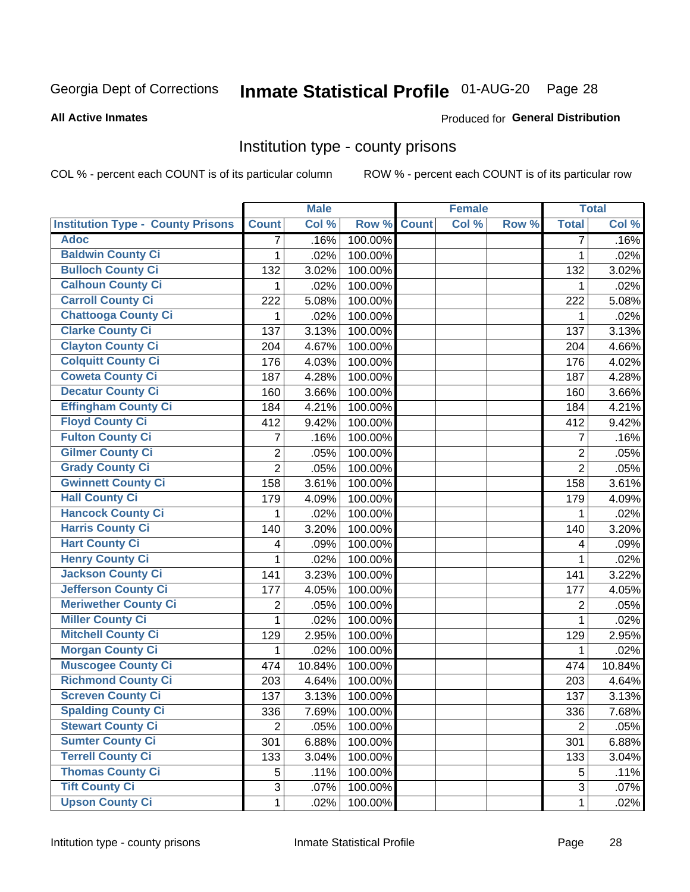Georgia Dept of Corrections **Inmate Statistical Profile** 01-AUG-20 Page 28

**All Active Inmates**

Produced for **General Distribution**

## Institution type - county prisons

COL % - percent each COUNT is of its particular column ROW % - percent each COUNT is of its particular row

| | Male | | | Female | | | Total | |
|---|---|---|---|---|---|---|---|---|
| **Institution Type - County Prisons** | **Count** | **Col %** | **Row %** | **Count** | **Col %** | **Row %** | **Total** | **Col %** |
| **Adoc** | 7 | .16% | 100.00% | | | | 7 | .16% |
| **Baldwin County Ci** | 1 | .02% | 100.00% | | | | 1 | .02% |
| **Bulloch County Ci** | 132 | 3.02% | 100.00% | | | | 132 | 3.02% |
| **Calhoun County Ci** | 1 | .02% | 100.00% | | | | 1 | .02% |
| **Carroll County Ci** | 222 | 5.08% | 100.00% | | | | 222 | 5.08% |
| **Chattooga County Ci** | 1 | .02% | 100.00% | | | | 1 | .02% |
| **Clarke County Ci** | 137 | 3.13% | 100.00% | | | | 137 | 3.13% |
| **Clayton County Ci** | 204 | 4.67% | 100.00% | | | | 204 | 4.66% |
| **Colquitt County Ci** | 176 | 4.03% | 100.00% | | | | 176 | 4.02% |
| **Coweta County Ci** | 187 | 4.28% | 100.00% | | | | 187 | 4.28% |
| **Decatur County Ci** | 160 | 3.66% | 100.00% | | | | 160 | 3.66% |
| **Effingham County Ci** | 184 | 4.21% | 100.00% | | | | 184 | 4.21% |
| **Floyd County Ci** | 412 | 9.42% | 100.00% | | | | 412 | 9.42% |
| **Fulton County Ci** | 7 | .16% | 100.00% | | | | 7 | .16% |
| **Gilmer County Ci** | 2 | .05% | 100.00% | | | | 2 | .05% |
| **Grady County Ci** | 2 | .05% | 100.00% | | | | 2 | .05% |
| **Gwinnett County Ci** | 158 | 3.61% | 100.00% | | | | 158 | 3.61% |
| **Hall County Ci** | 179 | 4.09% | 100.00% | | | | 179 | 4.09% |
| **Hancock County Ci** | 1 | .02% | 100.00% | | | | 1 | .02% |
| **Harris County Ci** | 140 | 3.20% | 100.00% | | | | 140 | 3.20% |
| **Hart County Ci** | 4 | .09% | 100.00% | | | | 4 | .09% |
| **Henry County Ci** | 1 | .02% | 100.00% | | | | 1 | .02% |
| **Jackson County Ci** | 141 | 3.23% | 100.00% | | | | 141 | 3.22% |
| **Jefferson County Ci** | 177 | 4.05% | 100.00% | | | | 177 | 4.05% |
| **Meriwether County Ci** | 2 | .05% | 100.00% | | | | 2 | .05% |
| **Miller County Ci** | 1 | .02% | 100.00% | | | | 1 | .02% |
| **Mitchell County Ci** | 129 | 2.95% | 100.00% | | | | 129 | 2.95% |
| **Morgan County Ci** | 1 | .02% | 100.00% | | | | 1 | .02% |
| **Muscogee County Ci** | 474 | 10.84% | 100.00% | | | | 474 | 10.84% |
| **Richmond County Ci** | 203 | 4.64% | 100.00% | | | | 203 | 4.64% |
| **Screven County Ci** | 137 | 3.13% | 100.00% | | | | 137 | 3.13% |
| **Spalding County Ci** | 336 | 7.69% | 100.00% | | | | 336 | 7.68% |
| **Stewart County Ci** | 2 | .05% | 100.00% | | | | 2 | .05% |
| **Sumter County Ci** | 301 | 6.88% | 100.00% | | | | 301 | 6.88% |
| **Terrell County Ci** | 133 | 3.04% | 100.00% | | | | 133 | 3.04% |
| **Thomas County Ci** | 5 | .11% | 100.00% | | | | 5 | .11% |
| **Tift County Ci** | 3 | .07% | 100.00% | | | | 3 | .07% |
| **Upson County Ci** | 1 | .02% | 100.00% | | | | 1 | .02% |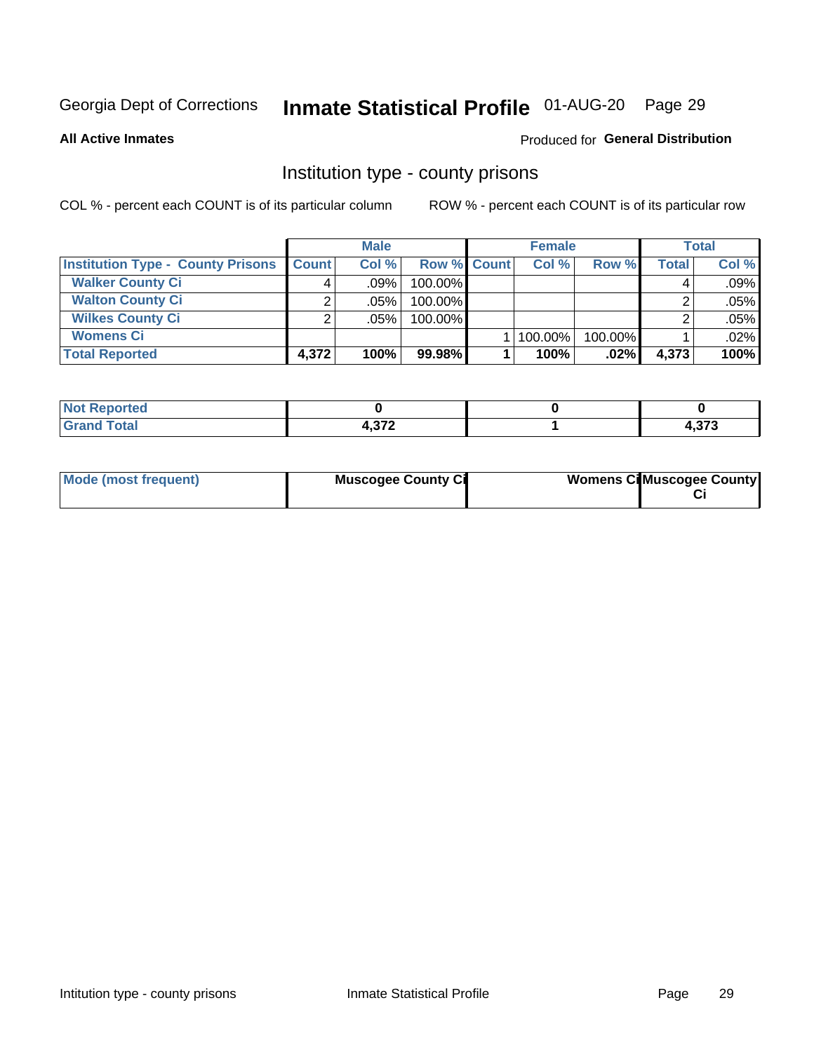Georgia Dept of Corrections **Inmate Statistical Profile** 01-AUG-20 Page 29

**All Active Inmates**

Produced for **General Distribution**

## Institution type - county prisons

COL % - percent each COUNT is of its particular column

ROW % - percent each COUNT is of its particular row

| | Male | | | Female | | | Total | |
|---|---|---|---|---|---|---|---|---|
| **Institution Type - County Prisons** | **Count** | **Col %** | **Row %** | **Count** | **Col %** | **Row %** | **Total** | **Col %** |
| **Walker County Ci** | 4 | .09% | 100.00% | | | | 4 | .09% |
| **Walton County Ci** | 2 | .05% | 100.00% | | | | 2 | .05% |
| **Wilkes County Ci** | 2 | .05% | 100.00% | | | | 2 | .05% |
| **Womens Ci** | | | | 1 | 100.00% | 100.00% | 1 | .02% |
| **Total Reported** | **4,372** | **100%** | **99.98%** | **1** | **100%** | **.02%** | **4,373** | **100%** |

| | Male | Female | Total |
|---|---|---|---|
| **Not Reported** | **0** | **0** | **0** |
| **Grand Total** | **4,372** | **1** | **4,373** |

| | Male | Female | Total |
|---|---|---|---|
| **Mode (most frequent)** | **Muscogee County Ci** | **Womens Ci** | **Muscogee County Ci** |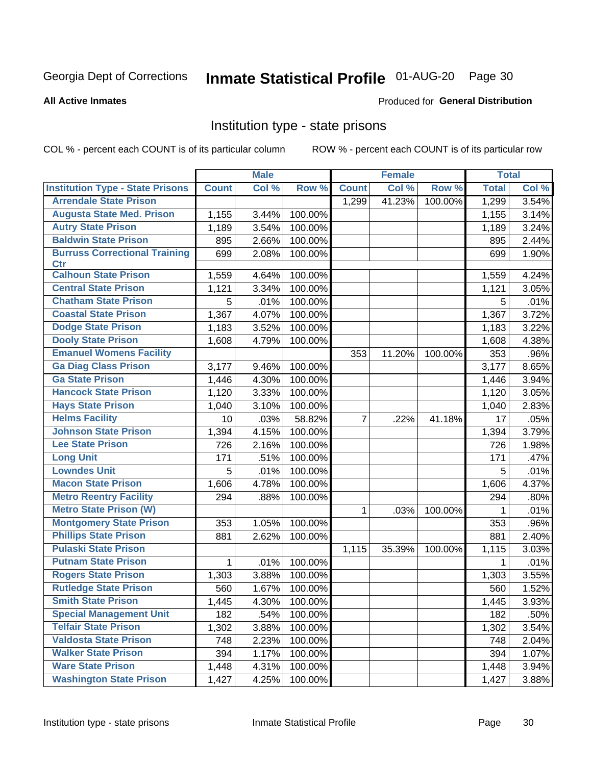Georgia Dept of Corrections **Inmate Statistical Profile** 01-AUG-20

**All Active Inmates**

Produced for **General Distribution**

## Institution type - state prisons

COL % - percent each COUNT is of its particular column ROW % - percent each COUNT is of its particular row

| | Male | | | Female | | | Total | |
|---|---|---|---|---|---|---|---|---|
| **Institution Type - State Prisons** | **Count** | **Col %** | **Row %** | **Count** | **Col %** | **Row %** | **Total** | **Col %** |
| Arrendale State Prison | | | | 1,299 | 41.23% | 100.00% | 1,299 | 3.54% |
| Augusta State Med. Prison | 1,155 | 3.44% | 100.00% | | | | 1,155 | 3.14% |
| Autry State Prison | 1,189 | 3.54% | 100.00% | | | | 1,189 | 3.24% |
| Baldwin State Prison | 895 | 2.66% | 100.00% | | | | 895 | 2.44% |
| Burruss Correctional Training Ctr | 699 | 2.08% | 100.00% | | | | 699 | 1.90% |
| Calhoun State Prison | 1,559 | 4.64% | 100.00% | | | | 1,559 | 4.24% |
| Central State Prison | 1,121 | 3.34% | 100.00% | | | | 1,121 | 3.05% |
| Chatham State Prison | 5 | .01% | 100.00% | | | | 5 | .01% |
| Coastal State Prison | 1,367 | 4.07% | 100.00% | | | | 1,367 | 3.72% |
| Dodge State Prison | 1,183 | 3.52% | 100.00% | | | | 1,183 | 3.22% |
| Dooly State Prison | 1,608 | 4.79% | 100.00% | | | | 1,608 | 4.38% |
| Emanuel Womens Facility | | | | 353 | 11.20% | 100.00% | 353 | .96% |
| Ga Diag Class Prison | 3,177 | 9.46% | 100.00% | | | | 3,177 | 8.65% |
| Ga State Prison | 1,446 | 4.30% | 100.00% | | | | 1,446 | 3.94% |
| Hancock State Prison | 1,120 | 3.33% | 100.00% | | | | 1,120 | 3.05% |
| Hays State Prison | 1,040 | 3.10% | 100.00% | | | | 1,040 | 2.83% |
| Helms Facility | 10 | .03% | 58.82% | 7 | .22% | 41.18% | 17 | .05% |
| Johnson State Prison | 1,394 | 4.15% | 100.00% | | | | 1,394 | 3.79% |
| Lee State Prison | 726 | 2.16% | 100.00% | | | | 726 | 1.98% |
| Long Unit | 171 | .51% | 100.00% | | | | 171 | .47% |
| Lowndes Unit | 5 | .01% | 100.00% | | | | 5 | .01% |
| Macon State Prison | 1,606 | 4.78% | 100.00% | | | | 1,606 | 4.37% |
| Metro Reentry Facility | 294 | .88% | 100.00% | | | | 294 | .80% |
| Metro State Prison (W) | | | | 1 | .03% | 100.00% | 1 | .01% |
| Montgomery State Prison | 353 | 1.05% | 100.00% | | | | 353 | .96% |
| Phillips State Prison | 881 | 2.62% | 100.00% | | | | 881 | 2.40% |
| Pulaski State Prison | | | | 1,115 | 35.39% | 100.00% | 1,115 | 3.03% |
| Putnam State Prison | 1 | .01% | 100.00% | | | | 1 | .01% |
| Rogers State Prison | 1,303 | 3.88% | 100.00% | | | | 1,303 | 3.55% |
| Rutledge State Prison | 560 | 1.67% | 100.00% | | | | 560 | 1.52% |
| Smith State Prison | 1,445 | 4.30% | 100.00% | | | | 1,445 | 3.93% |
| Special Management Unit | 182 | .54% | 100.00% | | | | 182 | .50% |
| Telfair State Prison | 1,302 | 3.88% | 100.00% | | | | 1,302 | 3.54% |
| Valdosta State Prison | 748 | 2.23% | 100.00% | | | | 748 | 2.04% |
| Walker State Prison | 394 | 1.17% | 100.00% | | | | 394 | 1.07% |
| Ware State Prison | 1,448 | 4.31% | 100.00% | | | | 1,448 | 3.94% |
| Washington State Prison | 1,427 | 4.25% | 100.00% | | | | 1,427 | 3.88% |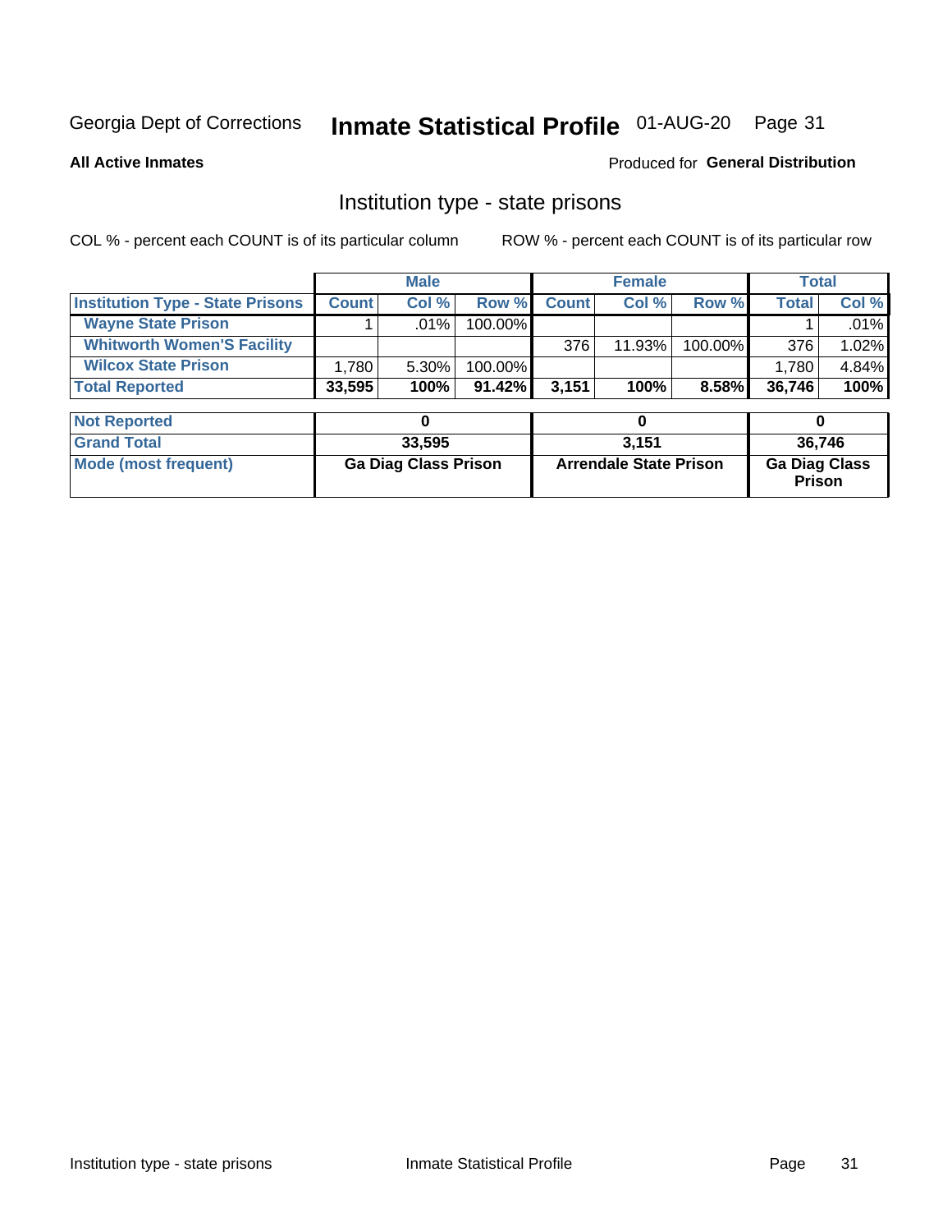Georgia Dept of Corrections **Inmate Statistical Profile** 01-AUG-20

**All Active Inmates** Produced for **General Distribution**

## Institution type - state prisons

COL % - percent each COUNT is of its particular column ROW % - percent each COUNT is of its particular row

| | Male | | | Female | | | Total | |
|---|---|---|---|---|---|---|---|---|
| **Institution Type - State Prisons** | **Count** | **Col %** | **Row %** | **Count** | **Col %** | **Row %** | **Total** | **Col %** |
| **Wayne State Prison** | 1 | .01% | 100.00% | | | | 1 | .01% |
| **Whitworth Women'S Facility** | | | | 376 | 11.93% | 100.00% | 376 | 1.02% |
| **Wilcox State Prison** | 1,780 | 5.30% | 100.00% | | | | 1,780 | 4.84% |
| **Total Reported** | **33,595** | **100%** | **91.42%** | **3,151** | **100%** | **8.58%** | **36,746** | **100%** |
| **Not Reported** | **0** | | | **0** | | | **0** | |
| **Grand Total** | **33,595** | | | **3,151** | | | **36,746** | |
| **Mode (most frequent)** | **Ga Diag Class Prison** | | | **Arrendale State Prison** | | | **Ga Diag Class Prison** | |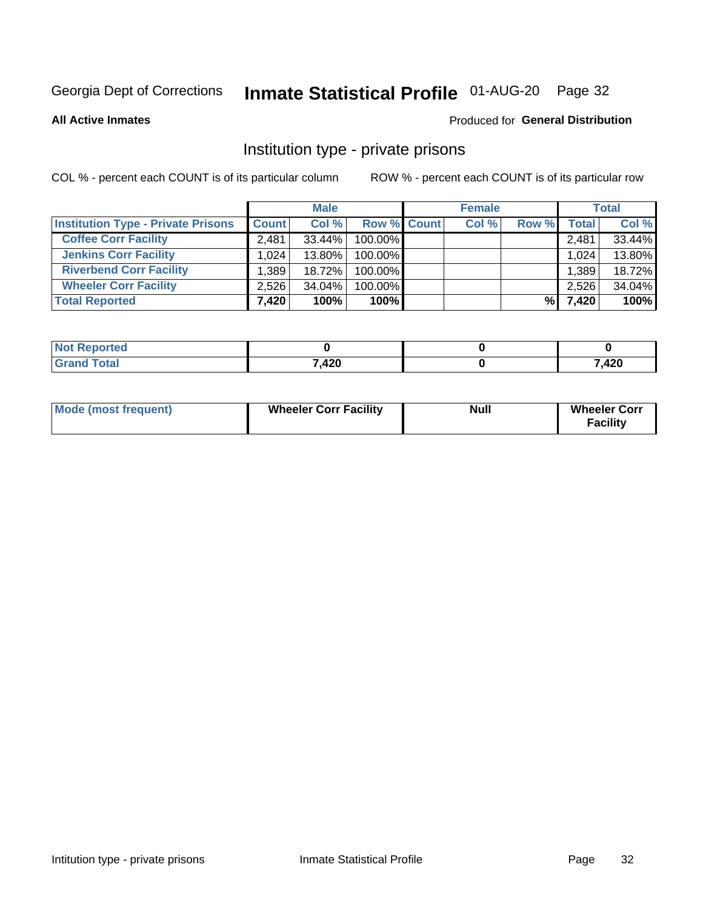Georgia Dept of Corrections **Inmate Statistical Profile** 01-AUG-20

**All Active Inmates**

Produced for **General Distribution**

## Institution type - private prisons

COL % - percent each COUNT is of its particular column

ROW % - percent each COUNT is of its particular row

| | Male | | | Female | | | Total | |
|---|---|---|---|---|---|---|---|---|
| **Institution Type - Private Prisons** | **Count** | **Col %** | **Row %** | **Count** | **Col %** | **Row %** | **Total** | **Col %** |
| **Coffee Corr Facility** | 2,481 | 33.44% | 100.00% | | | | 2,481 | 33.44% |
| **Jenkins Corr Facility** | 1,024 | 13.80% | 100.00% | | | | 1,024 | 13.80% |
| **Riverbend Corr Facility** | 1,389 | 18.72% | 100.00% | | | | 1,389 | 18.72% |
| **Wheeler Corr Facility** | 2,526 | 34.04% | 100.00% | | | | 2,526 | 34.04% |
| **Total Reported** | **7,420** | **100%** | **100%** | | | **%** | **7,420** | **100%** |

| | Male | Female | Total |
|---|---|---|---|
| **Not Reported** | **0** | **0** | **0** |
| **Grand Total** | **7,420** | **0** | **7,420** |

| | Male | Female | Total |
|---|---|---|---|
| **Mode (most frequent)** | **Wheeler Corr Facility** | **Null** | **Wheeler Corr Facility** |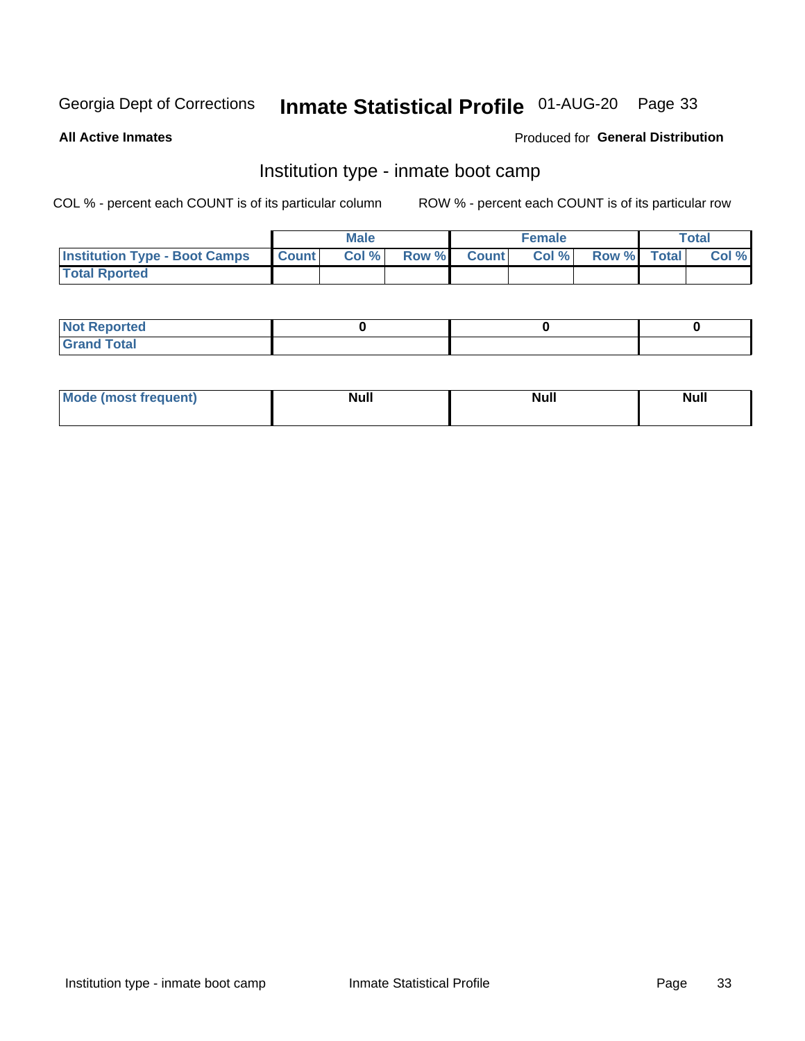Georgia Dept of Corrections **Inmate Statistical Profile** 01-AUG-20

**All Active Inmates**

Produced for **General Distribution**

## Institution type - inmate boot camp

COL % - percent each COUNT is of its particular column ROW % - percent each COUNT is of its particular row

| | Male | | | Female | | | Total | |
|---|---|---|---|---|---|---|---|---|
| **Institution Type - Boot Camps** | Count | Col % | Row % | Count | Col % | Row % | Total | Col % |
| **Total Rported** | | | | | | | | |

| | Male | Female | Total |
|---|---|---|---|
| **Not Reported** | 0 | 0 | 0 |
| **Grand Total** | | | |

| | Male | Female | Total |
|---|---|---|---|
| **Mode (most frequent)** | Null | Null | Null |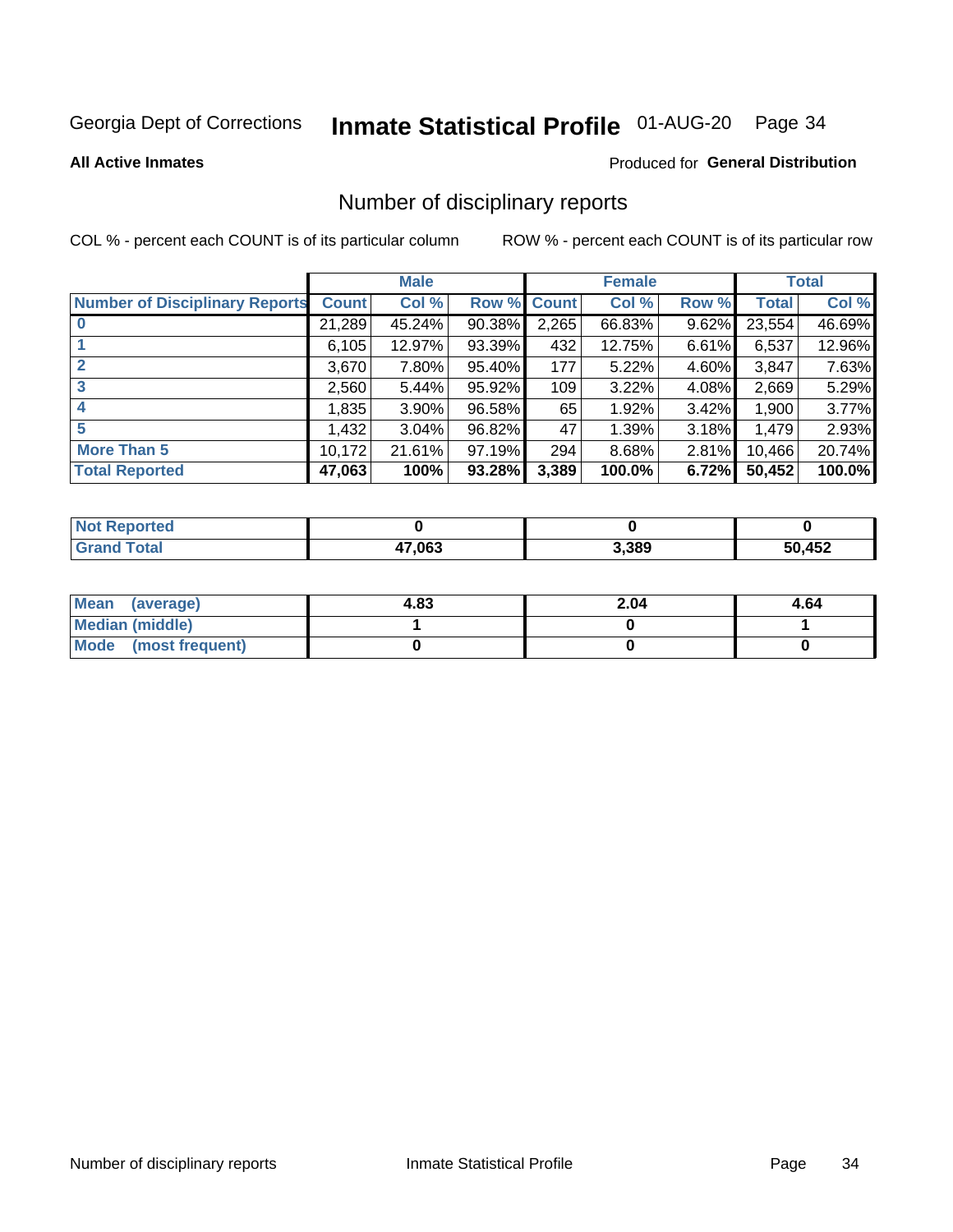Georgia Dept of Corrections **Inmate Statistical Profile** 01-AUG-20

**All Active Inmates**

Produced for **General Distribution**

## Number of disciplinary reports

COL % - percent each COUNT is of its particular column

ROW % - percent each COUNT is of its particular row

| | Male | | | Female | | | Total | |
|---|---|---|---|---|---|---|---|---|
| **Number of Disciplinary Reports** | **Count** | **Col %** | **Row %** | **Count** | **Col %** | **Row %** | **Total** | **Col %** |
| **0** | 21,289 | 45.24% | 90.38% | 2,265 | 66.83% | 9.62% | 23,554 | 46.69% |
| **1** | 6,105 | 12.97% | 93.39% | 432 | 12.75% | 6.61% | 6,537 | 12.96% |
| **2** | 3,670 | 7.80% | 95.40% | 177 | 5.22% | 4.60% | 3,847 | 7.63% |
| **3** | 2,560 | 5.44% | 95.92% | 109 | 3.22% | 4.08% | 2,669 | 5.29% |
| **4** | 1,835 | 3.90% | 96.58% | 65 | 1.92% | 3.42% | 1,900 | 3.77% |
| **5** | 1,432 | 3.04% | 96.82% | 47 | 1.39% | 3.18% | 1,479 | 2.93% |
| **More Than 5** | 10,172 | 21.61% | 97.19% | 294 | 8.68% | 2.81% | 10,466 | 20.74% |
| **Total Reported** | **47,063** | **100%** | **93.28%** | **3,389** | **100.0%** | **6.72%** | **50,452** | **100.0%** |

| | Male | Female | Total |
|---|---|---|---|
| **Not Reported** | **0** | **0** | **0** |
| **Grand Total** | **47,063** | **3,389** | **50,452** |

| | Male | Female | Total |
|---|---|---|---|
| **Mean (average)** | **4.83** | **2.04** | **4.64** |
| **Median (middle)** | **1** | **0** | **1** |
| **Mode (most frequent)** | **0** | **0** | **0** |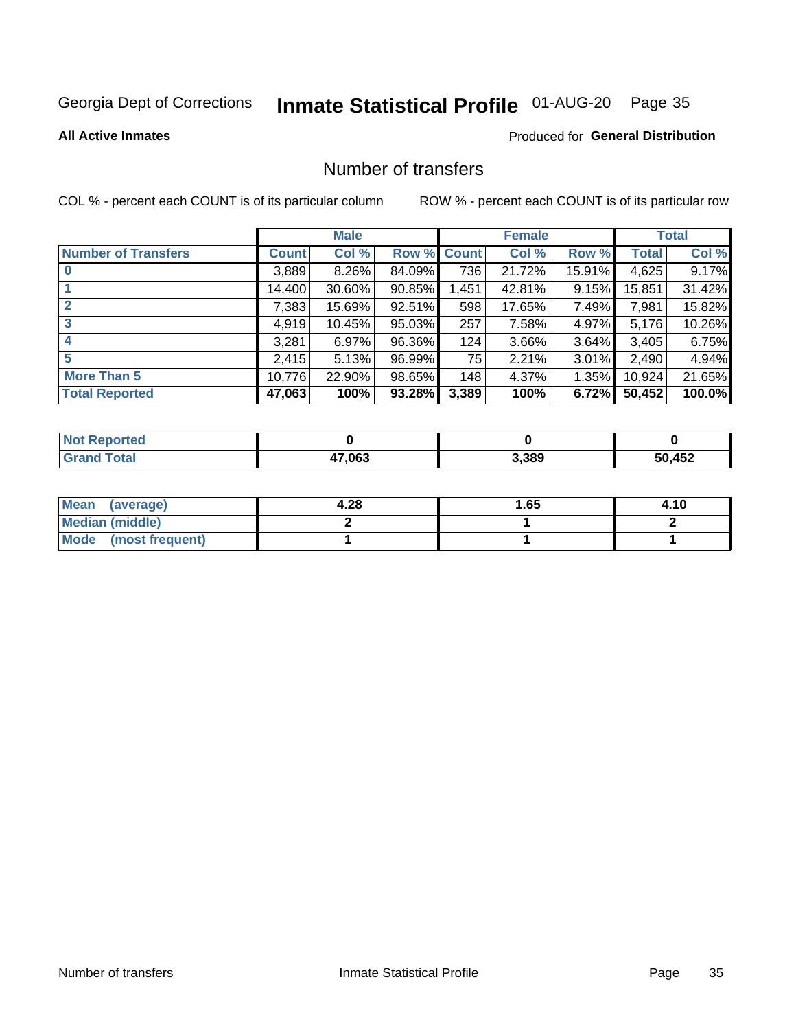Georgia Dept of Corrections **Inmate Statistical Profile** 01-AUG-20

**All Active Inmates**

Produced for **General Distribution**

## Number of transfers

COL % - percent each COUNT is of its particular column     ROW % - percent each COUNT is of its particular row

| | Male | | | Female | | | Total | |
|---|---|---|---|---|---|---|---|---|
| **Number of Transfers** | **Count** | **Col %** | **Row %** | **Count** | **Col %** | **Row %** | **Total** | **Col %** |
| **0** | 3,889 | 8.26% | 84.09% | 736 | 21.72% | 15.91% | 4,625 | 9.17% |
| **1** | 14,400 | 30.60% | 90.85% | 1,451 | 42.81% | 9.15% | 15,851 | 31.42% |
| **2** | 7,383 | 15.69% | 92.51% | 598 | 17.65% | 7.49% | 7,981 | 15.82% |
| **3** | 4,919 | 10.45% | 95.03% | 257 | 7.58% | 4.97% | 5,176 | 10.26% |
| **4** | 3,281 | 6.97% | 96.36% | 124 | 3.66% | 3.64% | 3,405 | 6.75% |
| **5** | 2,415 | 5.13% | 96.99% | 75 | 2.21% | 3.01% | 2,490 | 4.94% |
| **More Than 5** | 10,776 | 22.90% | 98.65% | 148 | 4.37% | 1.35% | 10,924 | 21.65% |
| **Total Reported** | **47,063** | **100%** | **93.28%** | **3,389** | **100%** | **6.72%** | **50,452** | **100.0%** |

| | Male | Female | Total |
|---|---|---|---|
| **Not Reported** | **0** | **0** | **0** |
| **Grand Total** | **47,063** | **3,389** | **50,452** |

| | Male | Female | Total |
|---|---|---|---|
| **Mean (average)** | **4.28** | **1.65** | **4.10** |
| **Median (middle)** | **2** | **1** | **2** |
| **Mode (most frequent)** | **1** | **1** | **1** |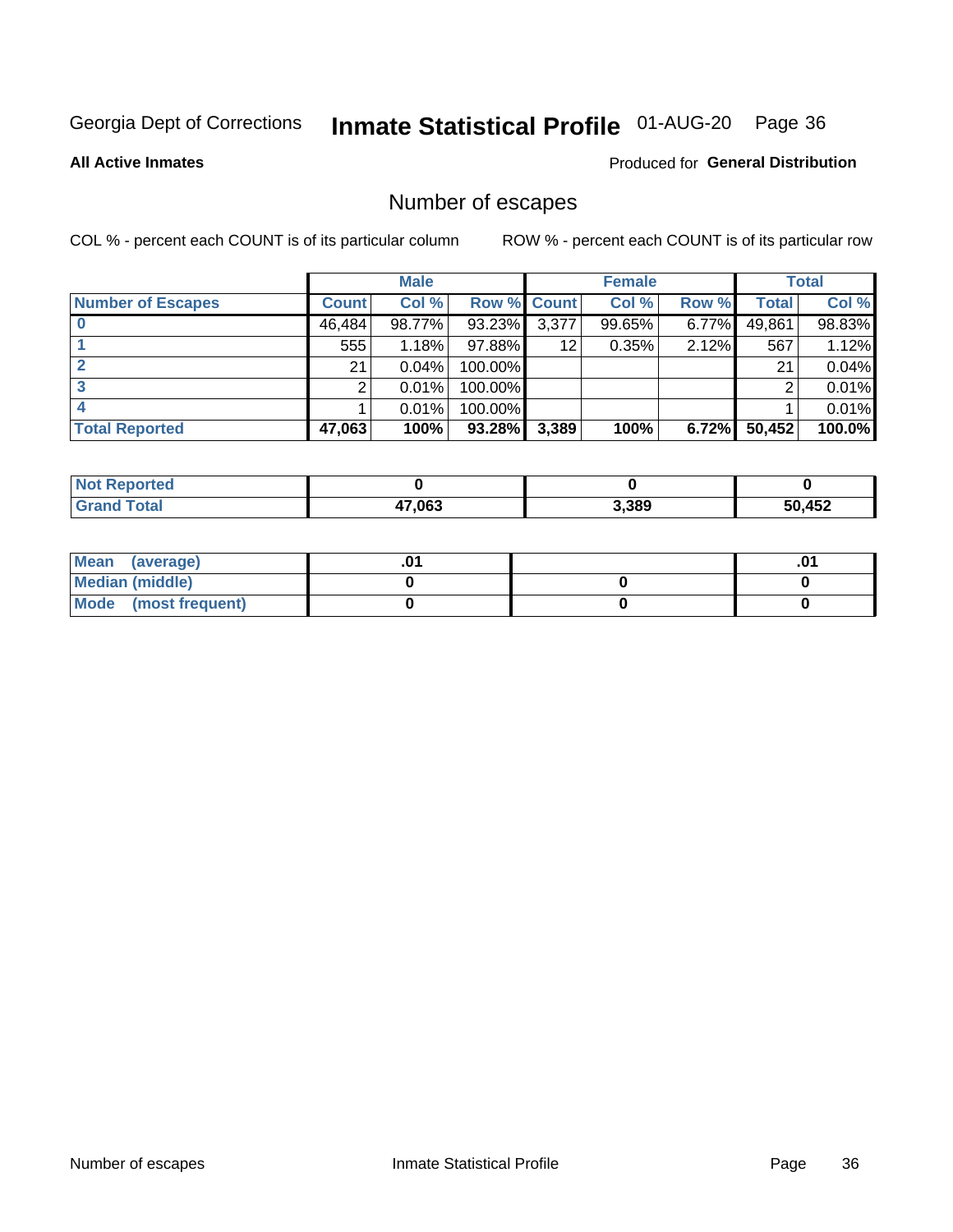Georgia Dept of Corrections **Inmate Statistical Profile** 01-AUG-20

**All Active Inmates**

Produced for **General Distribution**

## Number of escapes

COL % - percent each COUNT is of its particular column

ROW % - percent each COUNT is of its particular row

| | Male | | | Female | | | Total | |
|---|---|---|---|---|---|---|---|---|
| **Number of Escapes** | **Count** | **Col %** | **Row %** | **Count** | **Col %** | **Row %** | **Total** | **Col %** |
| **0** | 46,484 | 98.77% | 93.23% | 3,377 | 99.65% | 6.77% | 49,861 | 98.83% |
| **1** | 555 | 1.18% | 97.88% | 12 | 0.35% | 2.12% | 567 | 1.12% |
| **2** | 21 | 0.04% | 100.00% | | | | 21 | 0.04% |
| **3** | 2 | 0.01% | 100.00% | | | | 2 | 0.01% |
| **4** | 1 | 0.01% | 100.00% | | | | 1 | 0.01% |
| **Total Reported** | **47,063** | **100%** | **93.28%** | **3,389** | **100%** | **6.72%** | **50,452** | **100.0%** |

| | Male | Female | Total |
|---|---|---|---|
| **Not Reported** | **0** | **0** | **0** |
| **Grand Total** | **47,063** | **3,389** | **50,452** |

| | Male | Female | Total |
|---|---|---|---|
| **Mean (average)** | **.01** | | **.01** |
| **Median (middle)** | **0** | **0** | **0** |
| **Mode (most frequent)** | **0** | **0** | **0** |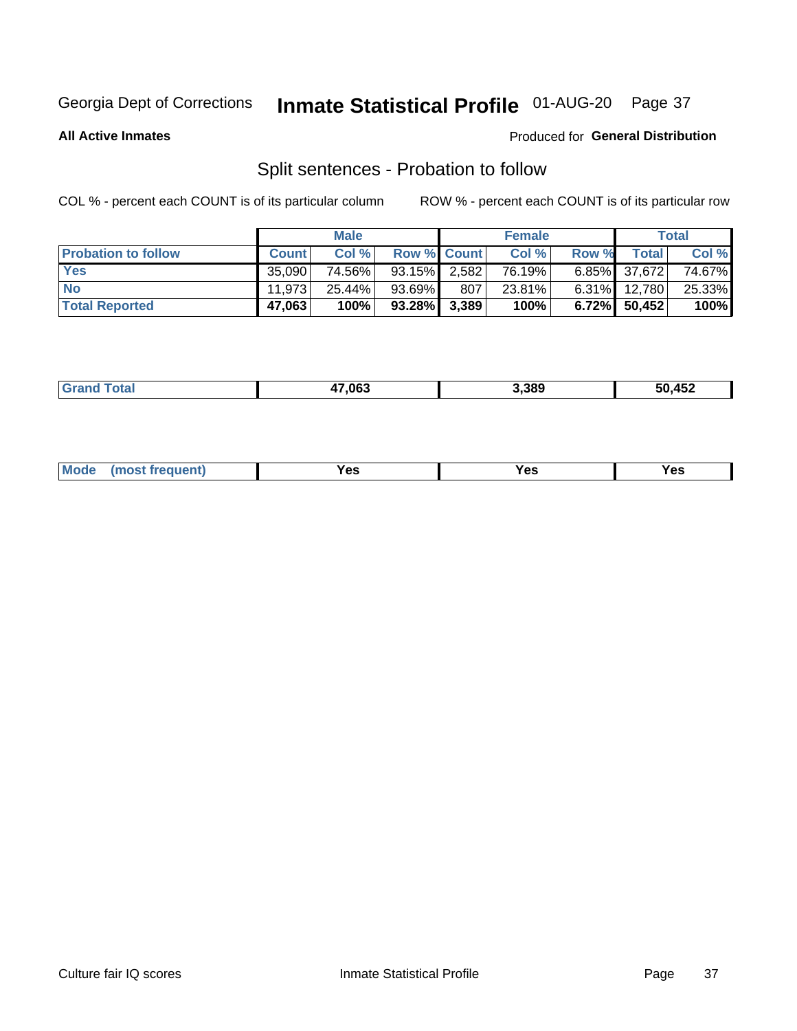Georgia Dept of Corrections **Inmate Statistical Profile** 01-AUG-20

**All Active Inmates**

Produced for **General Distribution**

## Split sentences - Probation to follow

COL % - percent each COUNT is of its particular column

ROW % - percent each COUNT is of its particular row

| | Male | | | Female | | | Total | |
|---|---|---|---|---|---|---|---|---|
| **Probation to follow** | **Count** | **Col %** | **Row %** | **Count** | **Col %** | **Row %** | **Total** | **Col %** |
| **Yes** | 35,090 | 74.56% | 93.15% | 2,582 | 76.19% | 6.85% | 37,672 | 74.67% |
| **No** | 11,973 | 25.44% | 93.69% | 807 | 23.81% | 6.31% | 12,780 | 25.33% |
| **Total Reported** | **47,063** | **100%** | **93.28%** | **3,389** | **100%** | **6.72%** | **50,452** | **100%** |

| | | | |
|---|---|---|---|
| **Grand Total** | **47,063** | **3,389** | **50,452** |

| | | | |
|---|---|---|---|
| **Mode (most frequent)** | **Yes** | **Yes** | **Yes** |

Culture fair IQ scores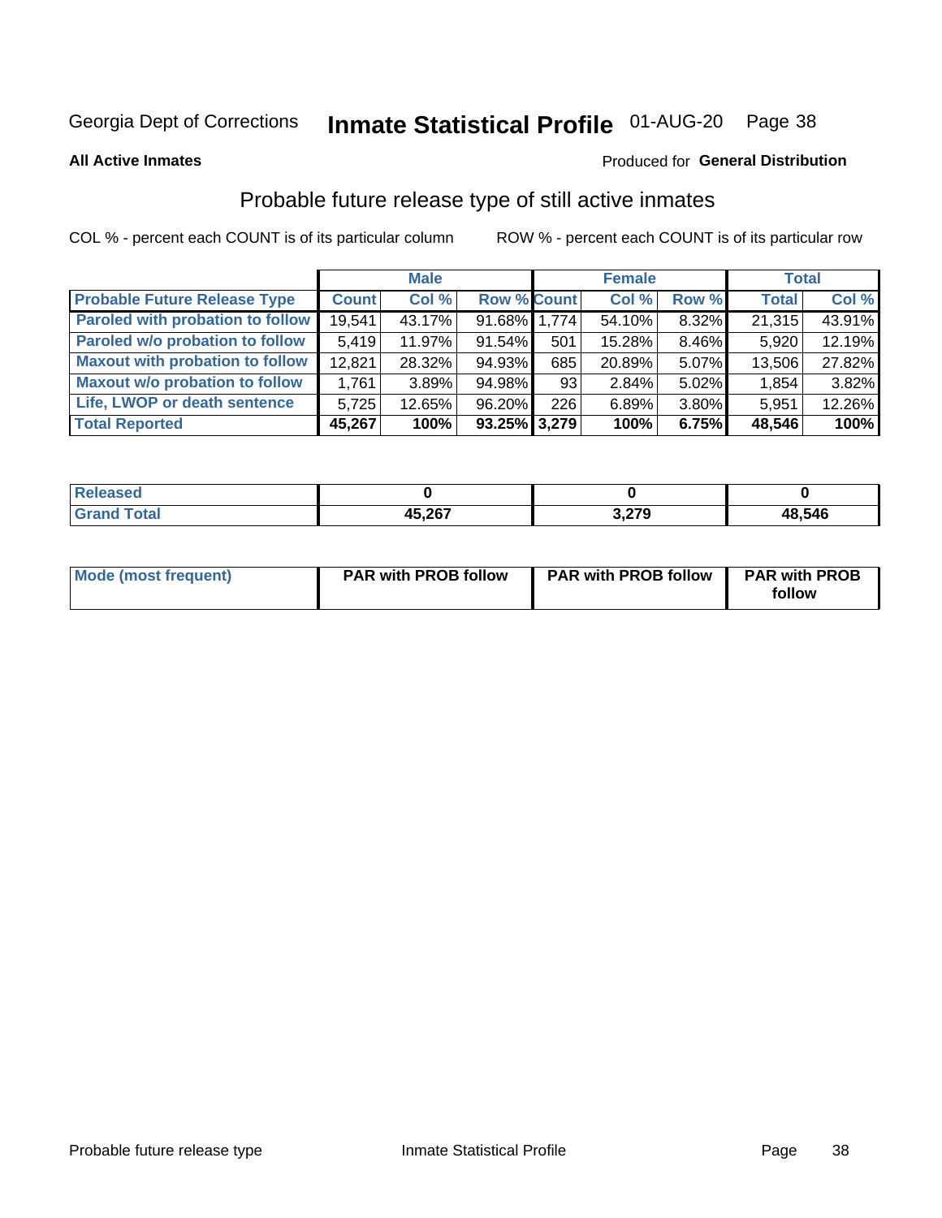Georgia Dept of Corrections **Inmate Statistical Profile** 01-AUG-20

**All Active Inmates**

Produced for **General Distribution**

## Probable future release type of still active inmates

COL % - percent each COUNT is of its particular column

ROW % - percent each COUNT is of its particular row

| | Male | | | Female | | | Total | |
|---|---|---|---|---|---|---|---|---|
| Probable Future Release Type | Count | Col % | Row % | Count | Col % | Row % | Total | Col % |
| Paroled with probation to follow | 19,541 | 43.17% | 91.68% | 1,774 | 54.10% | 8.32% | 21,315 | 43.91% |
| Paroled w/o probation to follow | 5,419 | 11.97% | 91.54% | 501 | 15.28% | 8.46% | 5,920 | 12.19% |
| Maxout with probation to follow | 12,821 | 28.32% | 94.93% | 685 | 20.89% | 5.07% | 13,506 | 27.82% |
| Maxout w/o probation to follow | 1,761 | 3.89% | 94.98% | 93 | 2.84% | 5.02% | 1,854 | 3.82% |
| Life, LWOP or death sentence | 5,725 | 12.65% | 96.20% | 226 | 6.89% | 3.80% | 5,951 | 12.26% |
| **Total Reported** | **45,267** | **100%** | **93.25%** | **3,279** | **100%** | **6.75%** | **48,546** | **100%** |

| | Male | Female | Total |
|---|---|---|---|
| Released | 0 | 0 | 0 |
| Grand Total | 45,267 | 3,279 | 48,546 |

| | Male | Female | Total |
|---|---|---|---|
| Mode (most frequent) | PAR with PROB follow | PAR with PROB follow | PAR with PROB follow |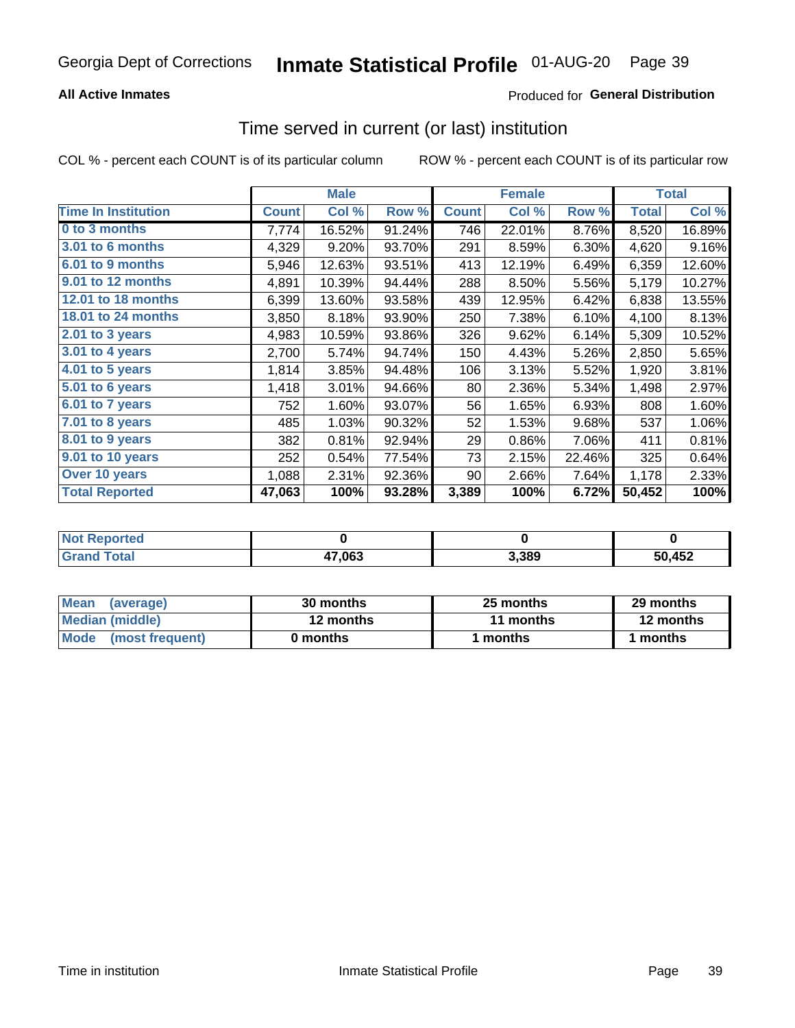Georgia Dept of Corrections **Inmate Statistical Profile** 01-AUG-20

**All Active Inmates**

Produced for **General Distribution**

## Time served in current (or last) institution

COL % - percent each COUNT is of its particular column ROW % - percent each COUNT is of its particular row

| | Male | | | Female | | | Total | |
|---|---|---|---|---|---|---|---|---|
| **Time In Institution** | **Count** | **Col %** | **Row %** | **Count** | **Col %** | **Row %** | **Total** | **Col %** |
| **0 to 3 months** | 7,774 | 16.52% | 91.24% | 746 | 22.01% | 8.76% | 8,520 | 16.89% |
| **3.01 to 6 months** | 4,329 | 9.20% | 93.70% | 291 | 8.59% | 6.30% | 4,620 | 9.16% |
| **6.01 to 9 months** | 5,946 | 12.63% | 93.51% | 413 | 12.19% | 6.49% | 6,359 | 12.60% |
| **9.01 to 12 months** | 4,891 | 10.39% | 94.44% | 288 | 8.50% | 5.56% | 5,179 | 10.27% |
| **12.01 to 18 months** | 6,399 | 13.60% | 93.58% | 439 | 12.95% | 6.42% | 6,838 | 13.55% |
| **18.01 to 24 months** | 3,850 | 8.18% | 93.90% | 250 | 7.38% | 6.10% | 4,100 | 8.13% |
| **2.01 to 3 years** | 4,983 | 10.59% | 93.86% | 326 | 9.62% | 6.14% | 5,309 | 10.52% |
| **3.01 to 4 years** | 2,700 | 5.74% | 94.74% | 150 | 4.43% | 5.26% | 2,850 | 5.65% |
| **4.01 to 5 years** | 1,814 | 3.85% | 94.48% | 106 | 3.13% | 5.52% | 1,920 | 3.81% |
| **5.01 to 6 years** | 1,418 | 3.01% | 94.66% | 80 | 2.36% | 5.34% | 1,498 | 2.97% |
| **6.01 to 7 years** | 752 | 1.60% | 93.07% | 56 | 1.65% | 6.93% | 808 | 1.60% |
| **7.01 to 8 years** | 485 | 1.03% | 90.32% | 52 | 1.53% | 9.68% | 537 | 1.06% |
| **8.01 to 9 years** | 382 | 0.81% | 92.94% | 29 | 0.86% | 7.06% | 411 | 0.81% |
| **9.01 to 10 years** | 252 | 0.54% | 77.54% | 73 | 2.15% | 22.46% | 325 | 0.64% |
| **Over 10 years** | 1,088 | 2.31% | 92.36% | 90 | 2.66% | 7.64% | 1,178 | 2.33% |
| **Total Reported** | **47,063** | **100%** | **93.28%** | **3,389** | **100%** | **6.72%** | **50,452** | **100%** |

| | Male | Female | Total |
|---|---|---|---|
| **Not Reported** | **0** | **0** | **0** |
| **Grand Total** | **47,063** | **3,389** | **50,452** |

| | Male | Female | Total |
|---|---|---|---|
| **Mean (average)** | **30 months** | **25 months** | **29 months** |
| **Median (middle)** | **12 months** | **11 months** | **12 months** |
| **Mode (most frequent)** | **0 months** | **1 months** | **1 months** |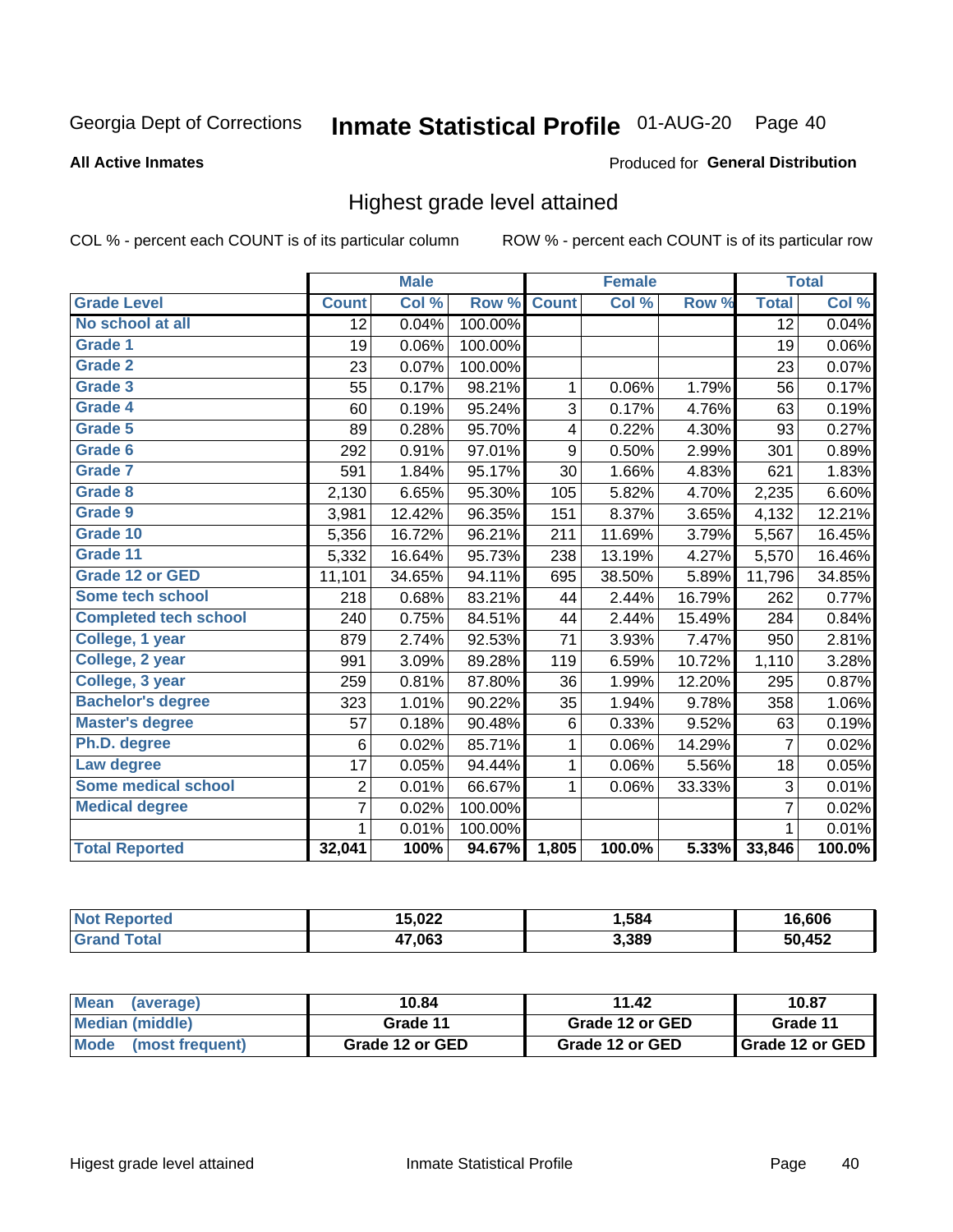Georgia Dept of Corrections **Inmate Statistical Profile** 01-AUG-20 Page 40

**All Active Inmates**

Produced for **General Distribution**

## Highest grade level attained

COL % - percent each COUNT is of its particular column ROW % - percent each COUNT is of its particular row

| | Male | | | Female | | | Total | |
|---|---|---|---|---|---|---|---|---|
| **Grade Level** | **Count** | **Col %** | **Row %** | **Count** | **Col %** | **Row %** | **Total** | **Col %** |
| No school at all | 12 | 0.04% | 100.00% | | | | 12 | 0.04% |
| Grade 1 | 19 | 0.06% | 100.00% | | | | 19 | 0.06% |
| Grade 2 | 23 | 0.07% | 100.00% | | | | 23 | 0.07% |
| Grade 3 | 55 | 0.17% | 98.21% | 1 | 0.06% | 1.79% | 56 | 0.17% |
| Grade 4 | 60 | 0.19% | 95.24% | 3 | 0.17% | 4.76% | 63 | 0.19% |
| Grade 5 | 89 | 0.28% | 95.70% | 4 | 0.22% | 4.30% | 93 | 0.27% |
| Grade 6 | 292 | 0.91% | 97.01% | 9 | 0.50% | 2.99% | 301 | 0.89% |
| Grade 7 | 591 | 1.84% | 95.17% | 30 | 1.66% | 4.83% | 621 | 1.83% |
| Grade 8 | 2,130 | 6.65% | 95.30% | 105 | 5.82% | 4.70% | 2,235 | 6.60% |
| Grade 9 | 3,981 | 12.42% | 96.35% | 151 | 8.37% | 3.65% | 4,132 | 12.21% |
| Grade 10 | 5,356 | 16.72% | 96.21% | 211 | 11.69% | 3.79% | 5,567 | 16.45% |
| Grade 11 | 5,332 | 16.64% | 95.73% | 238 | 13.19% | 4.27% | 5,570 | 16.46% |
| Grade 12 or GED | 11,101 | 34.65% | 94.11% | 695 | 38.50% | 5.89% | 11,796 | 34.85% |
| Some tech school | 218 | 0.68% | 83.21% | 44 | 2.44% | 16.79% | 262 | 0.77% |
| Completed tech school | 240 | 0.75% | 84.51% | 44 | 2.44% | 15.49% | 284 | 0.84% |
| College, 1 year | 879 | 2.74% | 92.53% | 71 | 3.93% | 7.47% | 950 | 2.81% |
| College, 2 year | 991 | 3.09% | 89.28% | 119 | 6.59% | 10.72% | 1,110 | 3.28% |
| College, 3 year | 259 | 0.81% | 87.80% | 36 | 1.99% | 12.20% | 295 | 0.87% |
| Bachelor's degree | 323 | 1.01% | 90.22% | 35 | 1.94% | 9.78% | 358 | 1.06% |
| Master's degree | 57 | 0.18% | 90.48% | 6 | 0.33% | 9.52% | 63 | 0.19% |
| Ph.D. degree | 6 | 0.02% | 85.71% | 1 | 0.06% | 14.29% | 7 | 0.02% |
| Law degree | 17 | 0.05% | 94.44% | 1 | 0.06% | 5.56% | 18 | 0.05% |
| Some medical school | 2 | 0.01% | 66.67% | 1 | 0.06% | 33.33% | 3 | 0.01% |
| Medical degree | 7 | 0.02% | 100.00% | | | | 7 | 0.02% |
| | 1 | 0.01% | 100.00% | | | | 1 | 0.01% |
| **Total Reported** | **32,041** | **100%** | **94.67%** | **1,805** | **100.0%** | **5.33%** | **33,846** | **100.0%** |

| | Male | Female | Total |
|---|---|---|---|
| Not Reported | 15,022 | 1,584 | 16,606 |
| Grand Total | 47,063 | 3,389 | 50,452 |

| | Male | Female | Total |
|---|---|---|---|
| Mean (average) | 10.84 | 11.42 | 10.87 |
| Median (middle) | Grade 11 | Grade 12 or GED | Grade 11 |
| Mode (most frequent) | Grade 12 or GED | Grade 12 or GED | Grade 12 or GED |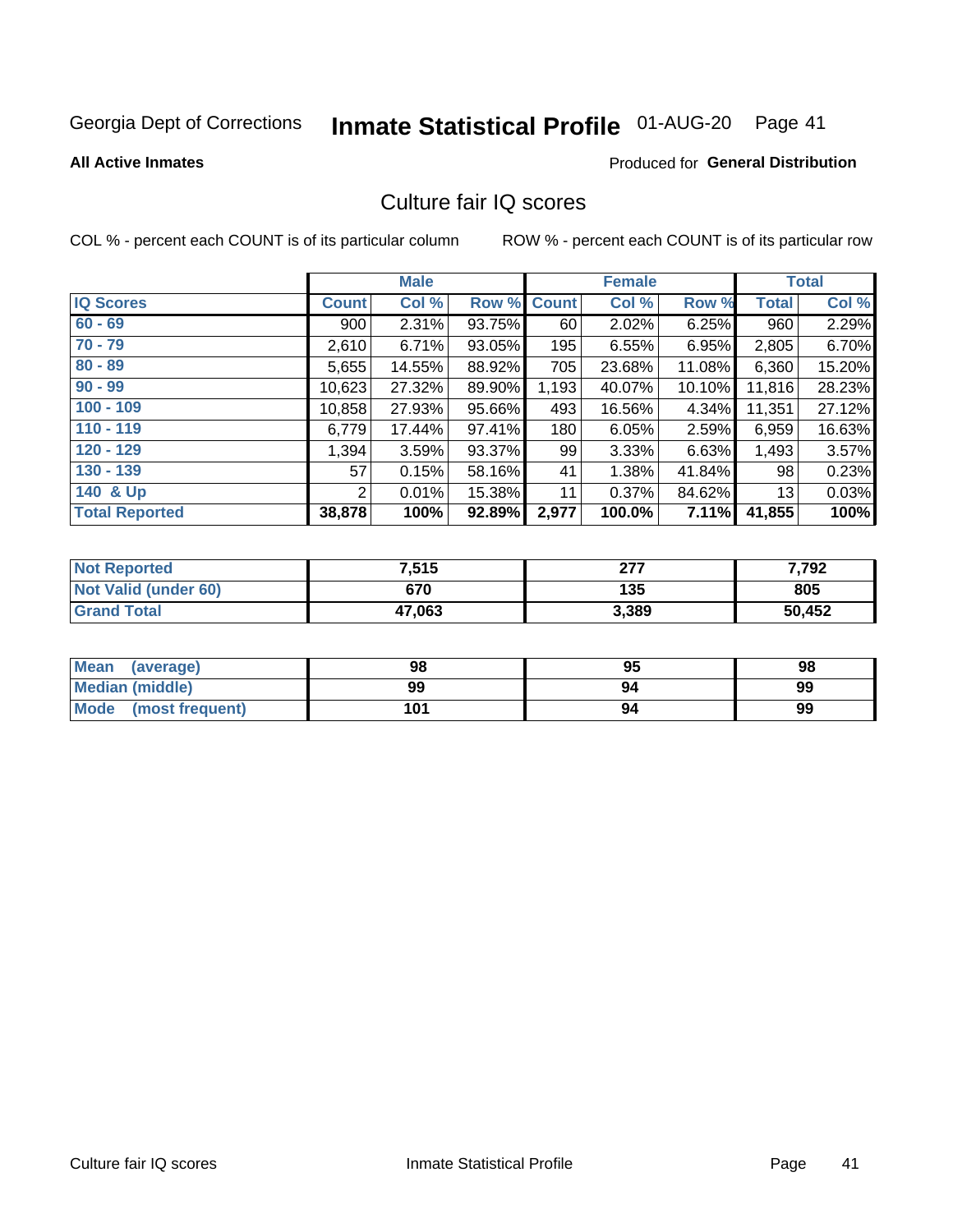Georgia Dept of Corrections **Inmate Statistical Profile** 01-AUG-20 Page 41

**All Active Inmates**

Produced for **General Distribution**

## Culture fair IQ scores

COL % - percent each COUNT is of its particular column

ROW % - percent each COUNT is of its particular row

| | Male | | | Female | | | Total | |
|---|---|---|---|---|---|---|---|---|
| **IQ Scores** | **Count** | **Col %** | **Row %** | **Count** | **Col %** | **Row %** | **Total** | **Col %** |
| 60 - 69 | 900 | 2.31% | 93.75% | 60 | 2.02% | 6.25% | 960 | 2.29% |
| 70 - 79 | 2,610 | 6.71% | 93.05% | 195 | 6.55% | 6.95% | 2,805 | 6.70% |
| 80 - 89 | 5,655 | 14.55% | 88.92% | 705 | 23.68% | 11.08% | 6,360 | 15.20% |
| 90 - 99 | 10,623 | 27.32% | 89.90% | 1,193 | 40.07% | 10.10% | 11,816 | 28.23% |
| 100 - 109 | 10,858 | 27.93% | 95.66% | 493 | 16.56% | 4.34% | 11,351 | 27.12% |
| 110 - 119 | 6,779 | 17.44% | 97.41% | 180 | 6.05% | 2.59% | 6,959 | 16.63% |
| 120 - 129 | 1,394 | 3.59% | 93.37% | 99 | 3.33% | 6.63% | 1,493 | 3.57% |
| 130 - 139 | 57 | 0.15% | 58.16% | 41 | 1.38% | 41.84% | 98 | 0.23% |
| 140 & Up | 2 | 0.01% | 15.38% | 11 | 0.37% | 84.62% | 13 | 0.03% |
| **Total Reported** | **38,878** | **100%** | **92.89%** | **2,977** | **100.0%** | **7.11%** | **41,855** | **100%** |

| | Male | Female | Total |
|---|---|---|---|
| Not Reported | 7,515 | 277 | 7,792 |
| Not Valid (under 60) | 670 | 135 | 805 |
| Grand Total | 47,063 | 3,389 | 50,452 |

| | Male | Female | Total |
|---|---|---|---|
| Mean (average) | 98 | 95 | 98 |
| Median (middle) | 99 | 94 | 99 |
| Mode (most frequent) | 101 | 94 | 99 |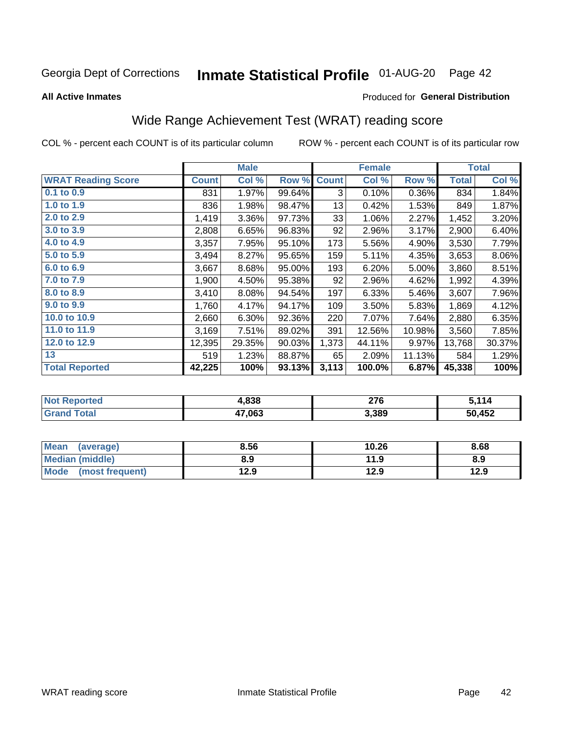Georgia Dept of Corrections **Inmate Statistical Profile** 01-AUG-20 Page 42

**All Active Inmates**

Produced for **General Distribution**

## Wide Range Achievement Test (WRAT) reading score

COL % - percent each COUNT is of its particular column ROW % - percent each COUNT is of its particular row

| | Male | | | Female | | | Total | |
|---|---|---|---|---|---|---|---|---|
| **WRAT Reading Score** | **Count** | **Col %** | **Row %** | **Count** | **Col %** | **Row %** | **Total** | **Col %** |
| 0.1 to 0.9 | 831 | 1.97% | 99.64% | 3 | 0.10% | 0.36% | 834 | 1.84% |
| 1.0 to 1.9 | 836 | 1.98% | 98.47% | 13 | 0.42% | 1.53% | 849 | 1.87% |
| 2.0 to 2.9 | 1,419 | 3.36% | 97.73% | 33 | 1.06% | 2.27% | 1,452 | 3.20% |
| 3.0 to 3.9 | 2,808 | 6.65% | 96.83% | 92 | 2.96% | 3.17% | 2,900 | 6.40% |
| 4.0 to 4.9 | 3,357 | 7.95% | 95.10% | 173 | 5.56% | 4.90% | 3,530 | 7.79% |
| 5.0 to 5.9 | 3,494 | 8.27% | 95.65% | 159 | 5.11% | 4.35% | 3,653 | 8.06% |
| 6.0 to 6.9 | 3,667 | 8.68% | 95.00% | 193 | 6.20% | 5.00% | 3,860 | 8.51% |
| 7.0 to 7.9 | 1,900 | 4.50% | 95.38% | 92 | 2.96% | 4.62% | 1,992 | 4.39% |
| 8.0 to 8.9 | 3,410 | 8.08% | 94.54% | 197 | 6.33% | 5.46% | 3,607 | 7.96% |
| 9.0 to 9.9 | 1,760 | 4.17% | 94.17% | 109 | 3.50% | 5.83% | 1,869 | 4.12% |
| 10.0 to 10.9 | 2,660 | 6.30% | 92.36% | 220 | 7.07% | 7.64% | 2,880 | 6.35% |
| 11.0 to 11.9 | 3,169 | 7.51% | 89.02% | 391 | 12.56% | 10.98% | 3,560 | 7.85% |
| 12.0 to 12.9 | 12,395 | 29.35% | 90.03% | 1,373 | 44.11% | 9.97% | 13,768 | 30.37% |
| 13 | 519 | 1.23% | 88.87% | 65 | 2.09% | 11.13% | 584 | 1.29% |
| **Total Reported** | **42,225** | **100%** | **93.13%** | **3,113** | **100.0%** | **6.87%** | **45,338** | **100%** |

| | Male | Female | Total |
|---|---|---|---|
| **Not Reported** | **4,838** | **276** | **5,114** |
| **Grand Total** | **47,063** | **3,389** | **50,452** |

| | Male | Female | Total |
|---|---|---|---|
| **Mean (average)** | **8.56** | **10.26** | **8.68** |
| **Median (middle)** | **8.9** | **11.9** | **8.9** |
| **Mode (most frequent)** | **12.9** | **12.9** | **12.9** |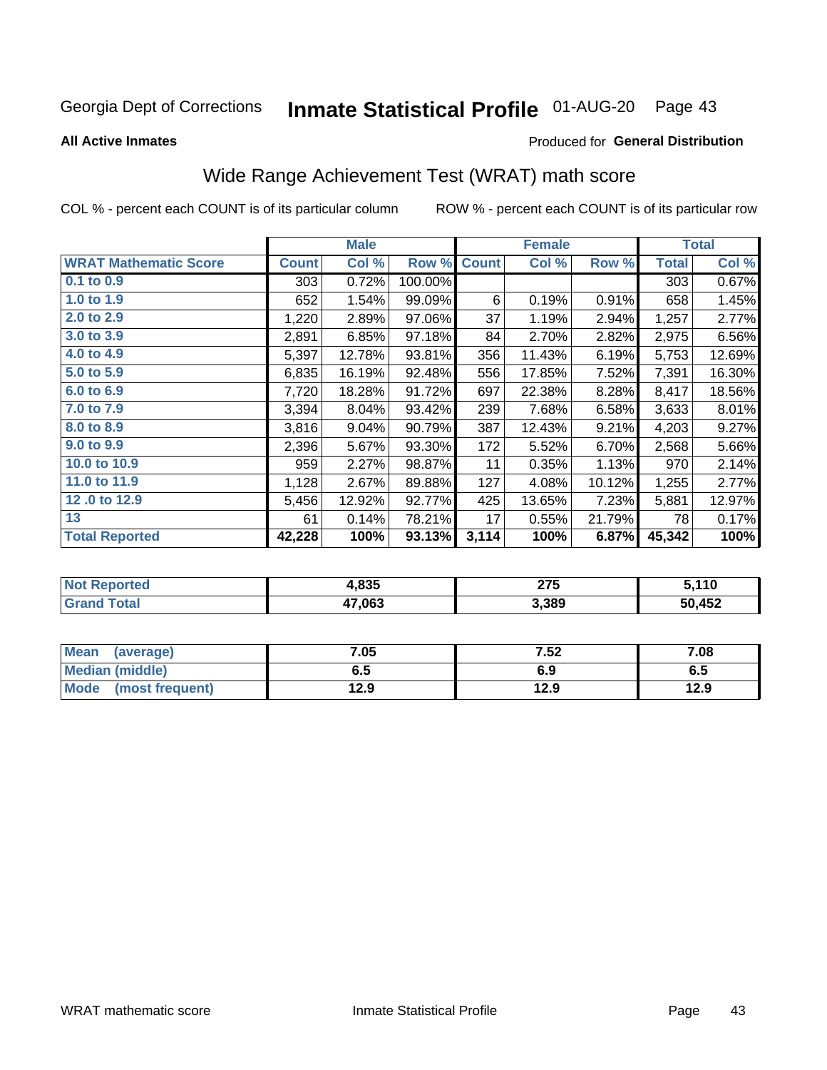Georgia Dept of Corrections **Inmate Statistical Profile** 01-AUG-20

**All Active Inmates**

Produced for **General Distribution**

## Wide Range Achievement Test (WRAT) math score

COL % - percent each COUNT is of its particular column

ROW % - percent each COUNT is of its particular row

| | Male | | | Female | | | Total | |
|---|---|---|---|---|---|---|---|---|
| **WRAT Mathematic Score** | **Count** | **Col %** | **Row %** | **Count** | **Col %** | **Row %** | **Total** | **Col %** |
| **0.1 to 0.9** | 303 | 0.72% | 100.00% | | | | 303 | 0.67% |
| **1.0 to 1.9** | 652 | 1.54% | 99.09% | 6 | 0.19% | 0.91% | 658 | 1.45% |
| **2.0 to 2.9** | 1,220 | 2.89% | 97.06% | 37 | 1.19% | 2.94% | 1,257 | 2.77% |
| **3.0 to 3.9** | 2,891 | 6.85% | 97.18% | 84 | 2.70% | 2.82% | 2,975 | 6.56% |
| **4.0 to 4.9** | 5,397 | 12.78% | 93.81% | 356 | 11.43% | 6.19% | 5,753 | 12.69% |
| **5.0 to 5.9** | 6,835 | 16.19% | 92.48% | 556 | 17.85% | 7.52% | 7,391 | 16.30% |
| **6.0 to 6.9** | 7,720 | 18.28% | 91.72% | 697 | 22.38% | 8.28% | 8,417 | 18.56% |
| **7.0 to 7.9** | 3,394 | 8.04% | 93.42% | 239 | 7.68% | 6.58% | 3,633 | 8.01% |
| **8.0 to 8.9** | 3,816 | 9.04% | 90.79% | 387 | 12.43% | 9.21% | 4,203 | 9.27% |
| **9.0 to 9.9** | 2,396 | 5.67% | 93.30% | 172 | 5.52% | 6.70% | 2,568 | 5.66% |
| **10.0 to 10.9** | 959 | 2.27% | 98.87% | 11 | 0.35% | 1.13% | 970 | 2.14% |
| **11.0 to 11.9** | 1,128 | 2.67% | 89.88% | 127 | 4.08% | 10.12% | 1,255 | 2.77% |
| **12 .0 to 12.9** | 5,456 | 12.92% | 92.77% | 425 | 13.65% | 7.23% | 5,881 | 12.97% |
| **13** | 61 | 0.14% | 78.21% | 17 | 0.55% | 21.79% | 78 | 0.17% |
| **Total Reported** | **42,228** | **100%** | **93.13%** | **3,114** | **100%** | **6.87%** | **45,342** | **100%** |

| | Male | Female | Total |
|---|---|---|---|
| **Not Reported** | **4,835** | **275** | **5,110** |
| **Grand Total** | **47,063** | **3,389** | **50,452** |

| | Male | Female | Total |
|---|---|---|---|
| **Mean (average)** | **7.05** | **7.52** | **7.08** |
| **Median (middle)** | **6.5** | **6.9** | **6.5** |
| **Mode (most frequent)** | **12.9** | **12.9** | **12.9** |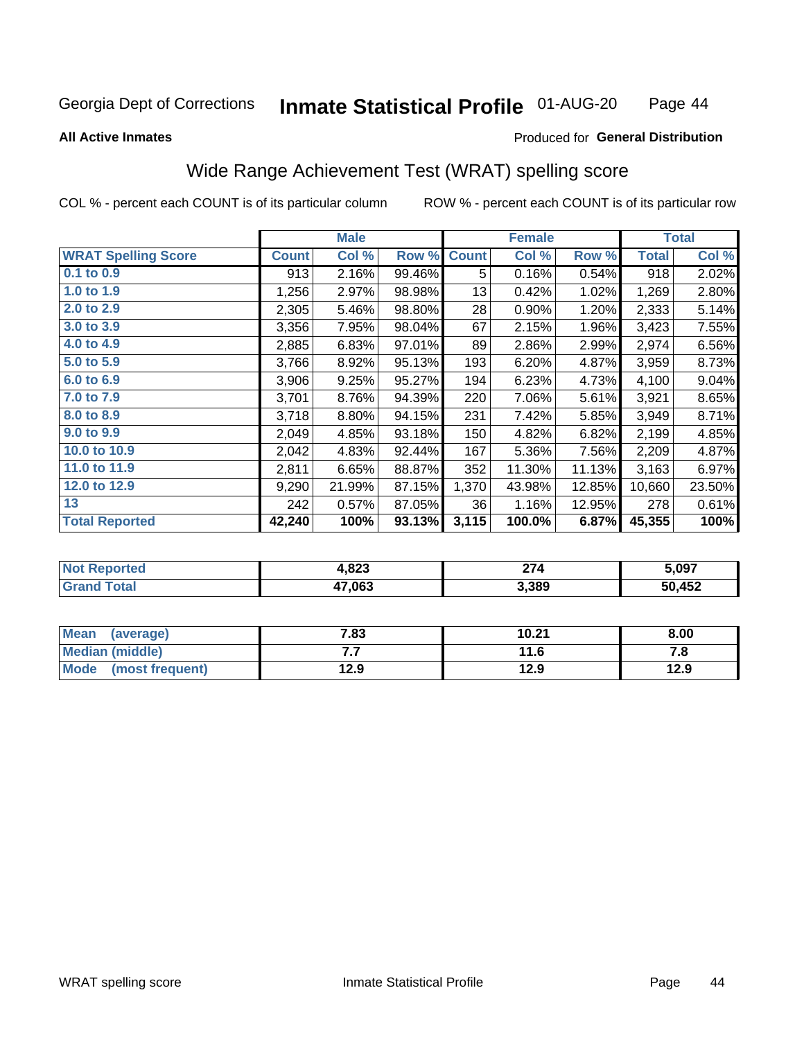Georgia Dept of Corrections **Inmate Statistical Profile** 01-AUG-20

**All Active Inmates**

Produced for **General Distribution**

## Wide Range Achievement Test (WRAT) spelling score

COL % - percent each COUNT is of its particular column ROW % - percent each COUNT is of its particular row

| | Male | | | Female | | | Total | |
|---|---|---|---|---|---|---|---|---|
| **WRAT Spelling Score** | **Count** | **Col %** | **Row %** | **Count** | **Col %** | **Row %** | **Total** | **Col %** |
| 0.1 to 0.9 | 913 | 2.16% | 99.46% | 5 | 0.16% | 0.54% | 918 | 2.02% |
| 1.0 to 1.9 | 1,256 | 2.97% | 98.98% | 13 | 0.42% | 1.02% | 1,269 | 2.80% |
| 2.0 to 2.9 | 2,305 | 5.46% | 98.80% | 28 | 0.90% | 1.20% | 2,333 | 5.14% |
| 3.0 to 3.9 | 3,356 | 7.95% | 98.04% | 67 | 2.15% | 1.96% | 3,423 | 7.55% |
| 4.0 to 4.9 | 2,885 | 6.83% | 97.01% | 89 | 2.86% | 2.99% | 2,974 | 6.56% |
| 5.0 to 5.9 | 3,766 | 8.92% | 95.13% | 193 | 6.20% | 4.87% | 3,959 | 8.73% |
| 6.0 to 6.9 | 3,906 | 9.25% | 95.27% | 194 | 6.23% | 4.73% | 4,100 | 9.04% |
| 7.0 to 7.9 | 3,701 | 8.76% | 94.39% | 220 | 7.06% | 5.61% | 3,921 | 8.65% |
| 8.0 to 8.9 | 3,718 | 8.80% | 94.15% | 231 | 7.42% | 5.85% | 3,949 | 8.71% |
| 9.0 to 9.9 | 2,049 | 4.85% | 93.18% | 150 | 4.82% | 6.82% | 2,199 | 4.85% |
| 10.0 to 10.9 | 2,042 | 4.83% | 92.44% | 167 | 5.36% | 7.56% | 2,209 | 4.87% |
| 11.0 to 11.9 | 2,811 | 6.65% | 88.87% | 352 | 11.30% | 11.13% | 3,163 | 6.97% |
| 12.0 to 12.9 | 9,290 | 21.99% | 87.15% | 1,370 | 43.98% | 12.85% | 10,660 | 23.50% |
| 13 | 242 | 0.57% | 87.05% | 36 | 1.16% | 12.95% | 278 | 0.61% |
| **Total Reported** | **42,240** | **100%** | **93.13%** | **3,115** | **100.0%** | **6.87%** | **45,355** | **100%** |

| | Male | Female | Total |
|---|---|---|---|
| Not Reported | 4,823 | 274 | 5,097 |
| Grand Total | 47,063 | 3,389 | 50,452 |

| | Male | Female | Total |
|---|---|---|---|
| Mean (average) | 7.83 | 10.21 | 8.00 |
| Median (middle) | 7.7 | 11.6 | 7.8 |
| Mode (most frequent) | 12.9 | 12.9 | 12.9 |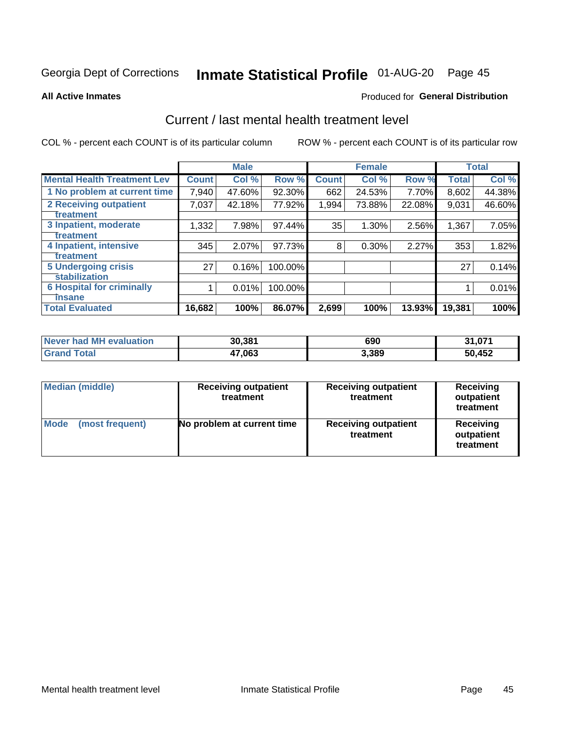Georgia Dept of Corrections **Inmate Statistical Profile** 01-AUG-20

**All Active Inmates**

Produced for **General Distribution**

## Current / last mental health treatment level

COL % - percent each COUNT is of its particular column

ROW % - percent each COUNT is of its particular row

| | Male | | | Female | | | Total | |
|---|---|---|---|---|---|---|---|---|
| **Mental Health Treatment Lev** | **Count** | **Col %** | **Row %** | **Count** | **Col %** | **Row %** | **Total** | **Col %** |
| 1 No problem at current time | 7,940 | 47.60% | 92.30% | 662 | 24.53% | 7.70% | 8,602 | 44.38% |
| 2 Receiving outpatient treatment | 7,037 | 42.18% | 77.92% | 1,994 | 73.88% | 22.08% | 9,031 | 46.60% |
| 3 Inpatient, moderate treatment | 1,332 | 7.98% | 97.44% | 35 | 1.30% | 2.56% | 1,367 | 7.05% |
| 4 Inpatient, intensive treatment | 345 | 2.07% | 97.73% | 8 | 0.30% | 2.27% | 353 | 1.82% |
| 5 Undergoing crisis stabilization | 27 | 0.16% | 100.00% | | | | 27 | 0.14% |
| 6 Hospital for criminally insane | 1 | 0.01% | 100.00% | | | | 1 | 0.01% |
| **Total Evaluated** | **16,682** | **100%** | **86.07%** | **2,699** | **100%** | **13.93%** | **19,381** | **100%** |

| | Male | Female | Total |
|---|---|---|---|
| **Never had MH evaluation** | **30,381** | **690** | **31,071** |
| **Grand Total** | **47,063** | **3,389** | **50,452** |

| | Male | Female | Total |
|---|---|---|---|
| **Median (middle)** | **Receiving outpatient treatment** | **Receiving outpatient treatment** | **Receiving outpatient treatment** |
| **Mode (most frequent)** | **No problem at current time** | **Receiving outpatient treatment** | **Receiving outpatient treatment** |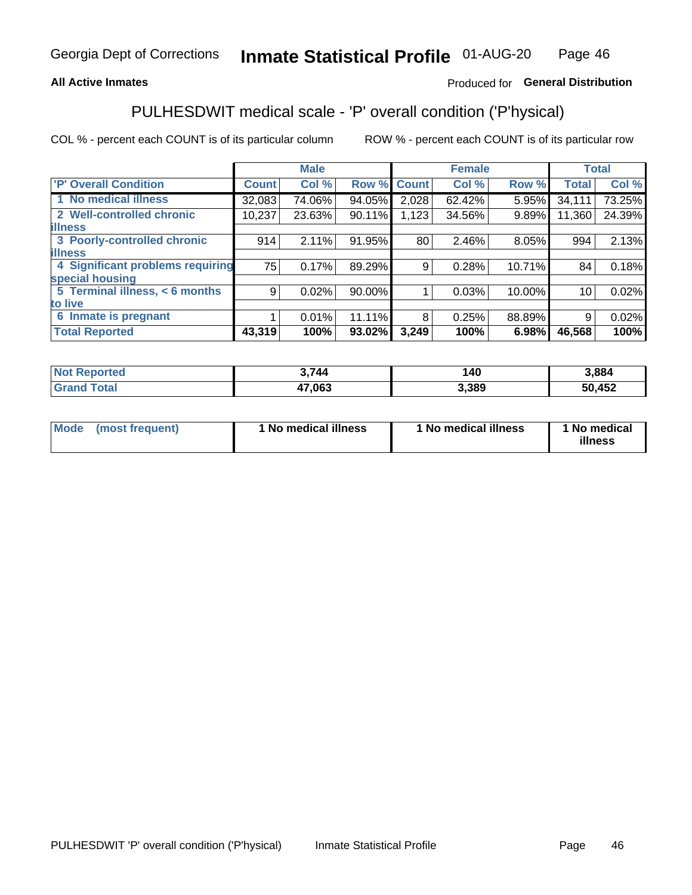Georgia Dept of Corrections **Inmate Statistical Profile** 01-AUG-20

**All Active Inmates**

Produced for **General Distribution**

## PULHESDWIT medical scale - 'P' overall condition ('P'hysical)

COL % - percent each COUNT is of its particular column ROW % - percent each COUNT is of its particular row

| | Male | | | Female | | | Total | |
|---|---|---|---|---|---|---|---|---|
| 'P' Overall Condition | Count | Col % | Row % | Count | Col % | Row % | Total | Col % |
| 1 No medical illness | 32,083 | 74.06% | 94.05% | 2,028 | 62.42% | 5.95% | 34,111 | 73.25% |
| 2 Well-controlled chronic illness | 10,237 | 23.63% | 90.11% | 1,123 | 34.56% | 9.89% | 11,360 | 24.39% |
| 3 Poorly-controlled chronic illness | 914 | 2.11% | 91.95% | 80 | 2.46% | 8.05% | 994 | 2.13% |
| 4 Significant problems requiring special housing | 75 | 0.17% | 89.29% | 9 | 0.28% | 10.71% | 84 | 0.18% |
| 5 Terminal illness, < 6 months to live | 9 | 0.02% | 90.00% | 1 | 0.03% | 10.00% | 10 | 0.02% |
| 6 Inmate is pregnant | 1 | 0.01% | 11.11% | 8 | 0.25% | 88.89% | 9 | 0.02% |
| **Total Reported** | **43,319** | **100%** | **93.02%** | **3,249** | **100%** | **6.98%** | **46,568** | **100%** |

| | Male | Female | Total |
|---|---|---|---|
| Not Reported | 3,744 | 140 | 3,884 |
| Grand Total | 47,063 | 3,389 | 50,452 |

| | Male | Female | Total |
|---|---|---|---|
| Mode (most frequent) | 1 No medical illness | 1 No medical illness | 1 No medical illness |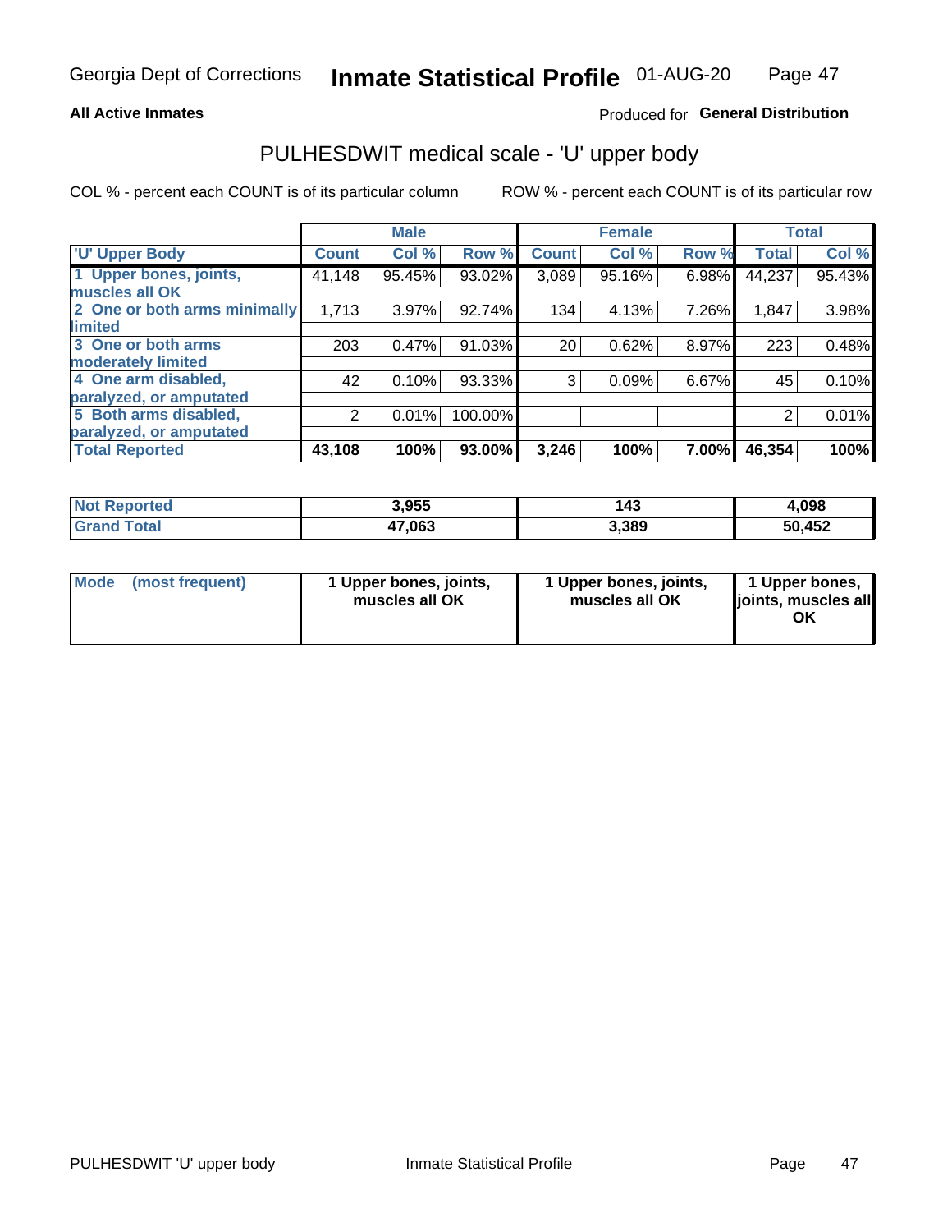Georgia Dept of Corrections **Inmate Statistical Profile** 01-AUG-20

**All Active Inmates**

Produced for **General Distribution**

## PULHESDWIT medical scale - 'U' upper body

COL % - percent each COUNT is of its particular column

ROW % - percent each COUNT is of its particular row

| | Male | | | Female | | | Total | |
|---|---|---|---|---|---|---|---|---|
| 'U' Upper Body | Count | Col % | Row % | Count | Col % | Row % | Total | Col % |
| 1 Upper bones, joints, muscles all OK | 41,148 | 95.45% | 93.02% | 3,089 | 95.16% | 6.98% | 44,237 | 95.43% |
| 2 One or both arms minimally limited | 1,713 | 3.97% | 92.74% | 134 | 4.13% | 7.26% | 1,847 | 3.98% |
| 3 One or both arms moderately limited | 203 | 0.47% | 91.03% | 20 | 0.62% | 8.97% | 223 | 0.48% |
| 4 One arm disabled, paralyzed, or amputated | 42 | 0.10% | 93.33% | 3 | 0.09% | 6.67% | 45 | 0.10% |
| 5 Both arms disabled, paralyzed, or amputated | 2 | 0.01% | 100.00% | | | | 2 | 0.01% |
| **Total Reported** | **43,108** | **100%** | **93.00%** | **3,246** | **100%** | **7.00%** | **46,354** | **100%** |

| | Male | Female | Total |
|---|---|---|---|
| Not Reported | 3,955 | 143 | 4,098 |
| Grand Total | 47,063 | 3,389 | 50,452 |

| | Male | Female | Total |
|---|---|---|---|
| Mode (most frequent) | 1 Upper bones, joints, muscles all OK | 1 Upper bones, joints, muscles all OK | 1 Upper bones, joints, muscles all OK |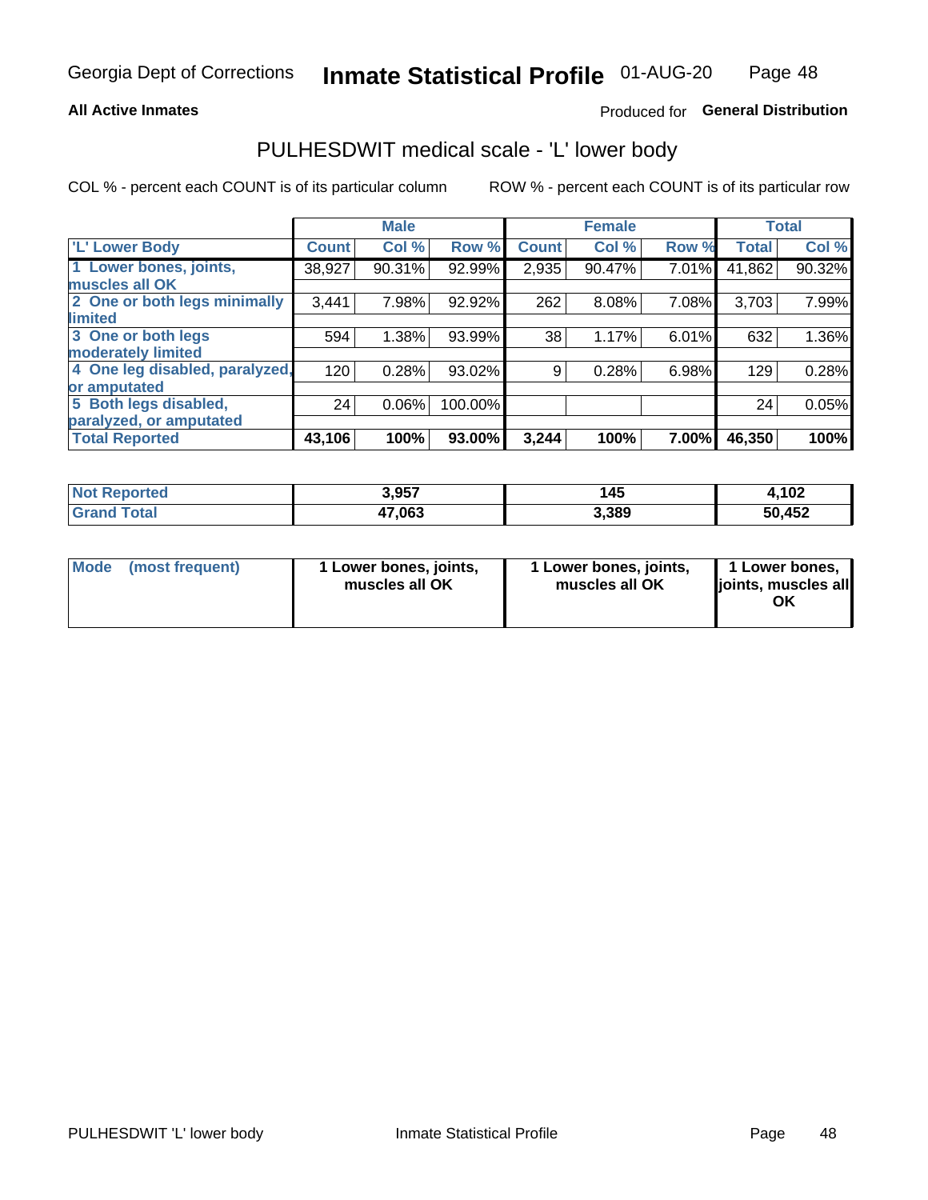Georgia Dept of Corrections **Inmate Statistical Profile** 01-AUG-20

**All Active Inmates**

Produced for **General Distribution**

## PULHESDWIT medical scale - 'L' lower body

COL % - percent each COUNT is of its particular column

ROW % - percent each COUNT is of its particular row

| | Male | | | Female | | | Total | |
|---|---|---|---|---|---|---|---|---|
| **'L' Lower Body** | **Count** | **Col %** | **Row %** | **Count** | **Col %** | **Row %** | **Total** | **Col %** |
| **1 Lower bones, joints, muscles all OK** | 38,927 | 90.31% | 92.99% | 2,935 | 90.47% | 7.01% | 41,862 | 90.32% |
| **2 One or both legs minimally limited** | 3,441 | 7.98% | 92.92% | 262 | 8.08% | 7.08% | 3,703 | 7.99% |
| **3 One or both legs moderately limited** | 594 | 1.38% | 93.99% | 38 | 1.17% | 6.01% | 632 | 1.36% |
| **4 One leg disabled, paralyzed, or amputated** | 120 | 0.28% | 93.02% | 9 | 0.28% | 6.98% | 129 | 0.28% |
| **5 Both legs disabled, paralyzed, or amputated** | 24 | 0.06% | 100.00% | | | | 24 | 0.05% |
| **Total Reported** | **43,106** | **100%** | **93.00%** | **3,244** | **100%** | **7.00%** | **46,350** | **100%** |

| | Male | Female | Total |
|---|---|---|---|
| **Not Reported** | **3,957** | **145** | **4,102** |
| **Grand Total** | **47,063** | **3,389** | **50,452** |

| | Male | Female | Total |
|---|---|---|---|
| **Mode (most frequent)** | **1 Lower bones, joints, muscles all OK** | **1 Lower bones, joints, muscles all OK** | **1 Lower bones, joints, muscles all OK** |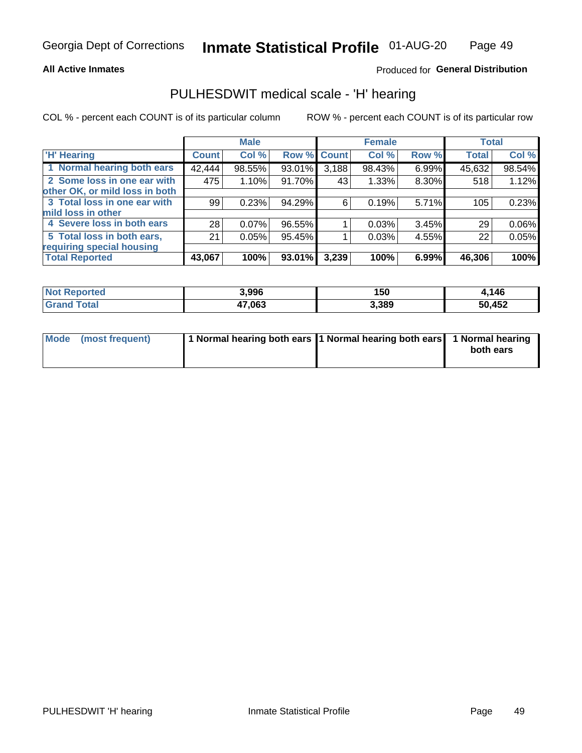Georgia Dept of Corrections **Inmate Statistical Profile** 01-AUG-20

**All Active Inmates**

Produced for **General Distribution**

## PULHESDWIT medical scale - 'H' hearing

COL % - percent each COUNT is of its particular column

ROW % - percent each COUNT is of its particular row

| | Male | | | Female | | | Total | |
|---|---|---|---|---|---|---|---|---|
| 'H' Hearing | Count | Col % | Row % | Count | Col % | Row % | Total | Col % |
| 1 Normal hearing both ears | 42,444 | 98.55% | 93.01% | 3,188 | 98.43% | 6.99% | 45,632 | 98.54% |
| 2 Some loss in one ear with other OK, or mild loss in both | 475 | 1.10% | 91.70% | 43 | 1.33% | 8.30% | 518 | 1.12% |
| 3 Total loss in one ear with mild loss in other | 99 | 0.23% | 94.29% | 6 | 0.19% | 5.71% | 105 | 0.23% |
| 4 Severe loss in both ears | 28 | 0.07% | 96.55% | 1 | 0.03% | 3.45% | 29 | 0.06% |
| 5 Total loss in both ears, requiring special housing | 21 | 0.05% | 95.45% | 1 | 0.03% | 4.55% | 22 | 0.05% |
| **Total Reported** | **43,067** | **100%** | **93.01%** | **3,239** | **100%** | **6.99%** | **46,306** | **100%** |

| | Male | Female | Total |
|---|---|---|---|
| Not Reported | 3,996 | 150 | 4,146 |
| Grand Total | 47,063 | 3,389 | 50,452 |

| | Male | Female | Total |
|---|---|---|---|
| Mode (most frequent) | 1 Normal hearing both ears | 1 Normal hearing both ears | 1 Normal hearing both ears |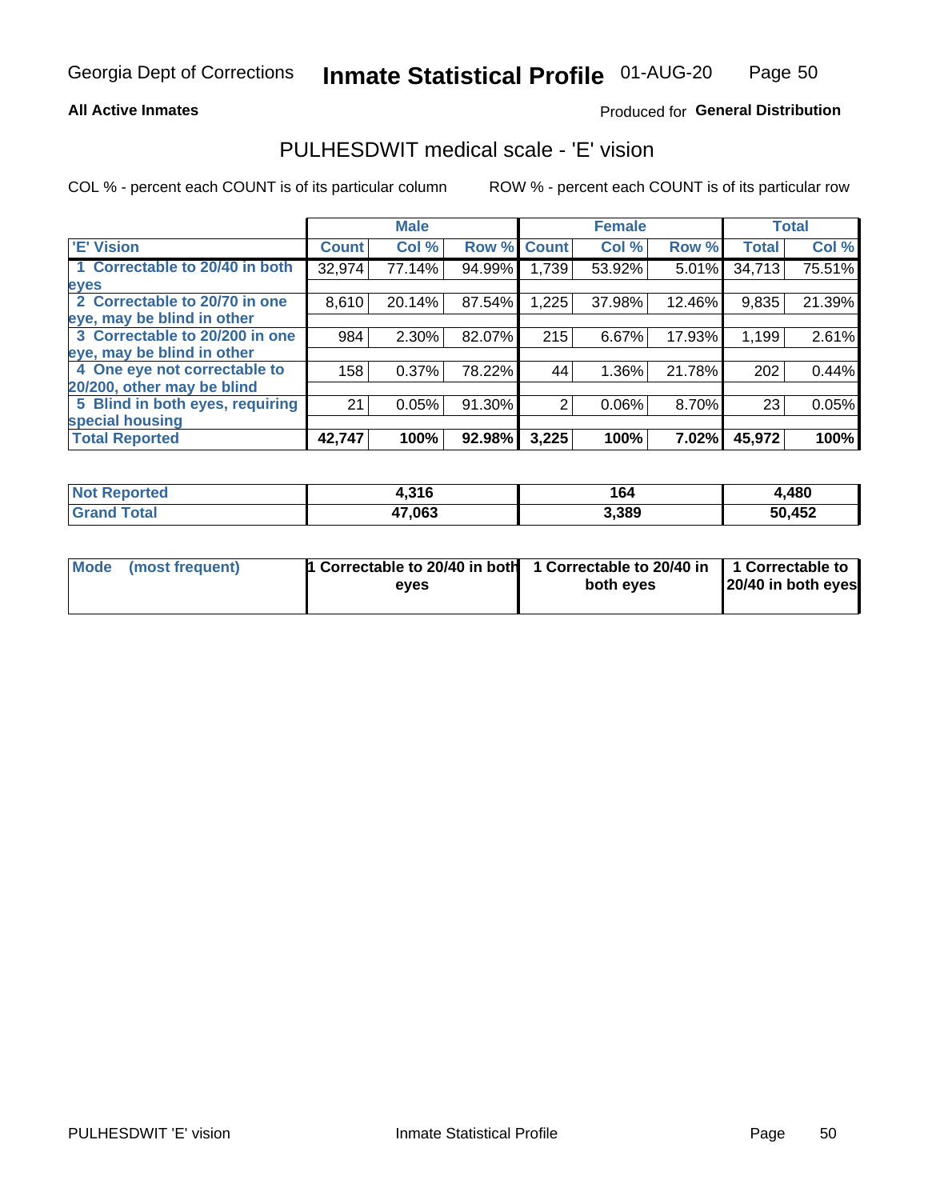Georgia Dept of Corrections **Inmate Statistical Profile** 01-AUG-20

**All Active Inmates**

Produced for **General Distribution**

## PULHESDWIT medical scale - 'E' vision

COL % - percent each COUNT is of its particular column

ROW % - percent each COUNT is of its particular row

| | Male | | | Female | | | Total | |
|---|---|---|---|---|---|---|---|---|
| 'E' Vision | Count | Col % | Row % | Count | Col % | Row % | Total | Col % |
| 1 Correctable to 20/40 in both eyes | 32,974 | 77.14% | 94.99% | 1,739 | 53.92% | 5.01% | 34,713 | 75.51% |
| 2 Correctable to 20/70 in one eye, may be blind in other | 8,610 | 20.14% | 87.54% | 1,225 | 37.98% | 12.46% | 9,835 | 21.39% |
| 3 Correctable to 20/200 in one eye, may be blind in other | 984 | 2.30% | 82.07% | 215 | 6.67% | 17.93% | 1,199 | 2.61% |
| 4 One eye not correctable to 20/200, other may be blind | 158 | 0.37% | 78.22% | 44 | 1.36% | 21.78% | 202 | 0.44% |
| 5 Blind in both eyes, requiring special housing | 21 | 0.05% | 91.30% | 2 | 0.06% | 8.70% | 23 | 0.05% |
| **Total Reported** | **42,747** | **100%** | **92.98%** | **3,225** | **100%** | **7.02%** | **45,972** | **100%** |

| | Male | Female | Total |
|---|---|---|---|
| **Not Reported** | **4,316** | **164** | **4,480** |
| **Grand Total** | **47,063** | **3,389** | **50,452** |

| | Male | Female | Total |
|---|---|---|---|
| **Mode (most frequent)** | **1 Correctable to 20/40 in both eyes** | **1 Correctable to 20/40 in both eyes** | **1 Correctable to 20/40 in both eyes** |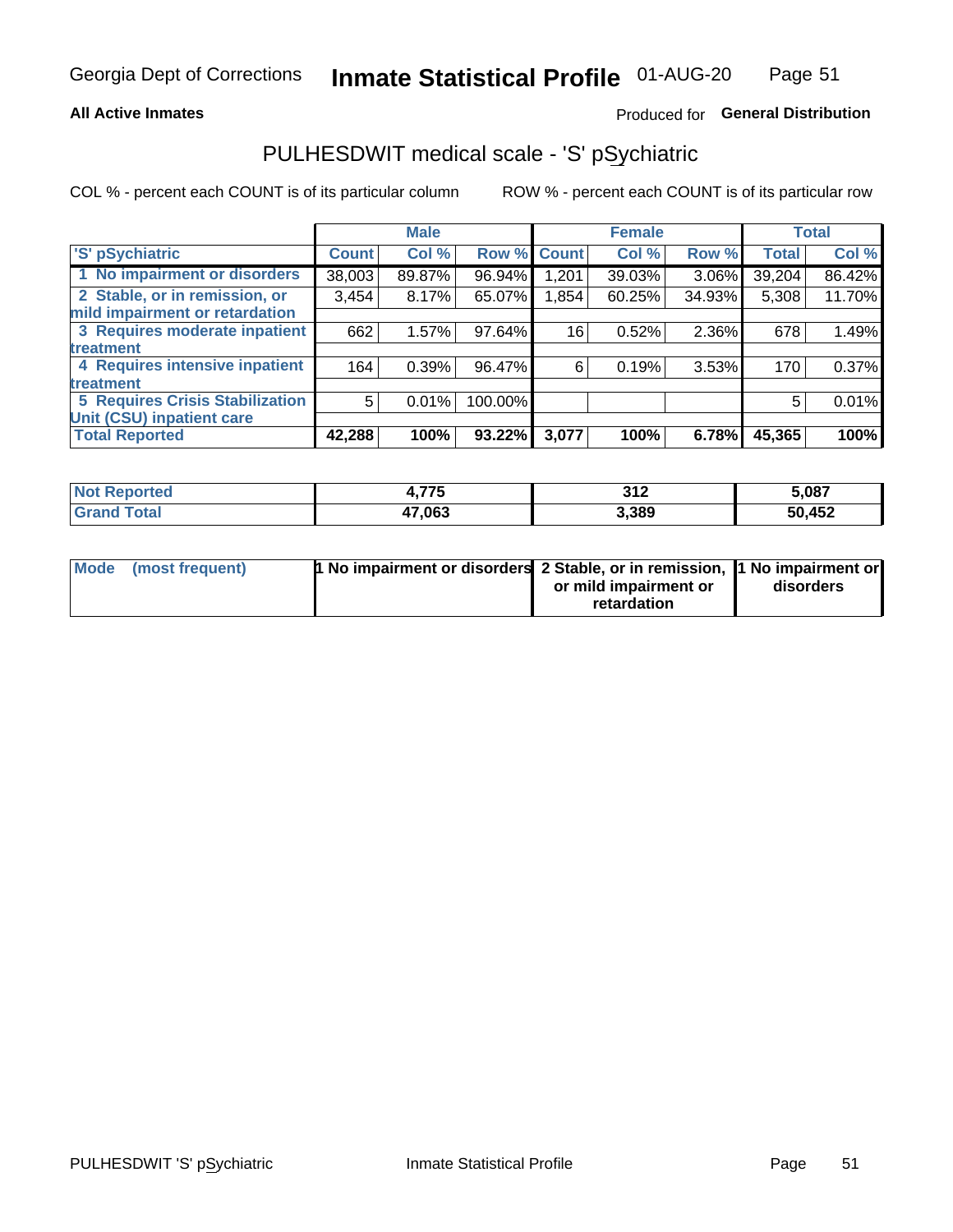Georgia Dept of Corrections **Inmate Statistical Profile** 01-AUG-20

**All Active Inmates** Produced for **General Distribution**

## PULHESDWIT medical scale - 'S' pSychiatric

COL % - percent each COUNT is of its particular column    ROW % - percent each COUNT is of its particular row

| 'S' pSychiatric | Male | | | Female | | | Total | |
|---|---|---|---|---|---|---|---|---|
| | Count | Col % | Row % | Count | Col % | Row % | Total | Col % |
| 1 No impairment or disorders | 38,003 | 89.87% | 96.94% | 1,201 | 39.03% | 3.06% | 39,204 | 86.42% |
| 2 Stable, or in remission, or mild impairment or retardation | 3,454 | 8.17% | 65.07% | 1,854 | 60.25% | 34.93% | 5,308 | 11.70% |
| 3 Requires moderate inpatient treatment | 662 | 1.57% | 97.64% | 16 | 0.52% | 2.36% | 678 | 1.49% |
| 4 Requires intensive inpatient treatment | 164 | 0.39% | 96.47% | 6 | 0.19% | 3.53% | 170 | 0.37% |
| 5 Requires Crisis Stabilization Unit (CSU) inpatient care | 5 | 0.01% | 100.00% | | | | 5 | 0.01% |
| **Total Reported** | **42,288** | **100%** | **93.22%** | **3,077** | **100%** | **6.78%** | **45,365** | **100%** |

| | Male | Female | Total |
|---|---|---|---|
| Not Reported | 4,775 | 312 | 5,087 |
| Grand Total | 47,063 | 3,389 | 50,452 |

| | Male | Female | Total |
|---|---|---|---|
| Mode (most frequent) | 1 No impairment or disorders | 2 Stable, or in remission, or mild impairment or retardation | 1 No impairment or disorders |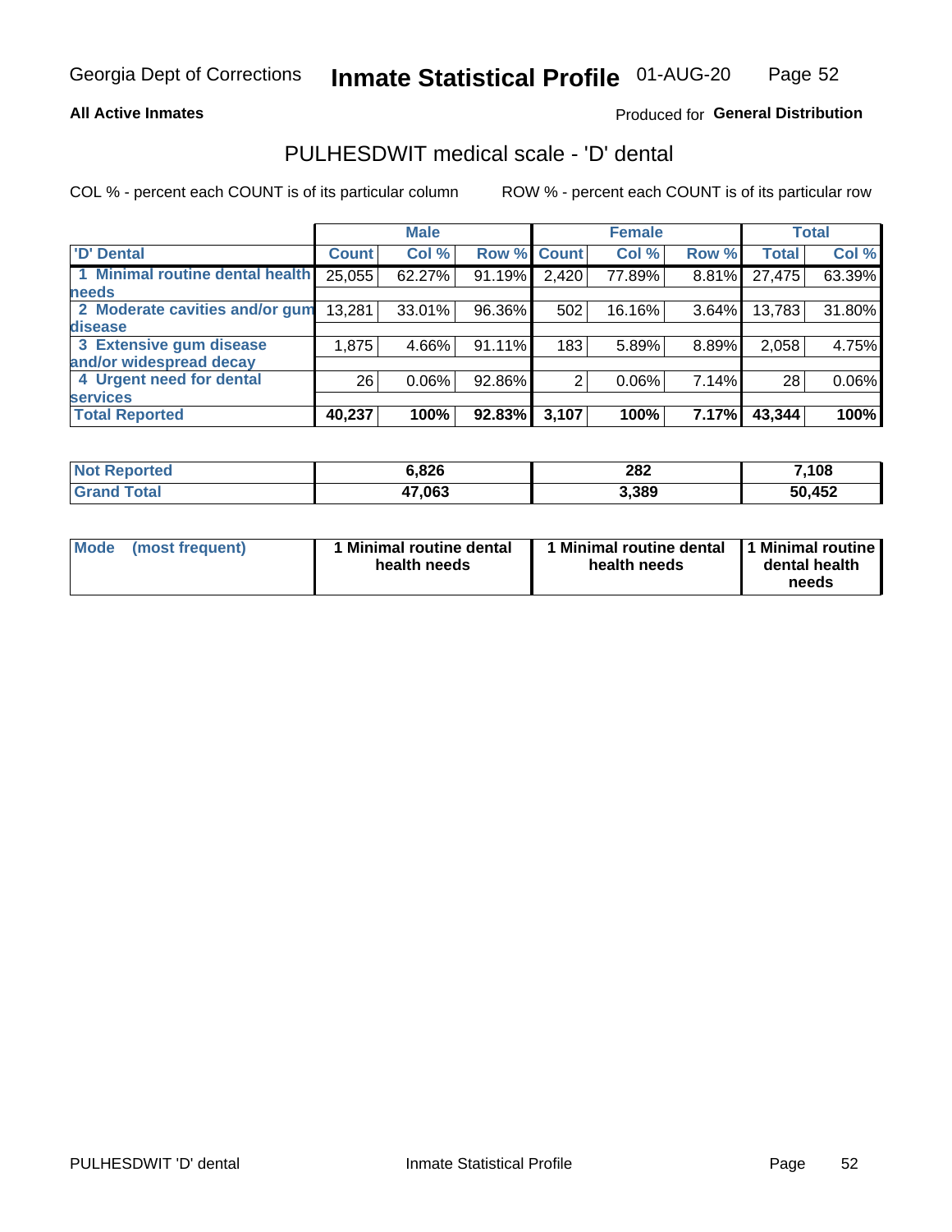**All Active Inmates**

Produced for **General Distribution**

# PULHESDWIT medical scale - 'D' dental

COL % - percent each COUNT is of its particular column

ROW % - percent each COUNT is of its particular row

| | Male | | | Female | | | Total | |
|---|---|---|---|---|---|---|---|---|
| 'D' Dental | Count | Col % | Row % | Count | Col % | Row % | Total | Col % |
| 1 Minimal routine dental health needs | 25,055 | 62.27% | 91.19% | 2,420 | 77.89% | 8.81% | 27,475 | 63.39% |
| 2 Moderate cavities and/or gum disease | 13,281 | 33.01% | 96.36% | 502 | 16.16% | 3.64% | 13,783 | 31.80% |
| 3 Extensive gum disease and/or widespread decay | 1,875 | 4.66% | 91.11% | 183 | 5.89% | 8.89% | 2,058 | 4.75% |
| 4 Urgent need for dental services | 26 | 0.06% | 92.86% | 2 | 0.06% | 7.14% | 28 | 0.06% |
| **Total Reported** | **40,237** | **100%** | **92.83%** | **3,107** | **100%** | **7.17%** | **43,344** | **100%** |

| | Male | Female | Total |
|---|---|---|---|
| Not Reported | 6,826 | 282 | 7,108 |
| Grand Total | 47,063 | 3,389 | 50,452 |

| | Male | Female | Total |
|---|---|---|---|
| Mode (most frequent) | 1 Minimal routine dental health needs | 1 Minimal routine dental health needs | 1 Minimal routine dental health needs |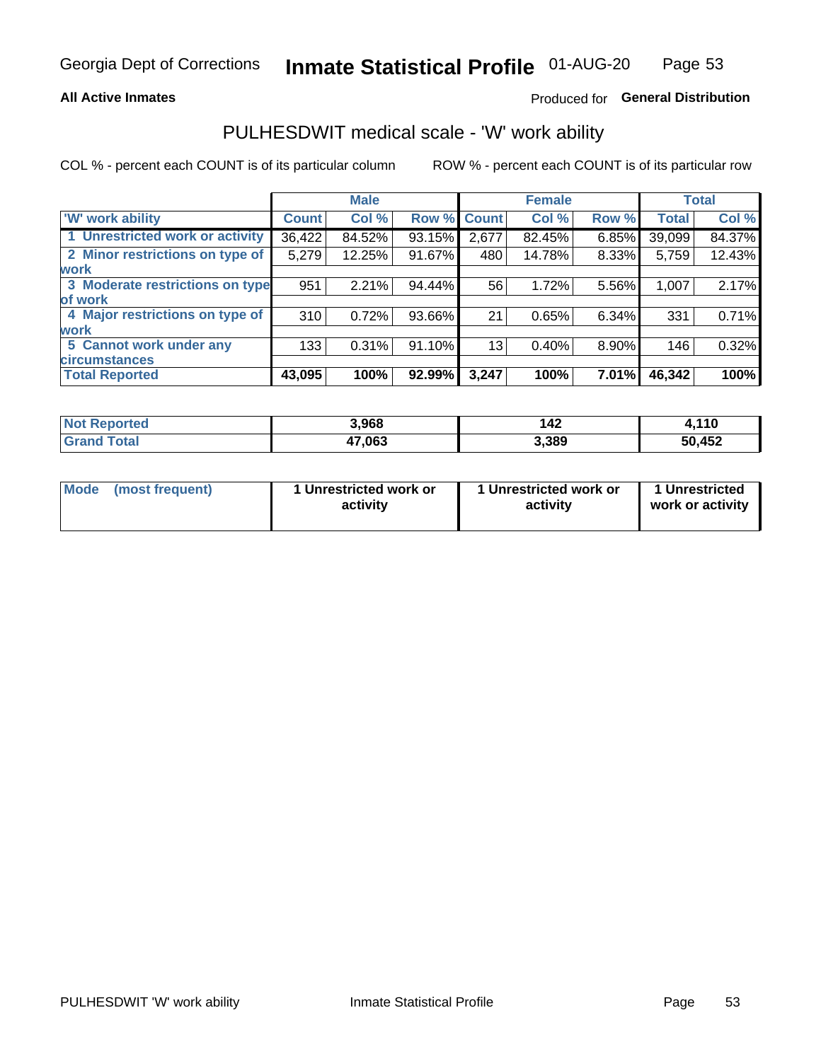Georgia Dept of Corrections **Inmate Statistical Profile** 01-AUG-20

**All Active Inmates**

Produced for **General Distribution**

## PULHESDWIT medical scale - 'W' work ability

COL % - percent each COUNT is of its particular column ROW % - percent each COUNT is of its particular row

| | Male | | | Female | | | Total | |
|---|---|---|---|---|---|---|---|---|
| 'W' work ability | Count | Col % | Row % | Count | Col % | Row % | Total | Col % |
| 1 Unrestricted work or activity | 36,422 | 84.52% | 93.15% | 2,677 | 82.45% | 6.85% | 39,099 | 84.37% |
| 2 Minor restrictions on type of work | 5,279 | 12.25% | 91.67% | 480 | 14.78% | 8.33% | 5,759 | 12.43% |
| 3 Moderate restrictions on type of work | 951 | 2.21% | 94.44% | 56 | 1.72% | 5.56% | 1,007 | 2.17% |
| 4 Major restrictions on type of work | 310 | 0.72% | 93.66% | 21 | 0.65% | 6.34% | 331 | 0.71% |
| 5 Cannot work under any circumstances | 133 | 0.31% | 91.10% | 13 | 0.40% | 8.90% | 146 | 0.32% |
| **Total Reported** | **43,095** | **100%** | **92.99%** | **3,247** | **100%** | **7.01%** | **46,342** | **100%** |

| | Male | Female | Total |
|---|---|---|---|
| Not Reported | 3,968 | 142 | 4,110 |
| Grand Total | 47,063 | 3,389 | 50,452 |

| | Male | Female | Total |
|---|---|---|---|
| Mode (most frequent) | 1 Unrestricted work or activity | 1 Unrestricted work or activity | 1 Unrestricted work or activity |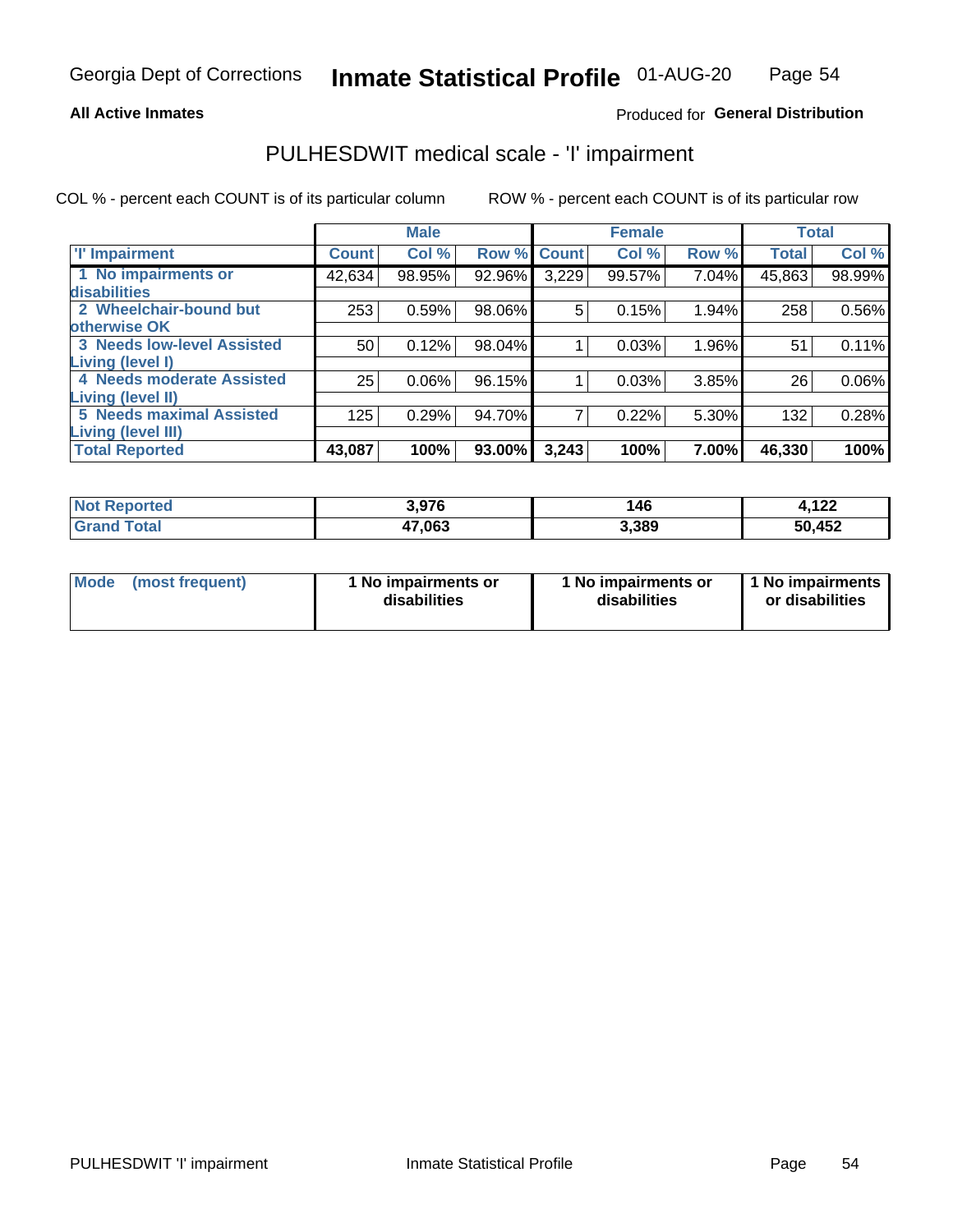Georgia Dept of Corrections **Inmate Statistical Profile** 01-AUG-20

**All Active Inmates**

Produced for **General Distribution**

# PULHESDWIT medical scale - 'I' impairment

COL % - percent each COUNT is of its particular column ROW % - percent each COUNT is of its particular row

| | Male | | | Female | | | Total | |
|---|---|---|---|---|---|---|---|---|
| 'I' Impairment | Count | Col % | Row % | Count | Col % | Row % | Total | Col % |
| 1 No impairments or disabilities | 42,634 | 98.95% | 92.96% | 3,229 | 99.57% | 7.04% | 45,863 | 98.99% |
| 2 Wheelchair-bound but otherwise OK | 253 | 0.59% | 98.06% | 5 | 0.15% | 1.94% | 258 | 0.56% |
| 3 Needs low-level Assisted Living (level I) | 50 | 0.12% | 98.04% | 1 | 0.03% | 1.96% | 51 | 0.11% |
| 4 Needs moderate Assisted Living (level II) | 25 | 0.06% | 96.15% | 1 | 0.03% | 3.85% | 26 | 0.06% |
| 5 Needs maximal Assisted Living (level III) | 125 | 0.29% | 94.70% | 7 | 0.22% | 5.30% | 132 | 0.28% |
| **Total Reported** | **43,087** | **100%** | **93.00%** | **3,243** | **100%** | **7.00%** | **46,330** | **100%** |

| | Male | Female | Total |
|---|---|---|---|
| Not Reported | 3,976 | 146 | 4,122 |
| Grand Total | 47,063 | 3,389 | 50,452 |

| | Male | Female | Total |
|---|---|---|---|
| Mode (most frequent) | 1 No impairments or disabilities | 1 No impairments or disabilities | 1 No impairments or disabilities |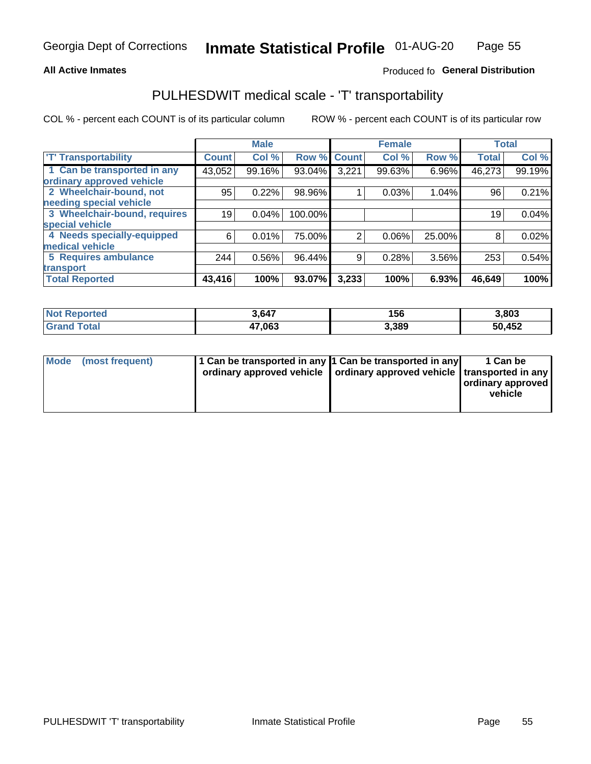Georgia Dept of Corrections **Inmate Statistical Profile** 01-AUG-20

**All Active Inmates**

Produced fo **General Distribution**

## PULHESDWIT medical scale - 'T' transportability

COL % - percent each COUNT is of its particular column

ROW % - percent each COUNT is of its particular row

| | Male | | | Female | | | Total | |
|---|---|---|---|---|---|---|---|---|
| 'T' Transportability | Count | Col % | Row % | Count | Col % | Row % | Total | Col % |
| 1 Can be transported in any ordinary approved vehicle | 43,052 | 99.16% | 93.04% | 3,221 | 99.63% | 6.96% | 46,273 | 99.19% |
| 2 Wheelchair-bound, not needing special vehicle | 95 | 0.22% | 98.96% | 1 | 0.03% | 1.04% | 96 | 0.21% |
| 3 Wheelchair-bound, requires special vehicle | 19 | 0.04% | 100.00% | | | | 19 | 0.04% |
| 4 Needs specially-equipped medical vehicle | 6 | 0.01% | 75.00% | 2 | 0.06% | 25.00% | 8 | 0.02% |
| 5 Requires ambulance transport | 244 | 0.56% | 96.44% | 9 | 0.28% | 3.56% | 253 | 0.54% |
| **Total Reported** | **43,416** | **100%** | **93.07%** | **3,233** | **100%** | **6.93%** | **46,649** | **100%** |

| | Male | Female | Total |
|---|---|---|---|
| Not Reported | 3,647 | 156 | 3,803 |
| Grand Total | 47,063 | 3,389 | 50,452 |

| | Male | Female | Total |
|---|---|---|---|
| Mode (most frequent) | 1 Can be transported in any ordinary approved vehicle | 1 Can be transported in any ordinary approved vehicle | 1 Can be transported in any ordinary approved vehicle |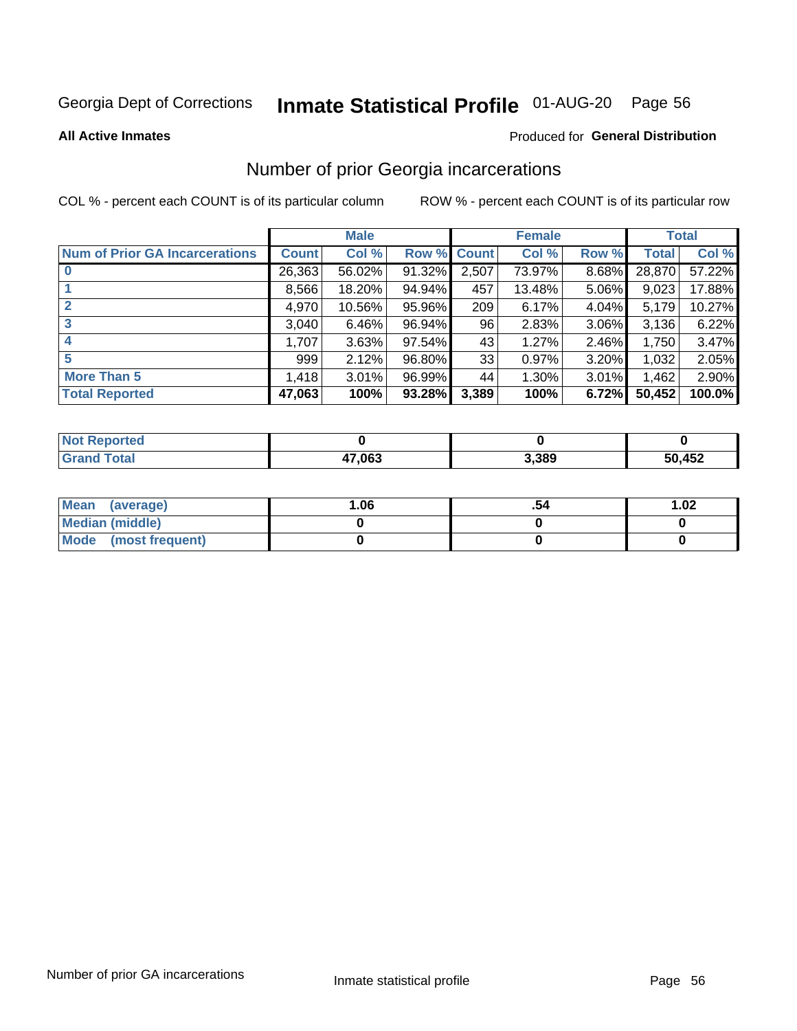Georgia Dept of Corrections **Inmate Statistical Profile** 01-AUG-20

**All Active Inmates**

Produced for **General Distribution**

## Number of prior Georgia incarcerations

COL % - percent each COUNT is of its particular column

ROW % - percent each COUNT is of its particular row

| | Male | | | Female | | | Total | |
|---|---|---|---|---|---|---|---|---|
| **Num of Prior GA Incarcerations** | **Count** | **Col %** | **Row %** | **Count** | **Col %** | **Row %** | **Total** | **Col %** |
| **0** | 26,363 | 56.02% | 91.32% | 2,507 | 73.97% | 8.68% | 28,870 | 57.22% |
| **1** | 8,566 | 18.20% | 94.94% | 457 | 13.48% | 5.06% | 9,023 | 17.88% |
| **2** | 4,970 | 10.56% | 95.96% | 209 | 6.17% | 4.04% | 5,179 | 10.27% |
| **3** | 3,040 | 6.46% | 96.94% | 96 | 2.83% | 3.06% | 3,136 | 6.22% |
| **4** | 1,707 | 3.63% | 97.54% | 43 | 1.27% | 2.46% | 1,750 | 3.47% |
| **5** | 999 | 2.12% | 96.80% | 33 | 0.97% | 3.20% | 1,032 | 2.05% |
| **More Than 5** | 1,418 | 3.01% | 96.99% | 44 | 1.30% | 3.01% | 1,462 | 2.90% |
| **Total Reported** | **47,063** | **100%** | **93.28%** | **3,389** | **100%** | **6.72%** | **50,452** | **100.0%** |

| | Male | Female | Total |
|---|---|---|---|
| **Not Reported** | **0** | **0** | **0** |
| **Grand Total** | **47,063** | **3,389** | **50,452** |

| | Male | Female | Total |
|---|---|---|---|
| **Mean (average)** | **1.06** | **.54** | **1.02** |
| **Median (middle)** | **0** | **0** | **0** |
| **Mode (most frequent)** | **0** | **0** | **0** |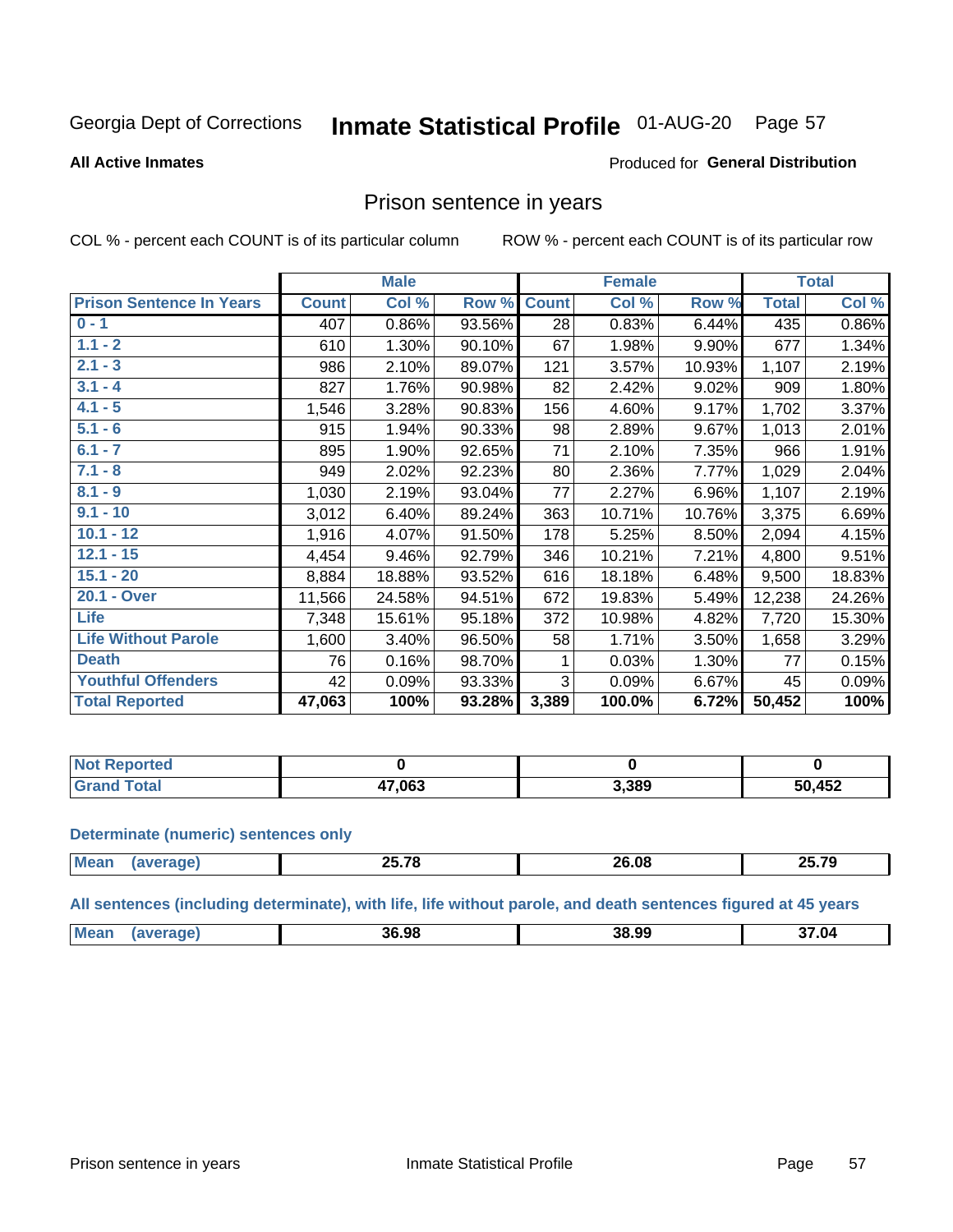Georgia Dept of Corrections **Inmate Statistical Profile** 01-AUG-20 Page 57

**All Active Inmates**

Produced for **General Distribution**

## Prison sentence in years

COL % - percent each COUNT is of its particular column     ROW % - percent each COUNT is of its particular row

| | Male | | | Female | | | Total | |
|---|---|---|---|---|---|---|---|---|
| **Prison Sentence In Years** | **Count** | **Col %** | **Row %** | **Count** | **Col %** | **Row %** | **Total** | **Col %** |
| **0 - 1** | 407 | 0.86% | 93.56% | 28 | 0.83% | 6.44% | 435 | 0.86% |
| **1.1 - 2** | 610 | 1.30% | 90.10% | 67 | 1.98% | 9.90% | 677 | 1.34% |
| **2.1 - 3** | 986 | 2.10% | 89.07% | 121 | 3.57% | 10.93% | 1,107 | 2.19% |
| **3.1 - 4** | 827 | 1.76% | 90.98% | 82 | 2.42% | 9.02% | 909 | 1.80% |
| **4.1 - 5** | 1,546 | 3.28% | 90.83% | 156 | 4.60% | 9.17% | 1,702 | 3.37% |
| **5.1 - 6** | 915 | 1.94% | 90.33% | 98 | 2.89% | 9.67% | 1,013 | 2.01% |
| **6.1 - 7** | 895 | 1.90% | 92.65% | 71 | 2.10% | 7.35% | 966 | 1.91% |
| **7.1 - 8** | 949 | 2.02% | 92.23% | 80 | 2.36% | 7.77% | 1,029 | 2.04% |
| **8.1 - 9** | 1,030 | 2.19% | 93.04% | 77 | 2.27% | 6.96% | 1,107 | 2.19% |
| **9.1 - 10** | 3,012 | 6.40% | 89.24% | 363 | 10.71% | 10.76% | 3,375 | 6.69% |
| **10.1 - 12** | 1,916 | 4.07% | 91.50% | 178 | 5.25% | 8.50% | 2,094 | 4.15% |
| **12.1 - 15** | 4,454 | 9.46% | 92.79% | 346 | 10.21% | 7.21% | 4,800 | 9.51% |
| **15.1 - 20** | 8,884 | 18.88% | 93.52% | 616 | 18.18% | 6.48% | 9,500 | 18.83% |
| **20.1 - Over** | 11,566 | 24.58% | 94.51% | 672 | 19.83% | 5.49% | 12,238 | 24.26% |
| **Life** | 7,348 | 15.61% | 95.18% | 372 | 10.98% | 4.82% | 7,720 | 15.30% |
| **Life Without Parole** | 1,600 | 3.40% | 96.50% | 58 | 1.71% | 3.50% | 1,658 | 3.29% |
| **Death** | 76 | 0.16% | 98.70% | 1 | 0.03% | 1.30% | 77 | 0.15% |
| **Youthful Offenders** | 42 | 0.09% | 93.33% | 3 | 0.09% | 6.67% | 45 | 0.09% |
| **Total Reported** | **47,063** | **100%** | **93.28%** | **3,389** | **100.0%** | **6.72%** | **50,452** | **100%** |

| | Male | Female | Total |
|---|---|---|---|
| **Not Reported** | **0** | **0** | **0** |
| **Grand Total** | **47,063** | **3,389** | **50,452** |

**Determinate (numeric) sentences only**

| | Male | Female | Total |
|---|---|---|---|
| **Mean (average)** | **25.78** | **26.08** | **25.79** |

**All sentences (including determinate), with life, life without parole, and death sentences figured at 45 years**

| | Male | Female | Total |
|---|---|---|---|
| **Mean (average)** | **36.98** | **38.99** | **37.04** |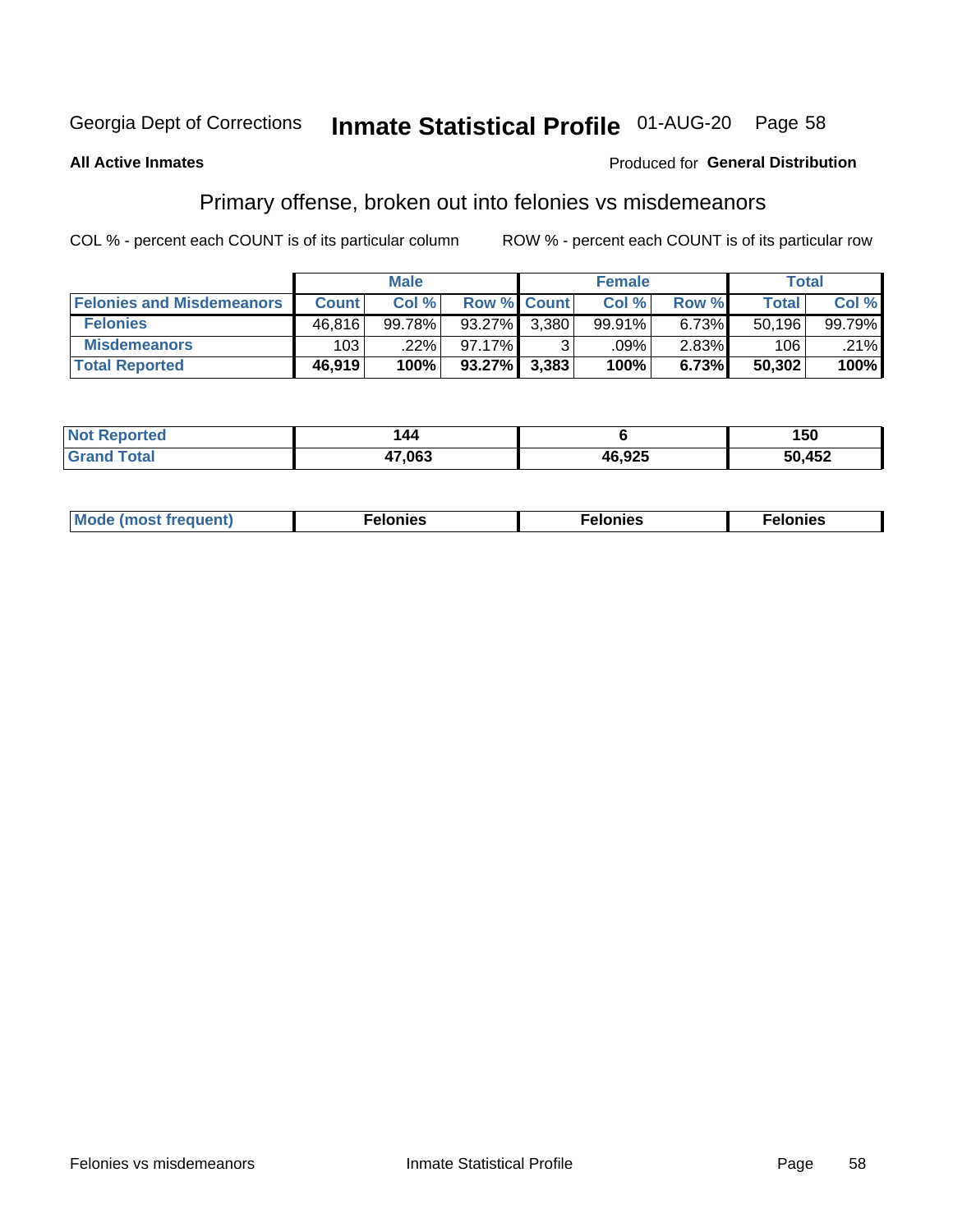Georgia Dept of Corrections **Inmate Statistical Profile** 01-AUG-20

**All Active Inmates**

Produced for **General Distribution**

## Primary offense, broken out into felonies vs misdemeanors

COL % - percent each COUNT is of its particular column

ROW % - percent each COUNT is of its particular row

| | Male | | | Female | | | Total | |
|---|---|---|---|---|---|---|---|---|
| **Felonies and Misdemeanors** | **Count** | **Col %** | **Row %** | **Count** | **Col %** | **Row %** | **Total** | **Col %** |
| **Felonies** | 46,816 | 99.78% | 93.27% | 3,380 | 99.91% | 6.73% | 50,196 | 99.79% |
| **Misdemeanors** | 103 | .22% | 97.17% | 3 | .09% | 2.83% | 106 | .21% |
| **Total Reported** | **46,919** | **100%** | **93.27%** | **3,383** | **100%** | **6.73%** | **50,302** | **100%** |

| | Male | Female | Total |
|---|---|---|---|
| **Not Reported** | **144** | **6** | **150** |
| **Grand Total** | **47,063** | **46,925** | **50,452** |

| | Male | Female | Total |
|---|---|---|---|
| **Mode (most frequent)** | **Felonies** | **Felonies** | **Felonies** |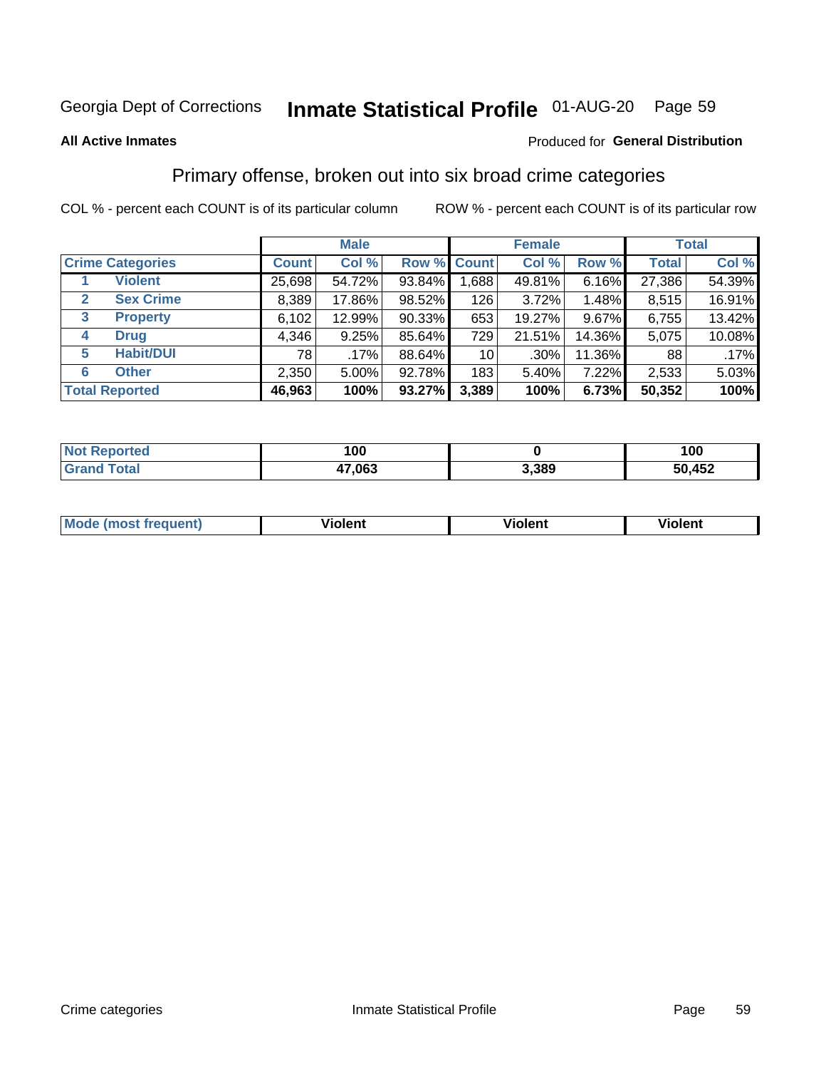Georgia Dept of Corrections **Inmate Statistical Profile** 01-AUG-20

**All Active Inmates**

Produced for **General Distribution**

## Primary offense, broken out into six broad crime categories

COL % - percent each COUNT is of its particular column ROW % - percent each COUNT is of its particular row

| | | Male | | | Female | | | Total | |
|---|---|---|---|---|---|---|---|---|---|
| **Crime Categories** | | **Count** | **Col %** | **Row %** | **Count** | **Col %** | **Row %** | **Total** | **Col %** |
| 1 | **Violent** | 25,698 | 54.72% | 93.84% | 1,688 | 49.81% | 6.16% | 27,386 | 54.39% |
| 2 | **Sex Crime** | 8,389 | 17.86% | 98.52% | 126 | 3.72% | 1.48% | 8,515 | 16.91% |
| 3 | **Property** | 6,102 | 12.99% | 90.33% | 653 | 19.27% | 9.67% | 6,755 | 13.42% |
| 4 | **Drug** | 4,346 | 9.25% | 85.64% | 729 | 21.51% | 14.36% | 5,075 | 10.08% |
| 5 | **Habit/DUI** | 78 | .17% | 88.64% | 10 | .30% | 11.36% | 88 | .17% |
| 6 | **Other** | 2,350 | 5.00% | 92.78% | 183 | 5.40% | 7.22% | 2,533 | 5.03% |
| **Total Reported** | | **46,963** | **100%** | **93.27%** | **3,389** | **100%** | **6.73%** | **50,352** | **100%** |

| | Male | Female | Total |
|---|---|---|---|
| **Not Reported** | **100** | **0** | **100** |
| **Grand Total** | **47,063** | **3,389** | **50,452** |

| | Male | Female | Total |
|---|---|---|---|
| **Mode (most frequent)** | **Violent** | **Violent** | **Violent** |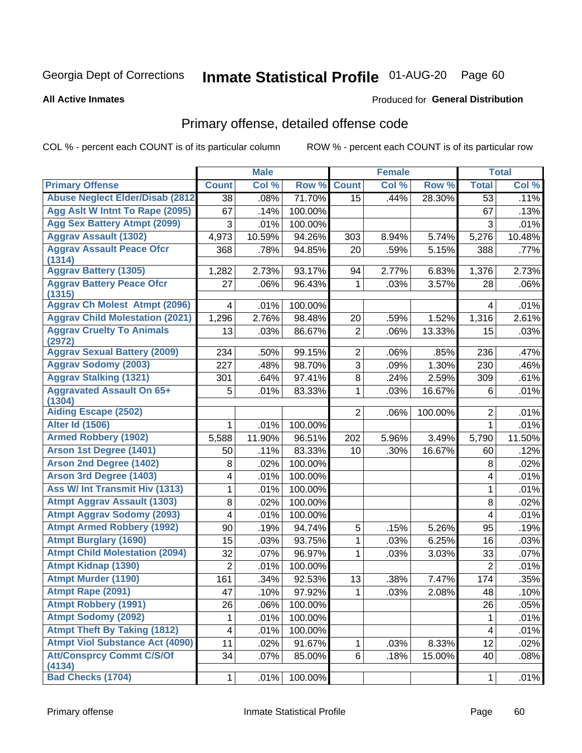Georgia Dept of Corrections **Inmate Statistical Profile** 01-AUG-20

**All Active Inmates**

Produced for **General Distribution**

## Primary offense, detailed offense code

COL % - percent each COUNT is of its particular column    ROW % - percent each COUNT is of its particular row

| | Male | | | Female | | | Total | |
|---|---|---|---|---|---|---|---|---|
| **Primary Offense** | **Count** | **Col %** | **Row %** | **Count** | **Col %** | **Row %** | **Total** | **Col %** |
| Abuse Neglect Elder/Disab (2812 | 38 | .08% | 71.70% | 15 | .44% | 28.30% | 53 | .11% |
| Agg Aslt W Intnt To Rape (2095) | 67 | .14% | 100.00% | | | | 67 | .13% |
| Agg Sex Battery Atmpt (2099) | 3 | .01% | 100.00% | | | | 3 | .01% |
| Aggrav Assault (1302) | 4,973 | 10.59% | 94.26% | 303 | 8.94% | 5.74% | 5,276 | 10.48% |
| Aggrav Assault Peace Ofcr (1314) | 368 | .78% | 94.85% | 20 | .59% | 5.15% | 388 | .77% |
| Aggrav Battery (1305) | 1,282 | 2.73% | 93.17% | 94 | 2.77% | 6.83% | 1,376 | 2.73% |
| Aggrav Battery Peace Ofcr (1315) | 27 | .06% | 96.43% | 1 | .03% | 3.57% | 28 | .06% |
| Aggrav Ch Molest Atmpt (2096) | 4 | .01% | 100.00% | | | | 4 | .01% |
| Aggrav Child Molestation (2021) | 1,296 | 2.76% | 98.48% | 20 | .59% | 1.52% | 1,316 | 2.61% |
| Aggrav Cruelty To Animals (2972) | 13 | .03% | 86.67% | 2 | .06% | 13.33% | 15 | .03% |
| Aggrav Sexual Battery (2009) | 234 | .50% | 99.15% | 2 | .06% | .85% | 236 | .47% |
| Aggrav Sodomy (2003) | 227 | .48% | 98.70% | 3 | .09% | 1.30% | 230 | .46% |
| Aggrav Stalking (1321) | 301 | .64% | 97.41% | 8 | .24% | 2.59% | 309 | .61% |
| Aggravated Assault On 65+ (1304) | 5 | .01% | 83.33% | 1 | .03% | 16.67% | 6 | .01% |
| Aiding Escape (2502) | | | | 2 | .06% | 100.00% | 2 | .01% |
| Alter Id (1506) | 1 | .01% | 100.00% | | | | 1 | .01% |
| Armed Robbery (1902) | 5,588 | 11.90% | 96.51% | 202 | 5.96% | 3.49% | 5,790 | 11.50% |
| Arson 1st Degree (1401) | 50 | .11% | 83.33% | 10 | .30% | 16.67% | 60 | .12% |
| Arson 2nd Degree (1402) | 8 | .02% | 100.00% | | | | 8 | .02% |
| Arson 3rd Degree (1403) | 4 | .01% | 100.00% | | | | 4 | .01% |
| Ass W/ Int Transmit Hiv (1313) | 1 | .01% | 100.00% | | | | 1 | .01% |
| Atmpt Aggrav Assault (1303) | 8 | .02% | 100.00% | | | | 8 | .02% |
| Atmpt Aggrav Sodomy (2093) | 4 | .01% | 100.00% | | | | 4 | .01% |
| Atmpt Armed Robbery (1992) | 90 | .19% | 94.74% | 5 | .15% | 5.26% | 95 | .19% |
| Atmpt Burglary (1690) | 15 | .03% | 93.75% | 1 | .03% | 6.25% | 16 | .03% |
| Atmpt Child Molestation (2094) | 32 | .07% | 96.97% | 1 | .03% | 3.03% | 33 | .07% |
| Atmpt Kidnap (1390) | 2 | .01% | 100.00% | | | | 2 | .01% |
| Atmpt Murder (1190) | 161 | .34% | 92.53% | 13 | .38% | 7.47% | 174 | .35% |
| Atmpt Rape (2091) | 47 | .10% | 97.92% | 1 | .03% | 2.08% | 48 | .10% |
| Atmpt Robbery (1991) | 26 | .06% | 100.00% | | | | 26 | .05% |
| Atmpt Sodomy (2092) | 1 | .01% | 100.00% | | | | 1 | .01% |
| Atmpt Theft By Taking (1812) | 4 | .01% | 100.00% | | | | 4 | .01% |
| Atmpt Viol Substance Act (4090) | 11 | .02% | 91.67% | 1 | .03% | 8.33% | 12 | .02% |
| Att/Consprcy Commt C/S/Of (4134) | 34 | .07% | 85.00% | 6 | .18% | 15.00% | 40 | .08% |
| Bad Checks (1704) | 1 | .01% | 100.00% | | | | 1 | .01% |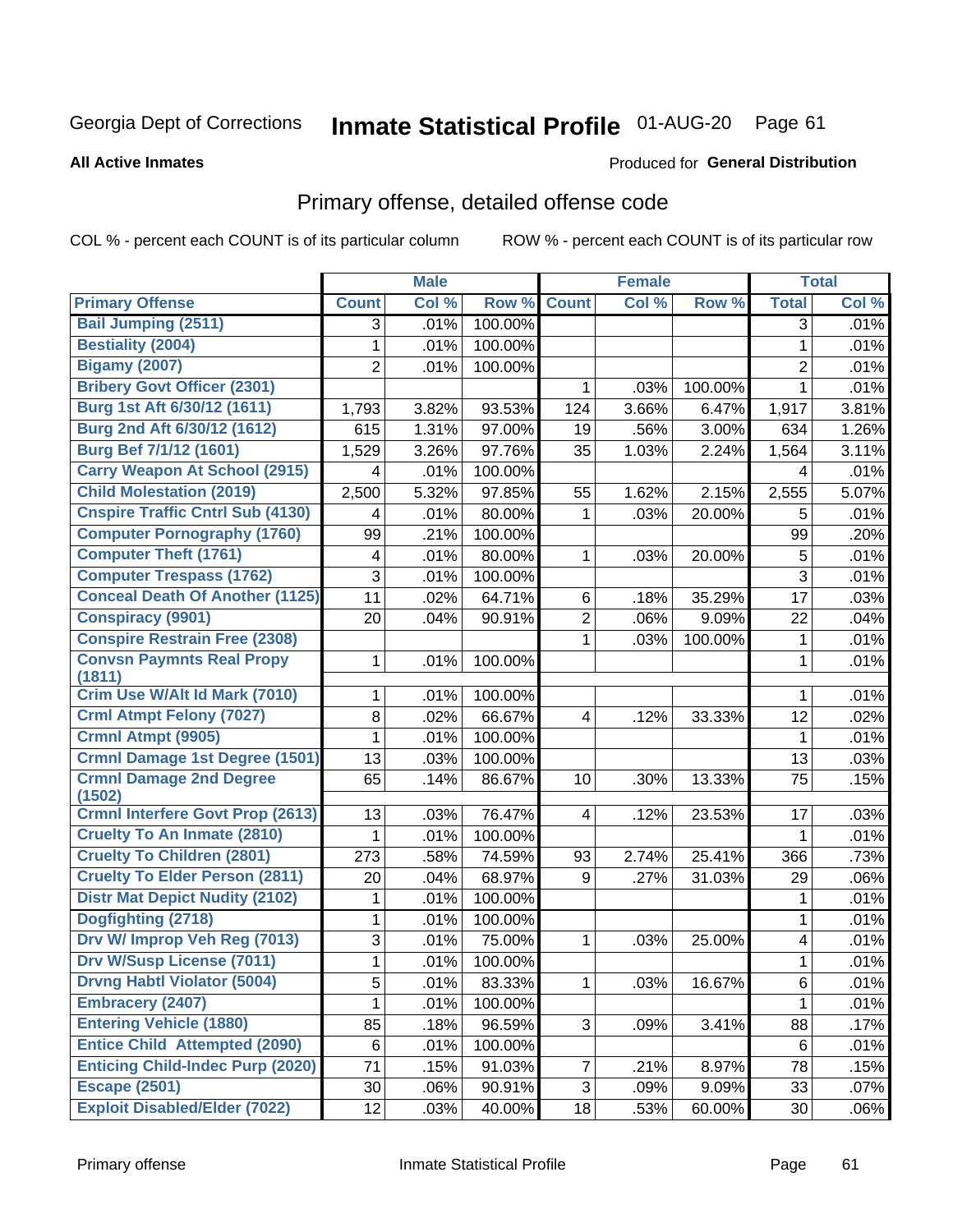Georgia Dept of Corrections **Inmate Statistical Profile** 01-AUG-20

**All Active Inmates**

Produced for **General Distribution**

## Primary offense, detailed offense code

COL % - percent each COUNT is of its particular column ROW % - percent each COUNT is of its particular row

| | Male | | | Female | | | Total | |
|---|---|---|---|---|---|---|---|---|
| Primary Offense | Count | Col % | Row % | Count | Col % | Row % | Total | Col % |
| Bail Jumping (2511) | 3 | .01% | 100.00% | | | | 3 | .01% |
| Bestiality (2004) | 1 | .01% | 100.00% | | | | 1 | .01% |
| Bigamy (2007) | 2 | .01% | 100.00% | | | | 2 | .01% |
| Bribery Govt Officer (2301) | | | | 1 | .03% | 100.00% | 1 | .01% |
| Burg 1st Aft 6/30/12 (1611) | 1,793 | 3.82% | 93.53% | 124 | 3.66% | 6.47% | 1,917 | 3.81% |
| Burg 2nd Aft 6/30/12 (1612) | 615 | 1.31% | 97.00% | 19 | .56% | 3.00% | 634 | 1.26% |
| Burg Bef 7/1/12 (1601) | 1,529 | 3.26% | 97.76% | 35 | 1.03% | 2.24% | 1,564 | 3.11% |
| Carry Weapon At School (2915) | 4 | .01% | 100.00% | | | | 4 | .01% |
| Child Molestation (2019) | 2,500 | 5.32% | 97.85% | 55 | 1.62% | 2.15% | 2,555 | 5.07% |
| Cnspire Traffic Cntrl Sub (4130) | 4 | .01% | 80.00% | 1 | .03% | 20.00% | 5 | .01% |
| Computer Pornography (1760) | 99 | .21% | 100.00% | | | | 99 | .20% |
| Computer Theft (1761) | 4 | .01% | 80.00% | 1 | .03% | 20.00% | 5 | .01% |
| Computer Trespass (1762) | 3 | .01% | 100.00% | | | | 3 | .01% |
| Conceal Death Of Another (1125) | 11 | .02% | 64.71% | 6 | .18% | 35.29% | 17 | .03% |
| Conspiracy (9901) | 20 | .04% | 90.91% | 2 | .06% | 9.09% | 22 | .04% |
| Conspire Restrain Free (2308) | | | | 1 | .03% | 100.00% | 1 | .01% |
| Convsn Paymnts Real Propy (1811) | 1 | .01% | 100.00% | | | | 1 | .01% |
| Crim Use W/Alt Id Mark (7010) | 1 | .01% | 100.00% | | | | 1 | .01% |
| Crml Atmpt Felony (7027) | 8 | .02% | 66.67% | 4 | .12% | 33.33% | 12 | .02% |
| Crmnl Atmpt (9905) | 1 | .01% | 100.00% | | | | 1 | .01% |
| Crmnl Damage 1st Degree (1501) | 13 | .03% | 100.00% | | | | 13 | .03% |
| Crmnl Damage 2nd Degree (1502) | 65 | .14% | 86.67% | 10 | .30% | 13.33% | 75 | .15% |
| Crmnl Interfere Govt Prop (2613) | 13 | .03% | 76.47% | 4 | .12% | 23.53% | 17 | .03% |
| Cruelty To An Inmate (2810) | 1 | .01% | 100.00% | | | | 1 | .01% |
| Cruelty To Children (2801) | 273 | .58% | 74.59% | 93 | 2.74% | 25.41% | 366 | .73% |
| Cruelty To Elder Person (2811) | 20 | .04% | 68.97% | 9 | .27% | 31.03% | 29 | .06% |
| Distr Mat Depict Nudity (2102) | 1 | .01% | 100.00% | | | | 1 | .01% |
| Dogfighting (2718) | 1 | .01% | 100.00% | | | | 1 | .01% |
| Drv W/ Improp Veh Reg (7013) | 3 | .01% | 75.00% | 1 | .03% | 25.00% | 4 | .01% |
| Drv W/Susp License (7011) | 1 | .01% | 100.00% | | | | 1 | .01% |
| Drvng Habtl Violator (5004) | 5 | .01% | 83.33% | 1 | .03% | 16.67% | 6 | .01% |
| Embracery (2407) | 1 | .01% | 100.00% | | | | 1 | .01% |
| Entering Vehicle (1880) | 85 | .18% | 96.59% | 3 | .09% | 3.41% | 88 | .17% |
| Entice Child Attempted (2090) | 6 | .01% | 100.00% | | | | 6 | .01% |
| Enticing Child-Indec Purp (2020) | 71 | .15% | 91.03% | 7 | .21% | 8.97% | 78 | .15% |
| Escape (2501) | 30 | .06% | 90.91% | 3 | .09% | 9.09% | 33 | .07% |
| Exploit Disabled/Elder (7022) | 12 | .03% | 40.00% | 18 | .53% | 60.00% | 30 | .06% |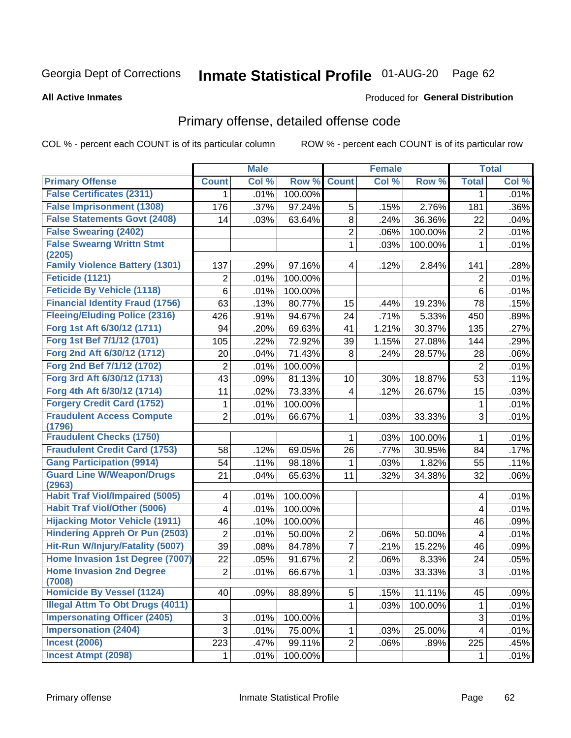Georgia Dept of Corrections **Inmate Statistical Profile** 01-AUG-20 Page 62

**All Active Inmates**

Produced for **General Distribution**

## Primary offense, detailed offense code

COL % - percent each COUNT is of its particular column

ROW % - percent each COUNT is of its particular row

| | Male | | | Female | | | Total | |
|---|---|---|---|---|---|---|---|---|
| **Primary Offense** | **Count** | **Col %** | **Row %** | **Count** | **Col %** | **Row %** | **Total** | **Col %** |
| False Certificates (2311) | 1 | .01% | 100.00% | | | | 1 | .01% |
| False Imprisonment (1308) | 176 | .37% | 97.24% | 5 | .15% | 2.76% | 181 | .36% |
| False Statements Govt (2408) | 14 | .03% | 63.64% | 8 | .24% | 36.36% | 22 | .04% |
| False Swearing (2402) | | | | 2 | .06% | 100.00% | 2 | .01% |
| False Swearng Writtn Stmt (2205) | | | | 1 | .03% | 100.00% | 1 | .01% |
| Family Violence Battery (1301) | 137 | .29% | 97.16% | 4 | .12% | 2.84% | 141 | .28% |
| Feticide (1121) | 2 | .01% | 100.00% | | | | 2 | .01% |
| Feticide By Vehicle (1118) | 6 | .01% | 100.00% | | | | 6 | .01% |
| Financial Identity Fraud (1756) | 63 | .13% | 80.77% | 15 | .44% | 19.23% | 78 | .15% |
| Fleeing/Eluding Police (2316) | 426 | .91% | 94.67% | 24 | .71% | 5.33% | 450 | .89% |
| Forg 1st Aft 6/30/12 (1711) | 94 | .20% | 69.63% | 41 | 1.21% | 30.37% | 135 | .27% |
| Forg 1st Bef 7/1/12 (1701) | 105 | .22% | 72.92% | 39 | 1.15% | 27.08% | 144 | .29% |
| Forg 2nd Aft 6/30/12 (1712) | 20 | .04% | 71.43% | 8 | .24% | 28.57% | 28 | .06% |
| Forg 2nd Bef 7/1/12 (1702) | 2 | .01% | 100.00% | | | | 2 | .01% |
| Forg 3rd Aft 6/30/12 (1713) | 43 | .09% | 81.13% | 10 | .30% | 18.87% | 53 | .11% |
| Forg 4th Aft 6/30/12 (1714) | 11 | .02% | 73.33% | 4 | .12% | 26.67% | 15 | .03% |
| Forgery Credit Card (1752) | 1 | .01% | 100.00% | | | | 1 | .01% |
| Fraudulent Access Compute (1796) | 2 | .01% | 66.67% | 1 | .03% | 33.33% | 3 | .01% |
| Fraudulent Checks (1750) | | | | 1 | .03% | 100.00% | 1 | .01% |
| Fraudulent Credit Card (1753) | 58 | .12% | 69.05% | 26 | .77% | 30.95% | 84 | .17% |
| Gang Participation (9914) | 54 | .11% | 98.18% | 1 | .03% | 1.82% | 55 | .11% |
| Guard Line W/Weapon/Drugs (2963) | 21 | .04% | 65.63% | 11 | .32% | 34.38% | 32 | .06% |
| Habit Traf Viol/Impaired (5005) | 4 | .01% | 100.00% | | | | 4 | .01% |
| Habit Traf Viol/Other (5006) | 4 | .01% | 100.00% | | | | 4 | .01% |
| Hijacking Motor Vehicle (1911) | 46 | .10% | 100.00% | | | | 46 | .09% |
| Hindering Appreh Or Pun (2503) | 2 | .01% | 50.00% | 2 | .06% | 50.00% | 4 | .01% |
| Hit-Run W/Injury/Fatality (5007) | 39 | .08% | 84.78% | 7 | .21% | 15.22% | 46 | .09% |
| Home Invasion 1st Degree (7007) | 22 | .05% | 91.67% | 2 | .06% | 8.33% | 24 | .05% |
| Home Invasion 2nd Degree (7008) | 2 | .01% | 66.67% | 1 | .03% | 33.33% | 3 | .01% |
| Homicide By Vessel (1124) | 40 | .09% | 88.89% | 5 | .15% | 11.11% | 45 | .09% |
| Illegal Attm To Obt Drugs (4011) | | | | 1 | .03% | 100.00% | 1 | .01% |
| Impersonating Officer (2405) | 3 | .01% | 100.00% | | | | 3 | .01% |
| Impersonation (2404) | 3 | .01% | 75.00% | 1 | .03% | 25.00% | 4 | .01% |
| Incest (2006) | 223 | .47% | 99.11% | 2 | .06% | .89% | 225 | .45% |
| Incest Atmpt (2098) | 1 | .01% | 100.00% | | | | 1 | .01% |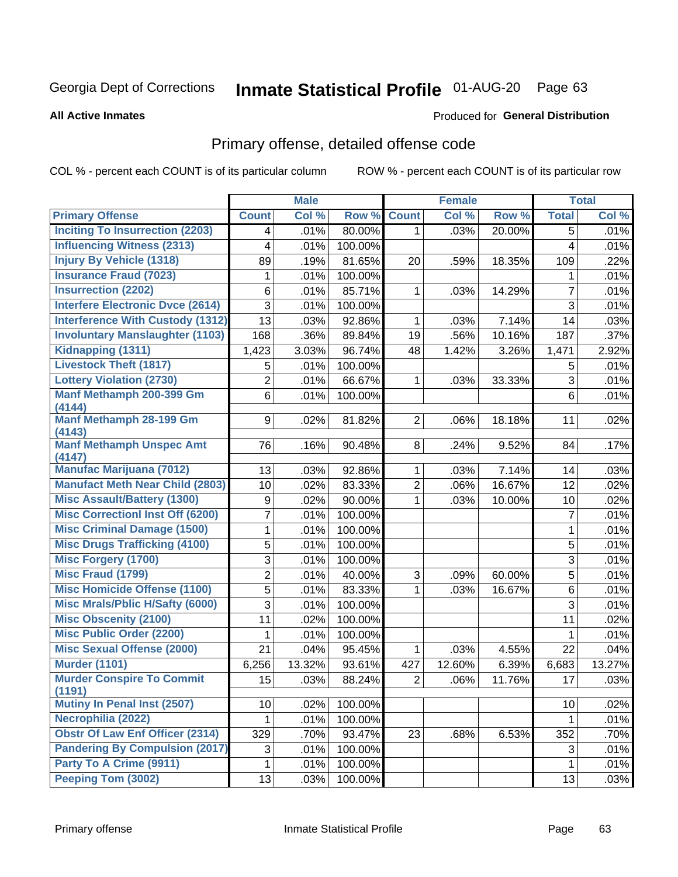Georgia Dept of Corrections **Inmate Statistical Profile** 01-AUG-20

**All Active Inmates**

Produced for **General Distribution**

## Primary offense, detailed offense code

COL % - percent each COUNT is of its particular column ROW % - percent each COUNT is of its particular row

| | Male | | | Female | | | Total | |
|---|---|---|---|---|---|---|---|---|
| **Primary Offense** | **Count** | **Col %** | **Row %** | **Count** | **Col %** | **Row %** | **Total** | **Col %** |
| Inciting To Insurrection (2203) | 4 | .01% | 80.00% | 1 | .03% | 20.00% | 5 | .01% |
| Influencing Witness (2313) | 4 | .01% | 100.00% | | | | 4 | .01% |
| Injury By Vehicle (1318) | 89 | .19% | 81.65% | 20 | .59% | 18.35% | 109 | .22% |
| Insurance Fraud (7023) | 1 | .01% | 100.00% | | | | 1 | .01% |
| Insurrection (2202) | 6 | .01% | 85.71% | 1 | .03% | 14.29% | 7 | .01% |
| Interfere Electronic Dvce (2614) | 3 | .01% | 100.00% | | | | 3 | .01% |
| Interference With Custody (1312) | 13 | .03% | 92.86% | 1 | .03% | 7.14% | 14 | .03% |
| Involuntary Manslaughter (1103) | 168 | .36% | 89.84% | 19 | .56% | 10.16% | 187 | .37% |
| Kidnapping (1311) | 1,423 | 3.03% | 96.74% | 48 | 1.42% | 3.26% | 1,471 | 2.92% |
| Livestock Theft (1817) | 5 | .01% | 100.00% | | | | 5 | .01% |
| Lottery Violation (2730) | 2 | .01% | 66.67% | 1 | .03% | 33.33% | 3 | .01% |
| Manf Methamph 200-399 Gm (4144) | 6 | .01% | 100.00% | | | | 6 | .01% |
| Manf Methamph 28-199 Gm (4143) | 9 | .02% | 81.82% | 2 | .06% | 18.18% | 11 | .02% |
| Manf Methamph Unspec Amt (4147) | 76 | .16% | 90.48% | 8 | .24% | 9.52% | 84 | .17% |
| Manufac Marijuana (7012) | 13 | .03% | 92.86% | 1 | .03% | 7.14% | 14 | .03% |
| Manufact Meth Near Child (2803) | 10 | .02% | 83.33% | 2 | .06% | 16.67% | 12 | .02% |
| Misc Assault/Battery (1300) | 9 | .02% | 90.00% | 1 | .03% | 10.00% | 10 | .02% |
| Misc Correctionl Inst Off (6200) | 7 | .01% | 100.00% | | | | 7 | .01% |
| Misc Criminal Damage (1500) | 1 | .01% | 100.00% | | | | 1 | .01% |
| Misc Drugs Trafficking (4100) | 5 | .01% | 100.00% | | | | 5 | .01% |
| Misc Forgery (1700) | 3 | .01% | 100.00% | | | | 3 | .01% |
| Misc Fraud (1799) | 2 | .01% | 40.00% | 3 | .09% | 60.00% | 5 | .01% |
| Misc Homicide Offense (1100) | 5 | .01% | 83.33% | 1 | .03% | 16.67% | 6 | .01% |
| Misc Mrals/Pblic H/Safty (6000) | 3 | .01% | 100.00% | | | | 3 | .01% |
| Misc Obscenity (2100) | 11 | .02% | 100.00% | | | | 11 | .02% |
| Misc Public Order (2200) | 1 | .01% | 100.00% | | | | 1 | .01% |
| Misc Sexual Offense (2000) | 21 | .04% | 95.45% | 1 | .03% | 4.55% | 22 | .04% |
| Murder (1101) | 6,256 | 13.32% | 93.61% | 427 | 12.60% | 6.39% | 6,683 | 13.27% |
| Murder Conspire To Commit (1191) | 15 | .03% | 88.24% | 2 | .06% | 11.76% | 17 | .03% |
| Mutiny In Penal Inst (2507) | 10 | .02% | 100.00% | | | | 10 | .02% |
| Necrophilia (2022) | 1 | .01% | 100.00% | | | | 1 | .01% |
| Obstr Of Law Enf Officer (2314) | 329 | .70% | 93.47% | 23 | .68% | 6.53% | 352 | .70% |
| Pandering By Compulsion (2017) | 3 | .01% | 100.00% | | | | 3 | .01% |
| Party To A Crime (9911) | 1 | .01% | 100.00% | | | | 1 | .01% |
| Peeping Tom (3002) | 13 | .03% | 100.00% | | | | 13 | .03% |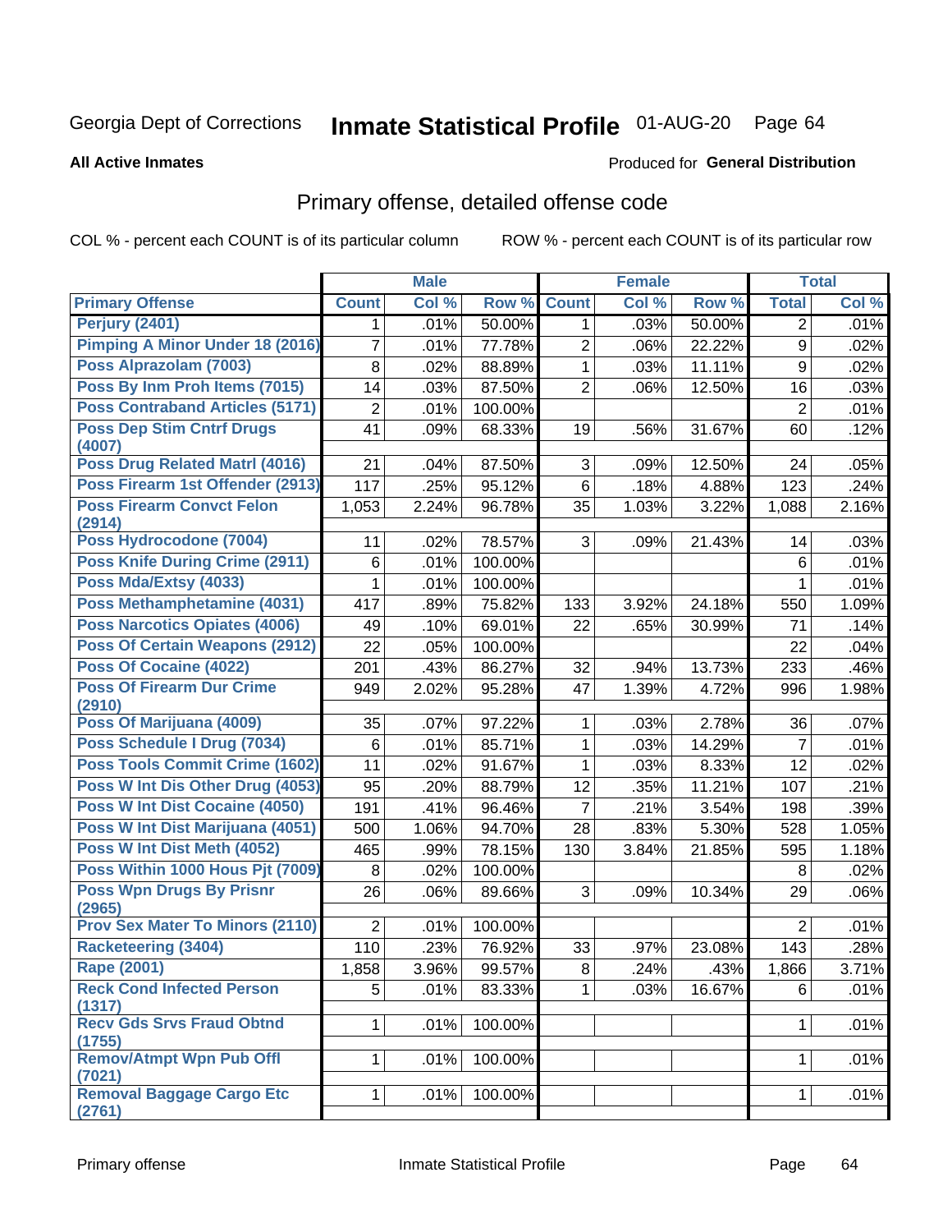Georgia Dept of Corrections **Inmate Statistical Profile** 01-AUG-20 Page 64

**All Active Inmates**

Produced for **General Distribution**

## Primary offense, detailed offense code

COL % - percent each COUNT is of its particular column ROW % - percent each COUNT is of its particular row

| | Male | | | Female | | | Total | |
|---|---|---|---|---|---|---|---|---|
| **Primary Offense** | **Count** | **Col %** | **Row %** | **Count** | **Col %** | **Row %** | **Total** | **Col %** |
| Perjury (2401) | 1 | .01% | 50.00% | 1 | .03% | 50.00% | 2 | .01% |
| Pimping A Minor Under 18 (2016) | 7 | .01% | 77.78% | 2 | .06% | 22.22% | 9 | .02% |
| Poss Alprazolam (7003) | 8 | .02% | 88.89% | 1 | .03% | 11.11% | 9 | .02% |
| Poss By Inm Proh Items (7015) | 14 | .03% | 87.50% | 2 | .06% | 12.50% | 16 | .03% |
| Poss Contraband Articles (5171) | 2 | .01% | 100.00% | | | | 2 | .01% |
| Poss Dep Stim Cntrf Drugs (4007) | 41 | .09% | 68.33% | 19 | .56% | 31.67% | 60 | .12% |
| Poss Drug Related Matrl (4016) | 21 | .04% | 87.50% | 3 | .09% | 12.50% | 24 | .05% |
| Poss Firearm 1st Offender (2913) | 117 | .25% | 95.12% | 6 | .18% | 4.88% | 123 | .24% |
| Poss Firearm Convct Felon (2914) | 1,053 | 2.24% | 96.78% | 35 | 1.03% | 3.22% | 1,088 | 2.16% |
| Poss Hydrocodone (7004) | 11 | .02% | 78.57% | 3 | .09% | 21.43% | 14 | .03% |
| Poss Knife During Crime (2911) | 6 | .01% | 100.00% | | | | 6 | .01% |
| Poss Mda/Extsy (4033) | 1 | .01% | 100.00% | | | | 1 | .01% |
| Poss Methamphetamine (4031) | 417 | .89% | 75.82% | 133 | 3.92% | 24.18% | 550 | 1.09% |
| Poss Narcotics Opiates (4006) | 49 | .10% | 69.01% | 22 | .65% | 30.99% | 71 | .14% |
| Poss Of Certain Weapons (2912) | 22 | .05% | 100.00% | | | | 22 | .04% |
| Poss Of Cocaine (4022) | 201 | .43% | 86.27% | 32 | .94% | 13.73% | 233 | .46% |
| Poss Of Firearm Dur Crime (2910) | 949 | 2.02% | 95.28% | 47 | 1.39% | 4.72% | 996 | 1.98% |
| Poss Of Marijuana (4009) | 35 | .07% | 97.22% | 1 | .03% | 2.78% | 36 | .07% |
| Poss Schedule I Drug (7034) | 6 | .01% | 85.71% | 1 | .03% | 14.29% | 7 | .01% |
| Poss Tools Commit Crime (1602) | 11 | .02% | 91.67% | 1 | .03% | 8.33% | 12 | .02% |
| Poss W Int Dis Other Drug (4053) | 95 | .20% | 88.79% | 12 | .35% | 11.21% | 107 | .21% |
| Poss W Int Dist Cocaine (4050) | 191 | .41% | 96.46% | 7 | .21% | 3.54% | 198 | .39% |
| Poss W Int Dist Marijuana (4051) | 500 | 1.06% | 94.70% | 28 | .83% | 5.30% | 528 | 1.05% |
| Poss W Int Dist Meth (4052) | 465 | .99% | 78.15% | 130 | 3.84% | 21.85% | 595 | 1.18% |
| Poss Within 1000 Hous Pjt (7009) | 8 | .02% | 100.00% | | | | 8 | .02% |
| Poss Wpn Drugs By Prisnr (2965) | 26 | .06% | 89.66% | 3 | .09% | 10.34% | 29 | .06% |
| Prov Sex Mater To Minors (2110) | 2 | .01% | 100.00% | | | | 2 | .01% |
| Racketeering (3404) | 110 | .23% | 76.92% | 33 | .97% | 23.08% | 143 | .28% |
| Rape (2001) | 1,858 | 3.96% | 99.57% | 8 | .24% | .43% | 1,866 | 3.71% |
| Reck Cond Infected Person (1317) | 5 | .01% | 83.33% | 1 | .03% | 16.67% | 6 | .01% |
| Recv Gds Srvs Fraud Obtnd (1755) | 1 | .01% | 100.00% | | | | 1 | .01% |
| Remov/Atmpt Wpn Pub Offl (7021) | 1 | .01% | 100.00% | | | | 1 | .01% |
| Removal Baggage Cargo Etc (2761) | 1 | .01% | 100.00% | | | | 1 | .01% |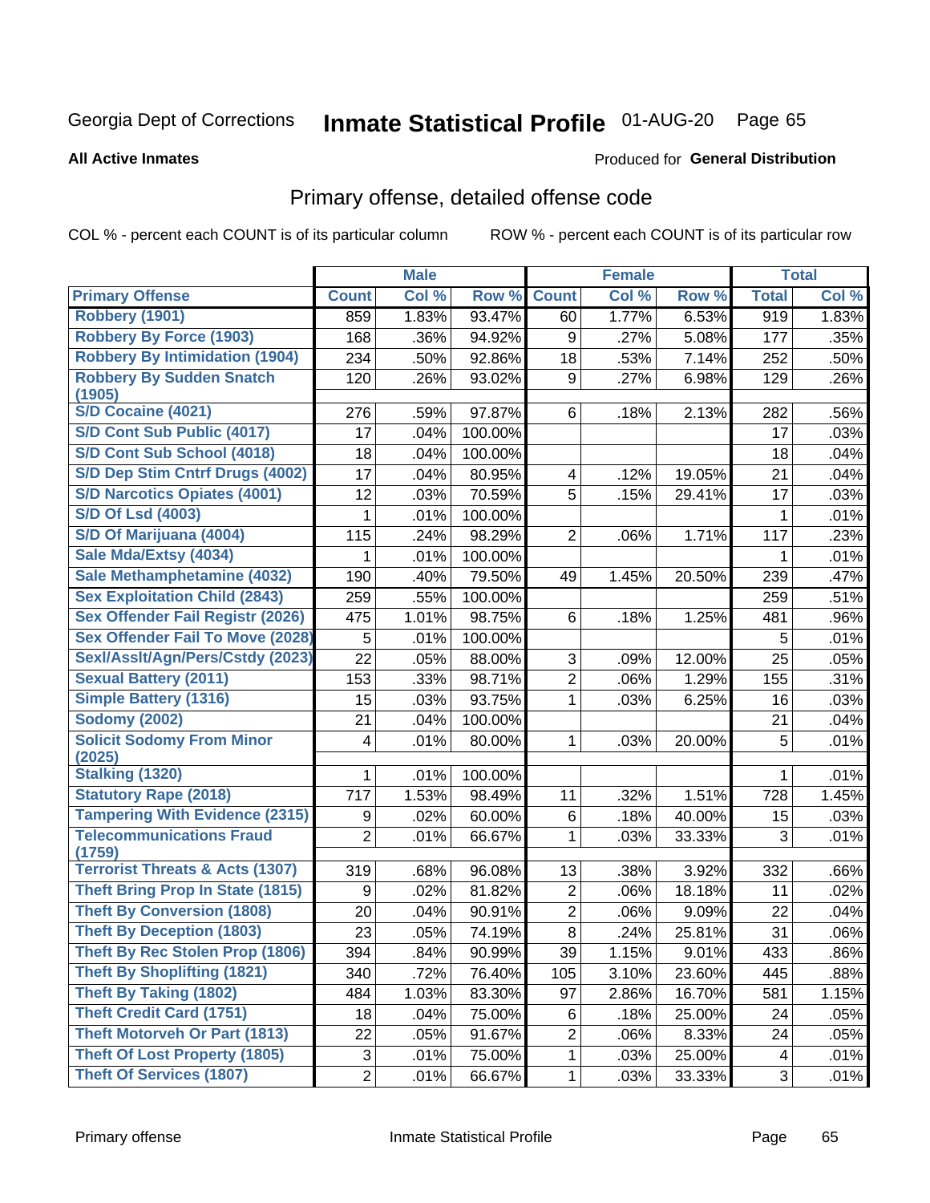Georgia Dept of Corrections **Inmate Statistical Profile** 01-AUG-20

**All Active Inmates**

Produced for **General Distribution**

## Primary offense, detailed offense code

COL % - percent each COUNT is of its particular column ROW % - percent each COUNT is of its particular row

| | Male | | | Female | | | Total | |
|---|---|---|---|---|---|---|---|---|
| Primary Offense | Count | Col % | Row % | Count | Col % | Row % | Total | Col % |
| Robbery (1901) | 859 | 1.83% | 93.47% | 60 | 1.77% | 6.53% | 919 | 1.83% |
| Robbery By Force (1903) | 168 | .36% | 94.92% | 9 | .27% | 5.08% | 177 | .35% |
| Robbery By Intimidation (1904) | 234 | .50% | 92.86% | 18 | .53% | 7.14% | 252 | .50% |
| Robbery By Sudden Snatch (1905) | 120 | .26% | 93.02% | 9 | .27% | 6.98% | 129 | .26% |
| S/D Cocaine (4021) | 276 | .59% | 97.87% | 6 | .18% | 2.13% | 282 | .56% |
| S/D Cont Sub Public (4017) | 17 | .04% | 100.00% | | | | 17 | .03% |
| S/D Cont Sub School (4018) | 18 | .04% | 100.00% | | | | 18 | .04% |
| S/D Dep Stim Cntrf Drugs (4002) | 17 | .04% | 80.95% | 4 | .12% | 19.05% | 21 | .04% |
| S/D Narcotics Opiates (4001) | 12 | .03% | 70.59% | 5 | .15% | 29.41% | 17 | .03% |
| S/D Of Lsd (4003) | 1 | .01% | 100.00% | | | | 1 | .01% |
| S/D Of Marijuana (4004) | 115 | .24% | 98.29% | 2 | .06% | 1.71% | 117 | .23% |
| Sale Mda/Extsy (4034) | 1 | .01% | 100.00% | | | | 1 | .01% |
| Sale Methamphetamine (4032) | 190 | .40% | 79.50% | 49 | 1.45% | 20.50% | 239 | .47% |
| Sex Exploitation Child (2843) | 259 | .55% | 100.00% | | | | 259 | .51% |
| Sex Offender Fail Registr (2026) | 475 | 1.01% | 98.75% | 6 | .18% | 1.25% | 481 | .96% |
| Sex Offender Fail To Move (2028) | 5 | .01% | 100.00% | | | | 5 | .01% |
| Sexl/Asslt/Agn/Pers/Cstdy (2023) | 22 | .05% | 88.00% | 3 | .09% | 12.00% | 25 | .05% |
| Sexual Battery (2011) | 153 | .33% | 98.71% | 2 | .06% | 1.29% | 155 | .31% |
| Simple Battery (1316) | 15 | .03% | 93.75% | 1 | .03% | 6.25% | 16 | .03% |
| Sodomy (2002) | 21 | .04% | 100.00% | | | | 21 | .04% |
| Solicit Sodomy From Minor (2025) | 4 | .01% | 80.00% | 1 | .03% | 20.00% | 5 | .01% |
| Stalking (1320) | 1 | .01% | 100.00% | | | | 1 | .01% |
| Statutory Rape (2018) | 717 | 1.53% | 98.49% | 11 | .32% | 1.51% | 728 | 1.45% |
| Tampering With Evidence (2315) | 9 | .02% | 60.00% | 6 | .18% | 40.00% | 15 | .03% |
| Telecommunications Fraud (1759) | 2 | .01% | 66.67% | 1 | .03% | 33.33% | 3 | .01% |
| Terrorist Threats & Acts (1307) | 319 | .68% | 96.08% | 13 | .38% | 3.92% | 332 | .66% |
| Theft Bring Prop In State (1815) | 9 | .02% | 81.82% | 2 | .06% | 18.18% | 11 | .02% |
| Theft By Conversion (1808) | 20 | .04% | 90.91% | 2 | .06% | 9.09% | 22 | .04% |
| Theft By Deception (1803) | 23 | .05% | 74.19% | 8 | .24% | 25.81% | 31 | .06% |
| Theft By Rec Stolen Prop (1806) | 394 | .84% | 90.99% | 39 | 1.15% | 9.01% | 433 | .86% |
| Theft By Shoplifting (1821) | 340 | .72% | 76.40% | 105 | 3.10% | 23.60% | 445 | .88% |
| Theft By Taking (1802) | 484 | 1.03% | 83.30% | 97 | 2.86% | 16.70% | 581 | 1.15% |
| Theft Credit Card (1751) | 18 | .04% | 75.00% | 6 | .18% | 25.00% | 24 | .05% |
| Theft Motorveh Or Part (1813) | 22 | .05% | 91.67% | 2 | .06% | 8.33% | 24 | .05% |
| Theft Of Lost Property (1805) | 3 | .01% | 75.00% | 1 | .03% | 25.00% | 4 | .01% |
| Theft Of Services (1807) | 2 | .01% | 66.67% | 1 | .03% | 33.33% | 3 | .01% |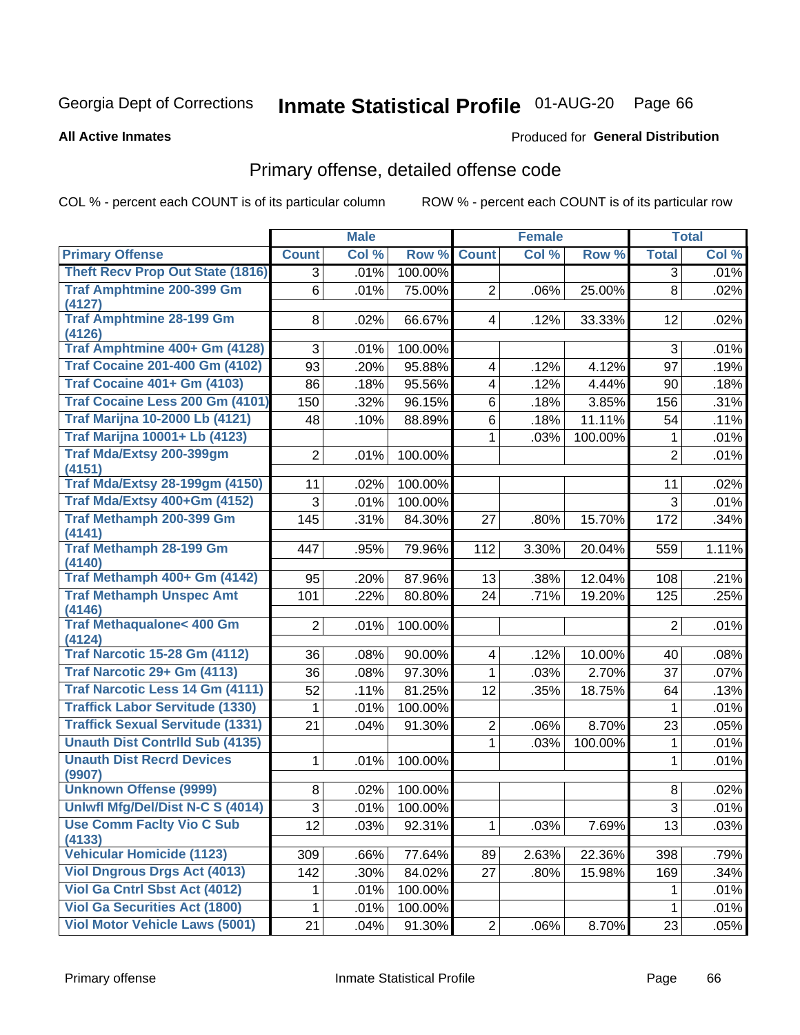Georgia Dept of Corrections **Inmate Statistical Profile** 01-AUG-20 Page 66

**All Active Inmates** Produced for **General Distribution**

## Primary offense, detailed offense code

COL % - percent each COUNT is of its particular column ROW % - percent each COUNT is of its particular row

| | Male | | | Female | | | Total | |
|---|---|---|---|---|---|---|---|---|
| **Primary Offense** | **Count** | **Col %** | **Row %** | **Count** | **Col %** | **Row %** | **Total** | **Col %** |
| Theft Recv Prop Out State (1816) | 3 | .01% | 100.00% | | | | 3 | .01% |
| Traf Amphtmine 200-399 Gm (4127) | 6 | .01% | 75.00% | 2 | .06% | 25.00% | 8 | .02% |
| Traf Amphtmine 28-199 Gm (4126) | 8 | .02% | 66.67% | 4 | .12% | 33.33% | 12 | .02% |
| Traf Amphtmine 400+ Gm (4128) | 3 | .01% | 100.00% | | | | 3 | .01% |
| Traf Cocaine 201-400 Gm (4102) | 93 | .20% | 95.88% | 4 | .12% | 4.12% | 97 | .19% |
| Traf Cocaine 401+ Gm (4103) | 86 | .18% | 95.56% | 4 | .12% | 4.44% | 90 | .18% |
| Traf Cocaine Less 200 Gm (4101) | 150 | .32% | 96.15% | 6 | .18% | 3.85% | 156 | .31% |
| Traf Marijna 10-2000 Lb (4121) | 48 | .10% | 88.89% | 6 | .18% | 11.11% | 54 | .11% |
| Traf Marijna 10001+ Lb (4123) | | | | 1 | .03% | 100.00% | 1 | .01% |
| Traf Mda/Extsy 200-399gm (4151) | 2 | .01% | 100.00% | | | | 2 | .01% |
| Traf Mda/Extsy 28-199gm (4150) | 11 | .02% | 100.00% | | | | 11 | .02% |
| Traf Mda/Extsy 400+Gm (4152) | 3 | .01% | 100.00% | | | | 3 | .01% |
| Traf Methamph 200-399 Gm (4141) | 145 | .31% | 84.30% | 27 | .80% | 15.70% | 172 | .34% |
| Traf Methamph 28-199 Gm (4140) | 447 | .95% | 79.96% | 112 | 3.30% | 20.04% | 559 | 1.11% |
| Traf Methamph 400+ Gm (4142) | 95 | .20% | 87.96% | 13 | .38% | 12.04% | 108 | .21% |
| Traf Methamph Unspec Amt (4146) | 101 | .22% | 80.80% | 24 | .71% | 19.20% | 125 | .25% |
| Traf Methaqualone< 400 Gm (4124) | 2 | .01% | 100.00% | | | | 2 | .01% |
| Traf Narcotic 15-28 Gm (4112) | 36 | .08% | 90.00% | 4 | .12% | 10.00% | 40 | .08% |
| Traf Narcotic 29+ Gm (4113) | 36 | .08% | 97.30% | 1 | .03% | 2.70% | 37 | .07% |
| Traf Narcotic Less 14 Gm (4111) | 52 | .11% | 81.25% | 12 | .35% | 18.75% | 64 | .13% |
| Traffick Labor Servitude (1330) | 1 | .01% | 100.00% | | | | 1 | .01% |
| Traffick Sexual Servitude (1331) | 21 | .04% | 91.30% | 2 | .06% | 8.70% | 23 | .05% |
| Unauth Dist Contrlld Sub (4135) | | | | 1 | .03% | 100.00% | 1 | .01% |
| Unauth Dist Recrd Devices (9907) | 1 | .01% | 100.00% | | | | 1 | .01% |
| Unknown Offense (9999) | 8 | .02% | 100.00% | | | | 8 | .02% |
| Unlwfl Mfg/Del/Dist N-C S (4014) | 3 | .01% | 100.00% | | | | 3 | .01% |
| Use Comm Faclty Vio C Sub (4133) | 12 | .03% | 92.31% | 1 | .03% | 7.69% | 13 | .03% |
| Vehicular Homicide (1123) | 309 | .66% | 77.64% | 89 | 2.63% | 22.36% | 398 | .79% |
| Viol Dngrous Drgs Act (4013) | 142 | .30% | 84.02% | 27 | .80% | 15.98% | 169 | .34% |
| Viol Ga Cntrl Sbst Act (4012) | 1 | .01% | 100.00% | | | | 1 | .01% |
| Viol Ga Securities Act (1800) | 1 | .01% | 100.00% | | | | 1 | .01% |
| Viol Motor Vehicle Laws (5001) | 21 | .04% | 91.30% | 2 | .06% | 8.70% | 23 | .05% |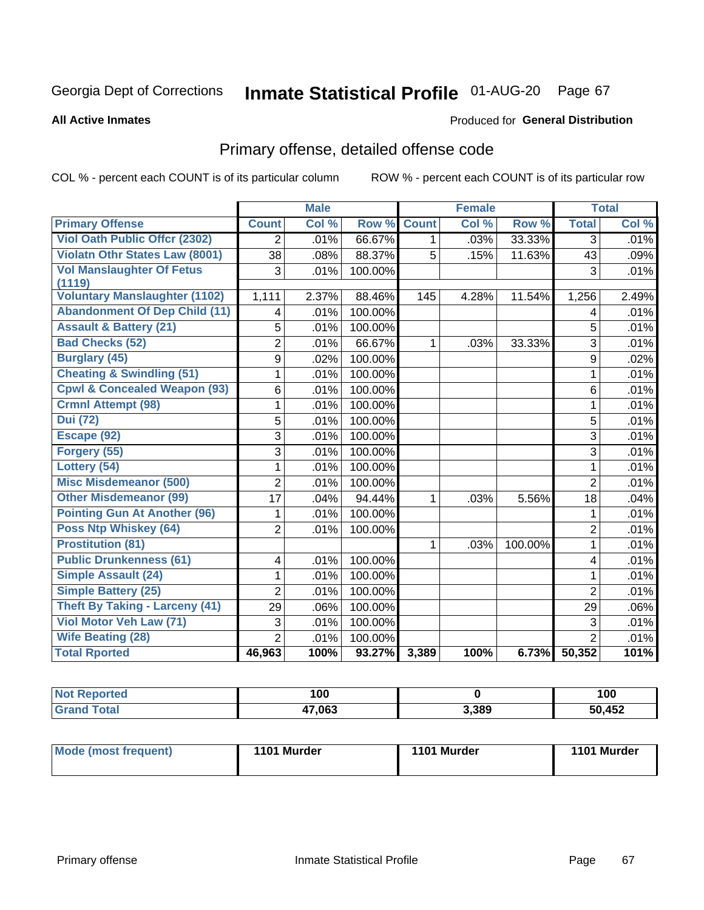Georgia Dept of Corrections **Inmate Statistical Profile** 01-AUG-20 Page 67

**All Active Inmates**

Produced for **General Distribution**

## Primary offense, detailed offense code

COL % - percent each COUNT is of its particular column

ROW % - percent each COUNT is of its particular row

| | Male | | | Female | | | Total | |
|---|---|---|---|---|---|---|---|---|
| **Primary Offense** | **Count** | **Col %** | **Row %** | **Count** | **Col %** | **Row %** | **Total** | **Col %** |
| Viol Oath Public Offcr (2302) | 2 | .01% | 66.67% | 1 | .03% | 33.33% | 3 | .01% |
| Violatn Othr States Law (8001) | 38 | .08% | 88.37% | 5 | .15% | 11.63% | 43 | .09% |
| Vol Manslaughter Of Fetus (1119) | 3 | .01% | 100.00% | | | | 3 | .01% |
| Voluntary Manslaughter (1102) | 1,111 | 2.37% | 88.46% | 145 | 4.28% | 11.54% | 1,256 | 2.49% |
| Abandonment Of Dep Child (11) | 4 | .01% | 100.00% | | | | 4 | .01% |
| Assault & Battery (21) | 5 | .01% | 100.00% | | | | 5 | .01% |
| Bad Checks (52) | 2 | .01% | 66.67% | 1 | .03% | 33.33% | 3 | .01% |
| Burglary (45) | 9 | .02% | 100.00% | | | | 9 | .02% |
| Cheating & Swindling (51) | 1 | .01% | 100.00% | | | | 1 | .01% |
| Cpwl & Concealed Weapon (93) | 6 | .01% | 100.00% | | | | 6 | .01% |
| Crmnl Attempt (98) | 1 | .01% | 100.00% | | | | 1 | .01% |
| Dui (72) | 5 | .01% | 100.00% | | | | 5 | .01% |
| Escape (92) | 3 | .01% | 100.00% | | | | 3 | .01% |
| Forgery (55) | 3 | .01% | 100.00% | | | | 3 | .01% |
| Lottery (54) | 1 | .01% | 100.00% | | | | 1 | .01% |
| Misc Misdemeanor (500) | 2 | .01% | 100.00% | | | | 2 | .01% |
| Other Misdemeanor (99) | 17 | .04% | 94.44% | 1 | .03% | 5.56% | 18 | .04% |
| Pointing Gun At Another (96) | 1 | .01% | 100.00% | | | | 1 | .01% |
| Poss Ntp Whiskey (64) | 2 | .01% | 100.00% | | | | 2 | .01% |
| Prostitution (81) | | | | 1 | .03% | 100.00% | 1 | .01% |
| Public Drunkenness (61) | 4 | .01% | 100.00% | | | | 4 | .01% |
| Simple Assault (24) | 1 | .01% | 100.00% | | | | 1 | .01% |
| Simple Battery (25) | 2 | .01% | 100.00% | | | | 2 | .01% |
| Theft By Taking - Larceny (41) | 29 | .06% | 100.00% | | | | 29 | .06% |
| Viol Motor Veh Law (71) | 3 | .01% | 100.00% | | | | 3 | .01% |
| Wife Beating (28) | 2 | .01% | 100.00% | | | | 2 | .01% |
| **Total Rported** | **46,963** | **100%** | **93.27%** | **3,389** | **100%** | **6.73%** | **50,352** | **101%** |

| | Male | Female | Total |
|---|---|---|---|
| Not Reported | 100 | 0 | 100 |
| Grand Total | 47,063 | 3,389 | 50,452 |

| | Male | Female | Total |
|---|---|---|---|
| Mode (most frequent) | 1101 Murder | 1101 Murder | 1101 Murder |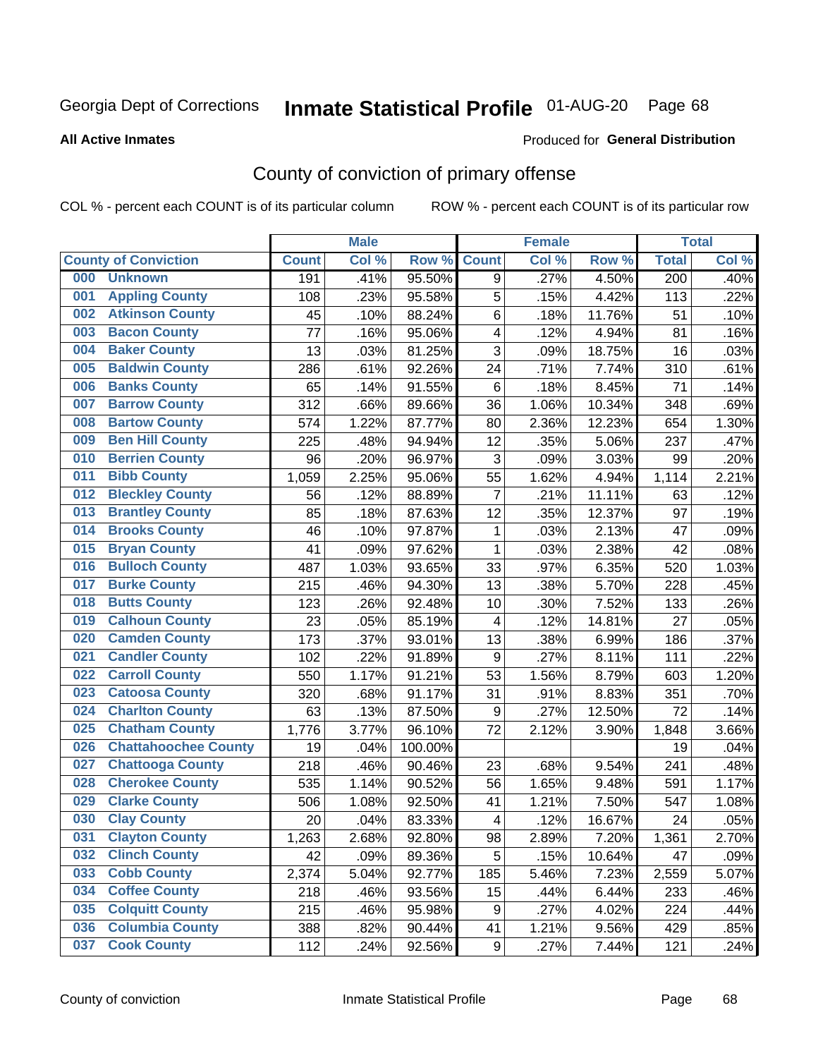Georgia Dept of Corrections **Inmate Statistical Profile** 01-AUG-20

**All Active Inmates**

Produced for **General Distribution**

## County of conviction of primary offense

COL % - percent each COUNT is of its particular column ROW % - percent each COUNT is of its particular row

| County of Conviction | Male | | | Female | | | Total | |
|---|---|---|---|---|---|---|---|---|
| | Count | Col % | Row % | Count | Col % | Row % | Total | Col % |
| 000 Unknown | 191 | .41% | 95.50% | 9 | .27% | 4.50% | 200 | .40% |
| 001 Appling County | 108 | .23% | 95.58% | 5 | .15% | 4.42% | 113 | .22% |
| 002 Atkinson County | 45 | .10% | 88.24% | 6 | .18% | 11.76% | 51 | .10% |
| 003 Bacon County | 77 | .16% | 95.06% | 4 | .12% | 4.94% | 81 | .16% |
| 004 Baker County | 13 | .03% | 81.25% | 3 | .09% | 18.75% | 16 | .03% |
| 005 Baldwin County | 286 | .61% | 92.26% | 24 | .71% | 7.74% | 310 | .61% |
| 006 Banks County | 65 | .14% | 91.55% | 6 | .18% | 8.45% | 71 | .14% |
| 007 Barrow County | 312 | .66% | 89.66% | 36 | 1.06% | 10.34% | 348 | .69% |
| 008 Bartow County | 574 | 1.22% | 87.77% | 80 | 2.36% | 12.23% | 654 | 1.30% |
| 009 Ben Hill County | 225 | .48% | 94.94% | 12 | .35% | 5.06% | 237 | .47% |
| 010 Berrien County | 96 | .20% | 96.97% | 3 | .09% | 3.03% | 99 | .20% |
| 011 Bibb County | 1,059 | 2.25% | 95.06% | 55 | 1.62% | 4.94% | 1,114 | 2.21% |
| 012 Bleckley County | 56 | .12% | 88.89% | 7 | .21% | 11.11% | 63 | .12% |
| 013 Brantley County | 85 | .18% | 87.63% | 12 | .35% | 12.37% | 97 | .19% |
| 014 Brooks County | 46 | .10% | 97.87% | 1 | .03% | 2.13% | 47 | .09% |
| 015 Bryan County | 41 | .09% | 97.62% | 1 | .03% | 2.38% | 42 | .08% |
| 016 Bulloch County | 487 | 1.03% | 93.65% | 33 | .97% | 6.35% | 520 | 1.03% |
| 017 Burke County | 215 | .46% | 94.30% | 13 | .38% | 5.70% | 228 | .45% |
| 018 Butts County | 123 | .26% | 92.48% | 10 | .30% | 7.52% | 133 | .26% |
| 019 Calhoun County | 23 | .05% | 85.19% | 4 | .12% | 14.81% | 27 | .05% |
| 020 Camden County | 173 | .37% | 93.01% | 13 | .38% | 6.99% | 186 | .37% |
| 021 Candler County | 102 | .22% | 91.89% | 9 | .27% | 8.11% | 111 | .22% |
| 022 Carroll County | 550 | 1.17% | 91.21% | 53 | 1.56% | 8.79% | 603 | 1.20% |
| 023 Catoosa County | 320 | .68% | 91.17% | 31 | .91% | 8.83% | 351 | .70% |
| 024 Charlton County | 63 | .13% | 87.50% | 9 | .27% | 12.50% | 72 | .14% |
| 025 Chatham County | 1,776 | 3.77% | 96.10% | 72 | 2.12% | 3.90% | 1,848 | 3.66% |
| 026 Chattahoochee County | 19 | .04% | 100.00% | | | | 19 | .04% |
| 027 Chattooga County | 218 | .46% | 90.46% | 23 | .68% | 9.54% | 241 | .48% |
| 028 Cherokee County | 535 | 1.14% | 90.52% | 56 | 1.65% | 9.48% | 591 | 1.17% |
| 029 Clarke County | 506 | 1.08% | 92.50% | 41 | 1.21% | 7.50% | 547 | 1.08% |
| 030 Clay County | 20 | .04% | 83.33% | 4 | .12% | 16.67% | 24 | .05% |
| 031 Clayton County | 1,263 | 2.68% | 92.80% | 98 | 2.89% | 7.20% | 1,361 | 2.70% |
| 032 Clinch County | 42 | .09% | 89.36% | 5 | .15% | 10.64% | 47 | .09% |
| 033 Cobb County | 2,374 | 5.04% | 92.77% | 185 | 5.46% | 7.23% | 2,559 | 5.07% |
| 034 Coffee County | 218 | .46% | 93.56% | 15 | .44% | 6.44% | 233 | .46% |
| 035 Colquitt County | 215 | .46% | 95.98% | 9 | .27% | 4.02% | 224 | .44% |
| 036 Columbia County | 388 | .82% | 90.44% | 41 | 1.21% | 9.56% | 429 | .85% |
| 037 Cook County | 112 | .24% | 92.56% | 9 | .27% | 7.44% | 121 | .24% |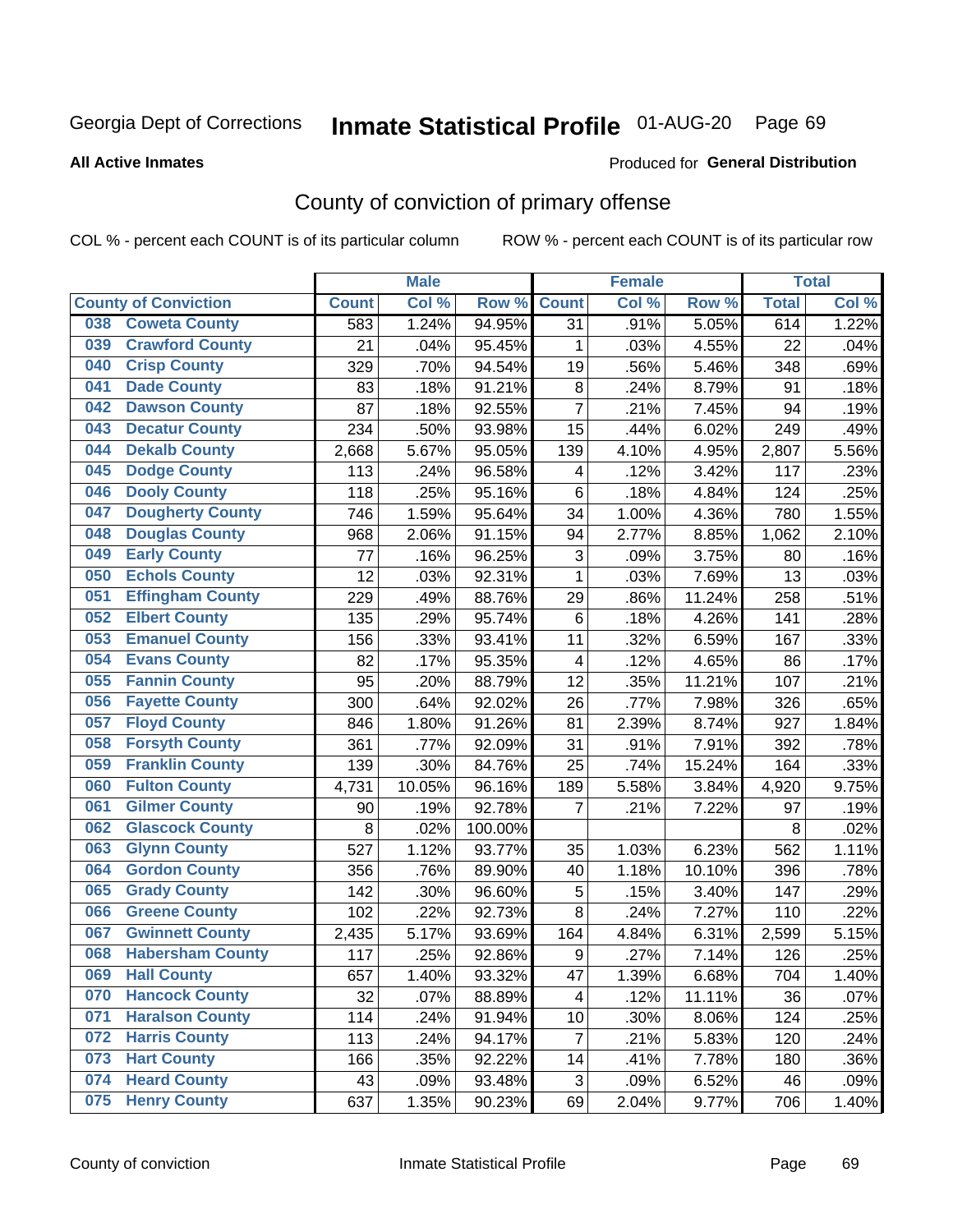Georgia Dept of Corrections **Inmate Statistical Profile** 01-AUG-20

**All Active Inmates**

Produced for **General Distribution**

## County of conviction of primary offense

COL % - percent each COUNT is of its particular column

ROW % - percent each COUNT is of its particular row

| County of Conviction | | Male | | | Female | | | Total | |
|---|---|---|---|---|---|---|---|---|---|
| | | Count | Col % | Row % | Count | Col % | Row % | Total | Col % |
| 038 | Coweta County | 583 | 1.24% | 94.95% | 31 | .91% | 5.05% | 614 | 1.22% |
| 039 | Crawford County | 21 | .04% | 95.45% | 1 | .03% | 4.55% | 22 | .04% |
| 040 | Crisp County | 329 | .70% | 94.54% | 19 | .56% | 5.46% | 348 | .69% |
| 041 | Dade County | 83 | .18% | 91.21% | 8 | .24% | 8.79% | 91 | .18% |
| 042 | Dawson County | 87 | .18% | 92.55% | 7 | .21% | 7.45% | 94 | .19% |
| 043 | Decatur County | 234 | .50% | 93.98% | 15 | .44% | 6.02% | 249 | .49% |
| 044 | Dekalb County | 2,668 | 5.67% | 95.05% | 139 | 4.10% | 4.95% | 2,807 | 5.56% |
| 045 | Dodge County | 113 | .24% | 96.58% | 4 | .12% | 3.42% | 117 | .23% |
| 046 | Dooly County | 118 | .25% | 95.16% | 6 | .18% | 4.84% | 124 | .25% |
| 047 | Dougherty County | 746 | 1.59% | 95.64% | 34 | 1.00% | 4.36% | 780 | 1.55% |
| 048 | Douglas County | 968 | 2.06% | 91.15% | 94 | 2.77% | 8.85% | 1,062 | 2.10% |
| 049 | Early County | 77 | .16% | 96.25% | 3 | .09% | 3.75% | 80 | .16% |
| 050 | Echols County | 12 | .03% | 92.31% | 1 | .03% | 7.69% | 13 | .03% |
| 051 | Effingham County | 229 | .49% | 88.76% | 29 | .86% | 11.24% | 258 | .51% |
| 052 | Elbert County | 135 | .29% | 95.74% | 6 | .18% | 4.26% | 141 | .28% |
| 053 | Emanuel County | 156 | .33% | 93.41% | 11 | .32% | 6.59% | 167 | .33% |
| 054 | Evans County | 82 | .17% | 95.35% | 4 | .12% | 4.65% | 86 | .17% |
| 055 | Fannin County | 95 | .20% | 88.79% | 12 | .35% | 11.21% | 107 | .21% |
| 056 | Fayette County | 300 | .64% | 92.02% | 26 | .77% | 7.98% | 326 | .65% |
| 057 | Floyd County | 846 | 1.80% | 91.26% | 81 | 2.39% | 8.74% | 927 | 1.84% |
| 058 | Forsyth County | 361 | .77% | 92.09% | 31 | .91% | 7.91% | 392 | .78% |
| 059 | Franklin County | 139 | .30% | 84.76% | 25 | .74% | 15.24% | 164 | .33% |
| 060 | Fulton County | 4,731 | 10.05% | 96.16% | 189 | 5.58% | 3.84% | 4,920 | 9.75% |
| 061 | Gilmer County | 90 | .19% | 92.78% | 7 | .21% | 7.22% | 97 | .19% |
| 062 | Glascock County | 8 | .02% | 100.00% | | | | 8 | .02% |
| 063 | Glynn County | 527 | 1.12% | 93.77% | 35 | 1.03% | 6.23% | 562 | 1.11% |
| 064 | Gordon County | 356 | .76% | 89.90% | 40 | 1.18% | 10.10% | 396 | .78% |
| 065 | Grady County | 142 | .30% | 96.60% | 5 | .15% | 3.40% | 147 | .29% |
| 066 | Greene County | 102 | .22% | 92.73% | 8 | .24% | 7.27% | 110 | .22% |
| 067 | Gwinnett County | 2,435 | 5.17% | 93.69% | 164 | 4.84% | 6.31% | 2,599 | 5.15% |
| 068 | Habersham County | 117 | .25% | 92.86% | 9 | .27% | 7.14% | 126 | .25% |
| 069 | Hall County | 657 | 1.40% | 93.32% | 47 | 1.39% | 6.68% | 704 | 1.40% |
| 070 | Hancock County | 32 | .07% | 88.89% | 4 | .12% | 11.11% | 36 | .07% |
| 071 | Haralson County | 114 | .24% | 91.94% | 10 | .30% | 8.06% | 124 | .25% |
| 072 | Harris County | 113 | .24% | 94.17% | 7 | .21% | 5.83% | 120 | .24% |
| 073 | Hart County | 166 | .35% | 92.22% | 14 | .41% | 7.78% | 180 | .36% |
| 074 | Heard County | 43 | .09% | 93.48% | 3 | .09% | 6.52% | 46 | .09% |
| 075 | Henry County | 637 | 1.35% | 90.23% | 69 | 2.04% | 9.77% | 706 | 1.40% |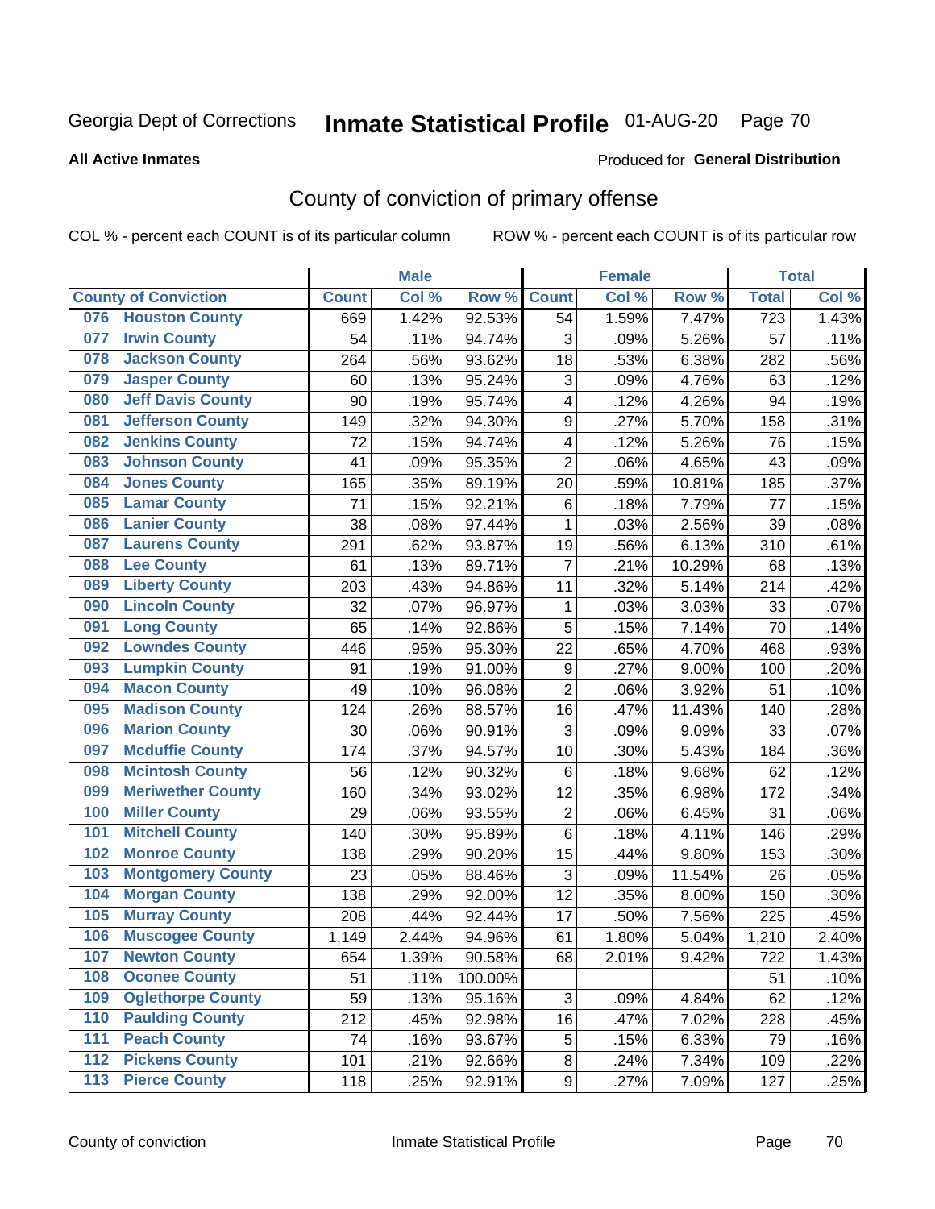Georgia Dept of Corrections **Inmate Statistical Profile** 01-AUG-20 Page 70

**All Active Inmates**

Produced for **General Distribution**

# County of conviction of primary offense

COL % - percent each COUNT is of its particular column

ROW % - percent each COUNT is of its particular row

| County of Conviction | | Male | | | Female | | | Total | |
|---|---|---|---|---|---|---|---|---|---|
| | | Count | Col % | Row % | Count | Col % | Row % | Total | Col % |
| 076 | Houston County | 669 | 1.42% | 92.53% | 54 | 1.59% | 7.47% | 723 | 1.43% |
| 077 | Irwin County | 54 | .11% | 94.74% | 3 | .09% | 5.26% | 57 | .11% |
| 078 | Jackson County | 264 | .56% | 93.62% | 18 | .53% | 6.38% | 282 | .56% |
| 079 | Jasper County | 60 | .13% | 95.24% | 3 | .09% | 4.76% | 63 | .12% |
| 080 | Jeff Davis County | 90 | .19% | 95.74% | 4 | .12% | 4.26% | 94 | .19% |
| 081 | Jefferson County | 149 | .32% | 94.30% | 9 | .27% | 5.70% | 158 | .31% |
| 082 | Jenkins County | 72 | .15% | 94.74% | 4 | .12% | 5.26% | 76 | .15% |
| 083 | Johnson County | 41 | .09% | 95.35% | 2 | .06% | 4.65% | 43 | .09% |
| 084 | Jones County | 165 | .35% | 89.19% | 20 | .59% | 10.81% | 185 | .37% |
| 085 | Lamar County | 71 | .15% | 92.21% | 6 | .18% | 7.79% | 77 | .15% |
| 086 | Lanier County | 38 | .08% | 97.44% | 1 | .03% | 2.56% | 39 | .08% |
| 087 | Laurens County | 291 | .62% | 93.87% | 19 | .56% | 6.13% | 310 | .61% |
| 088 | Lee County | 61 | .13% | 89.71% | 7 | .21% | 10.29% | 68 | .13% |
| 089 | Liberty County | 203 | .43% | 94.86% | 11 | .32% | 5.14% | 214 | .42% |
| 090 | Lincoln County | 32 | .07% | 96.97% | 1 | .03% | 3.03% | 33 | .07% |
| 091 | Long County | 65 | .14% | 92.86% | 5 | .15% | 7.14% | 70 | .14% |
| 092 | Lowndes County | 446 | .95% | 95.30% | 22 | .65% | 4.70% | 468 | .93% |
| 093 | Lumpkin County | 91 | .19% | 91.00% | 9 | .27% | 9.00% | 100 | .20% |
| 094 | Macon County | 49 | .10% | 96.08% | 2 | .06% | 3.92% | 51 | .10% |
| 095 | Madison County | 124 | .26% | 88.57% | 16 | .47% | 11.43% | 140 | .28% |
| 096 | Marion County | 30 | .06% | 90.91% | 3 | .09% | 9.09% | 33 | .07% |
| 097 | Mcduffie County | 174 | .37% | 94.57% | 10 | .30% | 5.43% | 184 | .36% |
| 098 | Mcintosh County | 56 | .12% | 90.32% | 6 | .18% | 9.68% | 62 | .12% |
| 099 | Meriwether County | 160 | .34% | 93.02% | 12 | .35% | 6.98% | 172 | .34% |
| 100 | Miller County | 29 | .06% | 93.55% | 2 | .06% | 6.45% | 31 | .06% |
| 101 | Mitchell County | 140 | .30% | 95.89% | 6 | .18% | 4.11% | 146 | .29% |
| 102 | Monroe County | 138 | .29% | 90.20% | 15 | .44% | 9.80% | 153 | .30% |
| 103 | Montgomery County | 23 | .05% | 88.46% | 3 | .09% | 11.54% | 26 | .05% |
| 104 | Morgan County | 138 | .29% | 92.00% | 12 | .35% | 8.00% | 150 | .30% |
| 105 | Murray County | 208 | .44% | 92.44% | 17 | .50% | 7.56% | 225 | .45% |
| 106 | Muscogee County | 1,149 | 2.44% | 94.96% | 61 | 1.80% | 5.04% | 1,210 | 2.40% |
| 107 | Newton County | 654 | 1.39% | 90.58% | 68 | 2.01% | 9.42% | 722 | 1.43% |
| 108 | Oconee County | 51 | .11% | 100.00% | | | | 51 | .10% |
| 109 | Oglethorpe County | 59 | .13% | 95.16% | 3 | .09% | 4.84% | 62 | .12% |
| 110 | Paulding County | 212 | .45% | 92.98% | 16 | .47% | 7.02% | 228 | .45% |
| 111 | Peach County | 74 | .16% | 93.67% | 5 | .15% | 6.33% | 79 | .16% |
| 112 | Pickens County | 101 | .21% | 92.66% | 8 | .24% | 7.34% | 109 | .22% |
| 113 | Pierce County | 118 | .25% | 92.91% | 9 | .27% | 7.09% | 127 | .25% |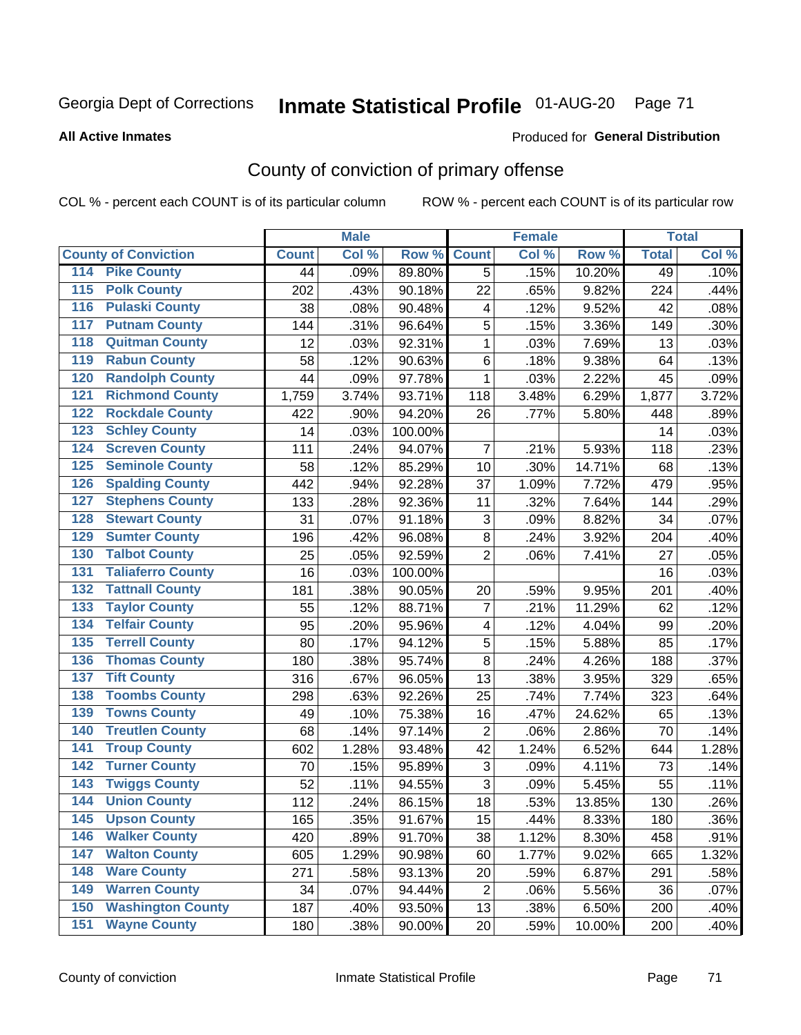Georgia Dept of Corrections **Inmate Statistical Profile** 01-AUG-20 Page 71

**All Active Inmates**

Produced for **General Distribution**

## County of conviction of primary offense

COL % - percent each COUNT is of its particular column ROW % - percent each COUNT is of its particular row

| County of Conviction | Male | | | Female | | | Total | |
|---|---|---|---|---|---|---|---|---|
| | Count | Col % | Row % | Count | Col % | Row % | Total | Col % |
| 114 Pike County | 44 | .09% | 89.80% | 5 | .15% | 10.20% | 49 | .10% |
| 115 Polk County | 202 | .43% | 90.18% | 22 | .65% | 9.82% | 224 | .44% |
| 116 Pulaski County | 38 | .08% | 90.48% | 4 | .12% | 9.52% | 42 | .08% |
| 117 Putnam County | 144 | .31% | 96.64% | 5 | .15% | 3.36% | 149 | .30% |
| 118 Quitman County | 12 | .03% | 92.31% | 1 | .03% | 7.69% | 13 | .03% |
| 119 Rabun County | 58 | .12% | 90.63% | 6 | .18% | 9.38% | 64 | .13% |
| 120 Randolph County | 44 | .09% | 97.78% | 1 | .03% | 2.22% | 45 | .09% |
| 121 Richmond County | 1,759 | 3.74% | 93.71% | 118 | 3.48% | 6.29% | 1,877 | 3.72% |
| 122 Rockdale County | 422 | .90% | 94.20% | 26 | .77% | 5.80% | 448 | .89% |
| 123 Schley County | 14 | .03% | 100.00% | | | | 14 | .03% |
| 124 Screven County | 111 | .24% | 94.07% | 7 | .21% | 5.93% | 118 | .23% |
| 125 Seminole County | 58 | .12% | 85.29% | 10 | .30% | 14.71% | 68 | .13% |
| 126 Spalding County | 442 | .94% | 92.28% | 37 | 1.09% | 7.72% | 479 | .95% |
| 127 Stephens County | 133 | .28% | 92.36% | 11 | .32% | 7.64% | 144 | .29% |
| 128 Stewart County | 31 | .07% | 91.18% | 3 | .09% | 8.82% | 34 | .07% |
| 129 Sumter County | 196 | .42% | 96.08% | 8 | .24% | 3.92% | 204 | .40% |
| 130 Talbot County | 25 | .05% | 92.59% | 2 | .06% | 7.41% | 27 | .05% |
| 131 Taliaferro County | 16 | .03% | 100.00% | | | | 16 | .03% |
| 132 Tattnall County | 181 | .38% | 90.05% | 20 | .59% | 9.95% | 201 | .40% |
| 133 Taylor County | 55 | .12% | 88.71% | 7 | .21% | 11.29% | 62 | .12% |
| 134 Telfair County | 95 | .20% | 95.96% | 4 | .12% | 4.04% | 99 | .20% |
| 135 Terrell County | 80 | .17% | 94.12% | 5 | .15% | 5.88% | 85 | .17% |
| 136 Thomas County | 180 | .38% | 95.74% | 8 | .24% | 4.26% | 188 | .37% |
| 137 Tift County | 316 | .67% | 96.05% | 13 | .38% | 3.95% | 329 | .65% |
| 138 Toombs County | 298 | .63% | 92.26% | 25 | .74% | 7.74% | 323 | .64% |
| 139 Towns County | 49 | .10% | 75.38% | 16 | .47% | 24.62% | 65 | .13% |
| 140 Treutlen County | 68 | .14% | 97.14% | 2 | .06% | 2.86% | 70 | .14% |
| 141 Troup County | 602 | 1.28% | 93.48% | 42 | 1.24% | 6.52% | 644 | 1.28% |
| 142 Turner County | 70 | .15% | 95.89% | 3 | .09% | 4.11% | 73 | .14% |
| 143 Twiggs County | 52 | .11% | 94.55% | 3 | .09% | 5.45% | 55 | .11% |
| 144 Union County | 112 | .24% | 86.15% | 18 | .53% | 13.85% | 130 | .26% |
| 145 Upson County | 165 | .35% | 91.67% | 15 | .44% | 8.33% | 180 | .36% |
| 146 Walker County | 420 | .89% | 91.70% | 38 | 1.12% | 8.30% | 458 | .91% |
| 147 Walton County | 605 | 1.29% | 90.98% | 60 | 1.77% | 9.02% | 665 | 1.32% |
| 148 Ware County | 271 | .58% | 93.13% | 20 | .59% | 6.87% | 291 | .58% |
| 149 Warren County | 34 | .07% | 94.44% | 2 | .06% | 5.56% | 36 | .07% |
| 150 Washington County | 187 | .40% | 93.50% | 13 | .38% | 6.50% | 200 | .40% |
| 151 Wayne County | 180 | .38% | 90.00% | 20 | .59% | 10.00% | 200 | .40% |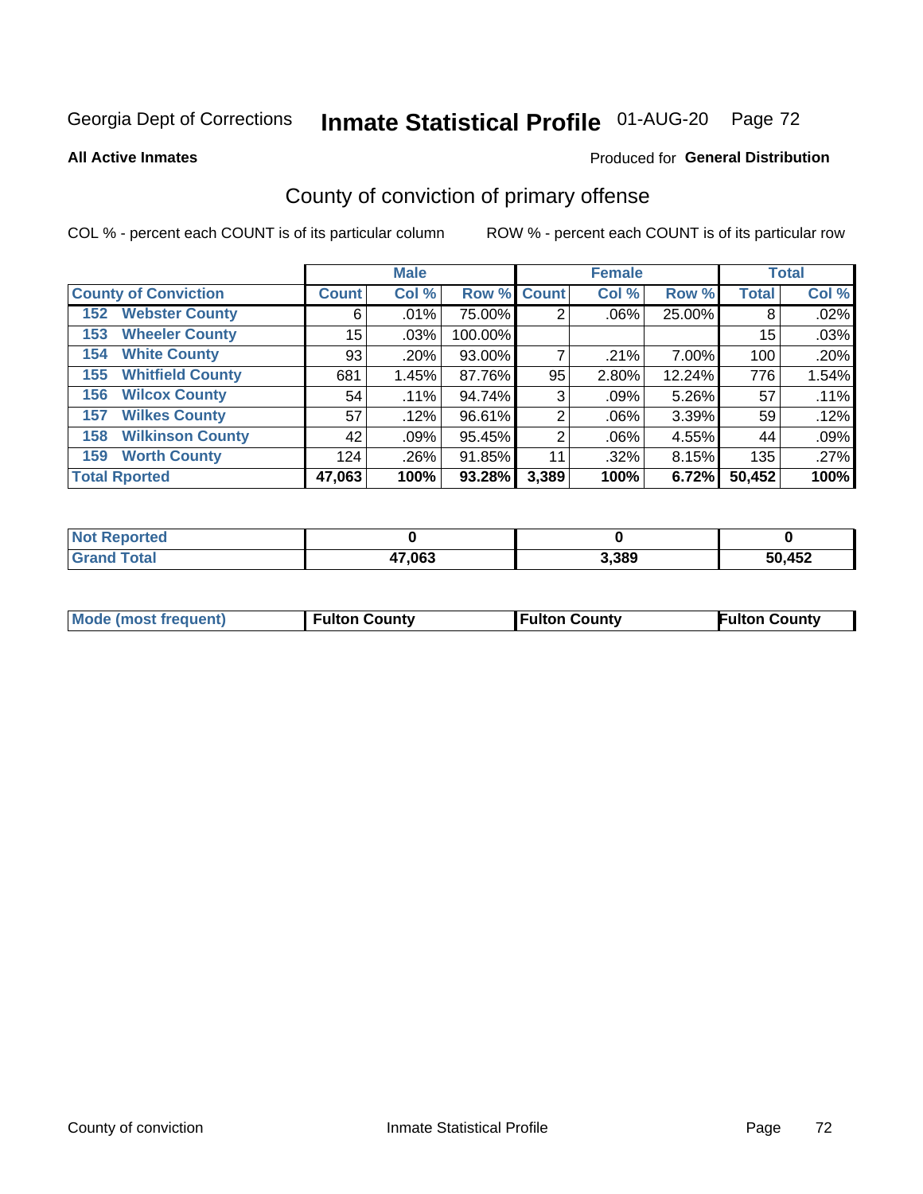Georgia Dept of Corrections **Inmate Statistical Profile** 01-AUG-20 Page 72

**All Active Inmates**

Produced for **General Distribution**

## County of conviction of primary offense

COL % - percent each COUNT is of its particular column

ROW % - percent each COUNT is of its particular row

| County of Conviction | Male | | | Female | | | Total | |
|---|---|---|---|---|---|---|---|---|
| | Count | Col % | Row % | Count | Col % | Row % | Total | Col % |
| 152 Webster County | 6 | .01% | 75.00% | 2 | .06% | 25.00% | 8 | .02% |
| 153 Wheeler County | 15 | .03% | 100.00% | | | | 15 | .03% |
| 154 White County | 93 | .20% | 93.00% | 7 | .21% | 7.00% | 100 | .20% |
| 155 Whitfield County | 681 | 1.45% | 87.76% | 95 | 2.80% | 12.24% | 776 | 1.54% |
| 156 Wilcox County | 54 | .11% | 94.74% | 3 | .09% | 5.26% | 57 | .11% |
| 157 Wilkes County | 57 | .12% | 96.61% | 2 | .06% | 3.39% | 59 | .12% |
| 158 Wilkinson County | 42 | .09% | 95.45% | 2 | .06% | 4.55% | 44 | .09% |
| 159 Worth County | 124 | .26% | 91.85% | 11 | .32% | 8.15% | 135 | .27% |
| **Total Rported** | **47,063** | **100%** | **93.28%** | **3,389** | **100%** | **6.72%** | **50,452** | **100%** |

| | Male | Female | Total |
|---|---|---|---|
| Not Reported | 0 | 0 | 0 |
| Grand Total | 47,063 | 3,389 | 50,452 |

| | Male | Female | Total |
|---|---|---|---|
| Mode (most frequent) | Fulton County | Fulton County | Fulton County |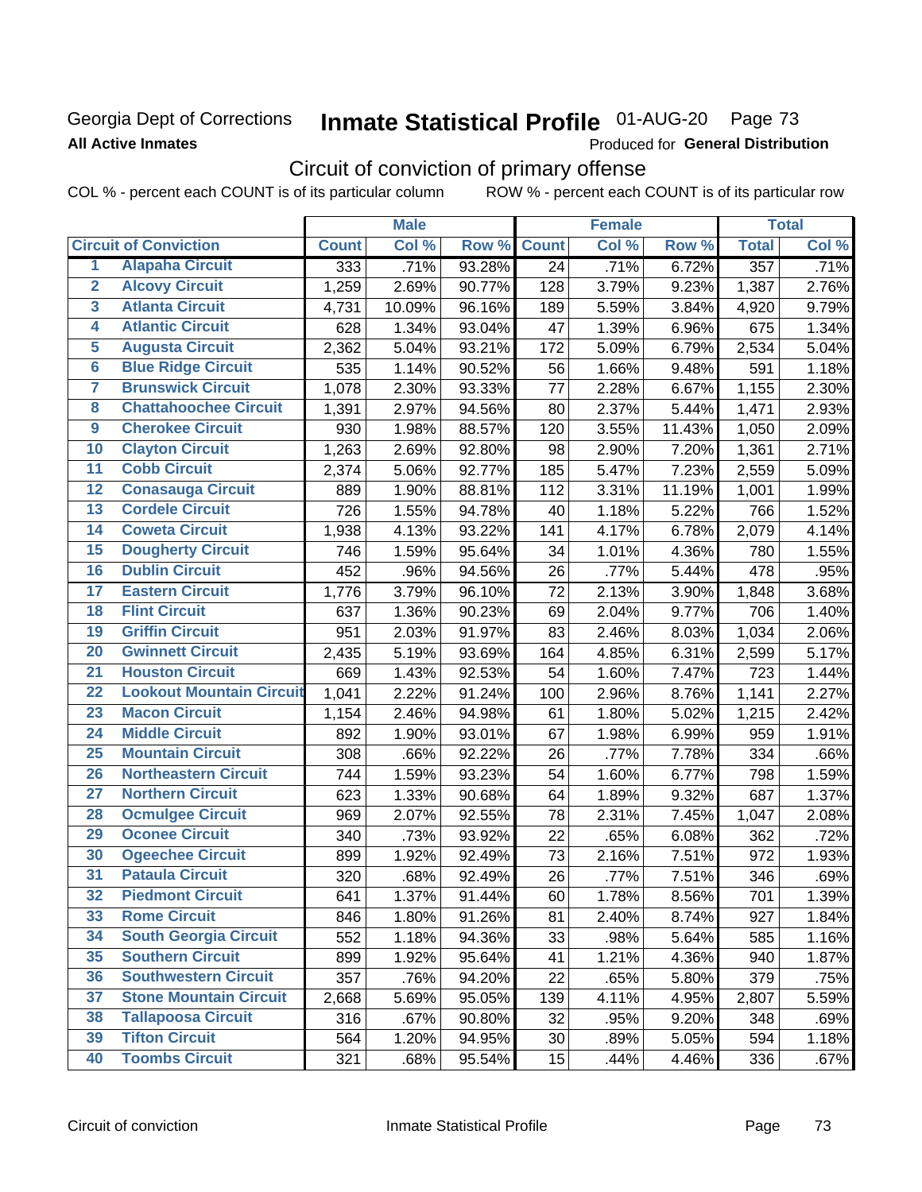Georgia Dept of Corrections **Inmate Statistical Profile** 01-AUG-20 Page 73

**All Active Inmates**

Produced for **General Distribution**

## Circuit of conviction of primary offense

COL % - percent each COUNT is of its particular column    ROW % - percent each COUNT is of its particular row

| | Circuit of Conviction | Male | | | Female | | | Total | |
|---|---|---|---|---|---|---|---|---|---|
| | | Count | Col % | Row % | Count | Col % | Row % | Total | Col % |
| 1 | Alapaha Circuit | 333 | .71% | 93.28% | 24 | .71% | 6.72% | 357 | .71% |
| 2 | Alcovy Circuit | 1,259 | 2.69% | 90.77% | 128 | 3.79% | 9.23% | 1,387 | 2.76% |
| 3 | Atlanta Circuit | 4,731 | 10.09% | 96.16% | 189 | 5.59% | 3.84% | 4,920 | 9.79% |
| 4 | Atlantic Circuit | 628 | 1.34% | 93.04% | 47 | 1.39% | 6.96% | 675 | 1.34% |
| 5 | Augusta Circuit | 2,362 | 5.04% | 93.21% | 172 | 5.09% | 6.79% | 2,534 | 5.04% |
| 6 | Blue Ridge Circuit | 535 | 1.14% | 90.52% | 56 | 1.66% | 9.48% | 591 | 1.18% |
| 7 | Brunswick Circuit | 1,078 | 2.30% | 93.33% | 77 | 2.28% | 6.67% | 1,155 | 2.30% |
| 8 | Chattahoochee Circuit | 1,391 | 2.97% | 94.56% | 80 | 2.37% | 5.44% | 1,471 | 2.93% |
| 9 | Cherokee Circuit | 930 | 1.98% | 88.57% | 120 | 3.55% | 11.43% | 1,050 | 2.09% |
| 10 | Clayton Circuit | 1,263 | 2.69% | 92.80% | 98 | 2.90% | 7.20% | 1,361 | 2.71% |
| 11 | Cobb Circuit | 2,374 | 5.06% | 92.77% | 185 | 5.47% | 7.23% | 2,559 | 5.09% |
| 12 | Conasauga Circuit | 889 | 1.90% | 88.81% | 112 | 3.31% | 11.19% | 1,001 | 1.99% |
| 13 | Cordele Circuit | 726 | 1.55% | 94.78% | 40 | 1.18% | 5.22% | 766 | 1.52% |
| 14 | Coweta Circuit | 1,938 | 4.13% | 93.22% | 141 | 4.17% | 6.78% | 2,079 | 4.14% |
| 15 | Dougherty Circuit | 746 | 1.59% | 95.64% | 34 | 1.01% | 4.36% | 780 | 1.55% |
| 16 | Dublin Circuit | 452 | .96% | 94.56% | 26 | .77% | 5.44% | 478 | .95% |
| 17 | Eastern Circuit | 1,776 | 3.79% | 96.10% | 72 | 2.13% | 3.90% | 1,848 | 3.68% |
| 18 | Flint Circuit | 637 | 1.36% | 90.23% | 69 | 2.04% | 9.77% | 706 | 1.40% |
| 19 | Griffin Circuit | 951 | 2.03% | 91.97% | 83 | 2.46% | 8.03% | 1,034 | 2.06% |
| 20 | Gwinnett Circuit | 2,435 | 5.19% | 93.69% | 164 | 4.85% | 6.31% | 2,599 | 5.17% |
| 21 | Houston Circuit | 669 | 1.43% | 92.53% | 54 | 1.60% | 7.47% | 723 | 1.44% |
| 22 | Lookout Mountain Circuit | 1,041 | 2.22% | 91.24% | 100 | 2.96% | 8.76% | 1,141 | 2.27% |
| 23 | Macon Circuit | 1,154 | 2.46% | 94.98% | 61 | 1.80% | 5.02% | 1,215 | 2.42% |
| 24 | Middle Circuit | 892 | 1.90% | 93.01% | 67 | 1.98% | 6.99% | 959 | 1.91% |
| 25 | Mountain Circuit | 308 | .66% | 92.22% | 26 | .77% | 7.78% | 334 | .66% |
| 26 | Northeastern Circuit | 744 | 1.59% | 93.23% | 54 | 1.60% | 6.77% | 798 | 1.59% |
| 27 | Northern Circuit | 623 | 1.33% | 90.68% | 64 | 1.89% | 9.32% | 687 | 1.37% |
| 28 | Ocmulgee Circuit | 969 | 2.07% | 92.55% | 78 | 2.31% | 7.45% | 1,047 | 2.08% |
| 29 | Oconee Circuit | 340 | .73% | 93.92% | 22 | .65% | 6.08% | 362 | .72% |
| 30 | Ogeechee Circuit | 899 | 1.92% | 92.49% | 73 | 2.16% | 7.51% | 972 | 1.93% |
| 31 | Pataula Circuit | 320 | .68% | 92.49% | 26 | .77% | 7.51% | 346 | .69% |
| 32 | Piedmont Circuit | 641 | 1.37% | 91.44% | 60 | 1.78% | 8.56% | 701 | 1.39% |
| 33 | Rome Circuit | 846 | 1.80% | 91.26% | 81 | 2.40% | 8.74% | 927 | 1.84% |
| 34 | South Georgia Circuit | 552 | 1.18% | 94.36% | 33 | .98% | 5.64% | 585 | 1.16% |
| 35 | Southern Circuit | 899 | 1.92% | 95.64% | 41 | 1.21% | 4.36% | 940 | 1.87% |
| 36 | Southwestern Circuit | 357 | .76% | 94.20% | 22 | .65% | 5.80% | 379 | .75% |
| 37 | Stone Mountain Circuit | 2,668 | 5.69% | 95.05% | 139 | 4.11% | 4.95% | 2,807 | 5.59% |
| 38 | Tallapoosa Circuit | 316 | .67% | 90.80% | 32 | .95% | 9.20% | 348 | .69% |
| 39 | Tifton Circuit | 564 | 1.20% | 94.95% | 30 | .89% | 5.05% | 594 | 1.18% |
| 40 | Toombs Circuit | 321 | .68% | 95.54% | 15 | .44% | 4.46% | 336 | .67% |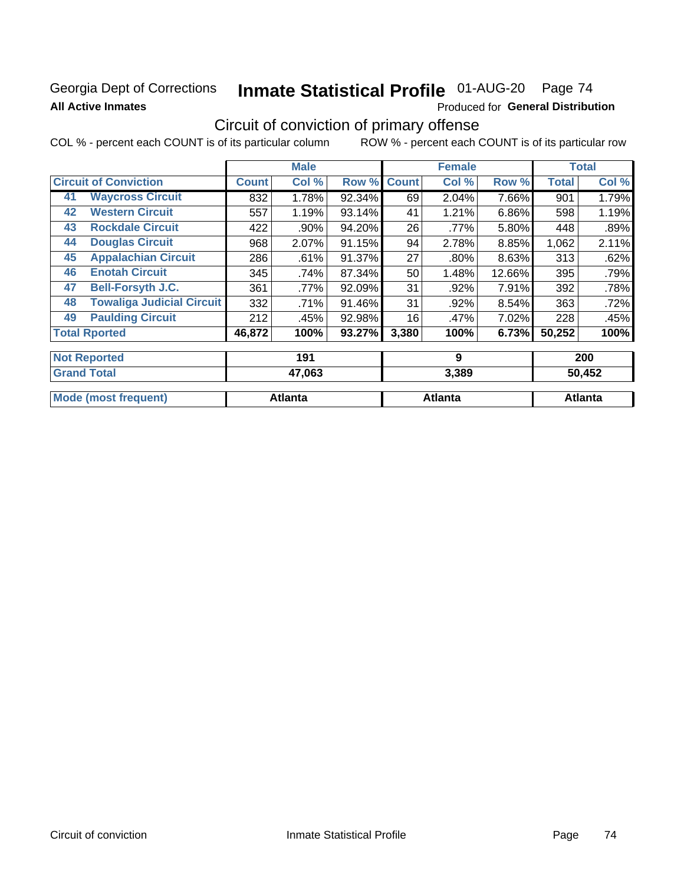Georgia Dept of Corrections **Inmate Statistical Profile** 01-AUG-20 Page 74

**All Active Inmates**

Produced for **General Distribution**

## Circuit of conviction of primary offense

COL % - percent each COUNT is of its particular column ROW % - percent each COUNT is of its particular row

| Circuit of Conviction | | Male | | | Female | | | Total | |
|---|---|---|---|---|---|---|---|---|---|
| | | Count | Col % | Row % | Count | Col % | Row % | Total | Col % |
| 41 | Waycross Circuit | 832 | 1.78% | 92.34% | 69 | 2.04% | 7.66% | 901 | 1.79% |
| 42 | Western Circuit | 557 | 1.19% | 93.14% | 41 | 1.21% | 6.86% | 598 | 1.19% |
| 43 | Rockdale Circuit | 422 | .90% | 94.20% | 26 | .77% | 5.80% | 448 | .89% |
| 44 | Douglas Circuit | 968 | 2.07% | 91.15% | 94 | 2.78% | 8.85% | 1,062 | 2.11% |
| 45 | Appalachian Circuit | 286 | .61% | 91.37% | 27 | .80% | 8.63% | 313 | .62% |
| 46 | Enotah Circuit | 345 | .74% | 87.34% | 50 | 1.48% | 12.66% | 395 | .79% |
| 47 | Bell-Forsyth J.C. | 361 | .77% | 92.09% | 31 | .92% | 7.91% | 392 | .78% |
| 48 | Towaliga Judicial Circuit | 332 | .71% | 91.46% | 31 | .92% | 8.54% | 363 | .72% |
| 49 | Paulding Circuit | 212 | .45% | 92.98% | 16 | .47% | 7.02% | 228 | .45% |
| Total Rported | | 46,872 | 100% | 93.27% | 3,380 | 100% | 6.73% | 50,252 | 100% |

| | Male | Female | Total |
|---|---|---|---|
| Not Reported | 191 | 9 | 200 |
| Grand Total | 47,063 | 3,389 | 50,452 |
| Mode (most frequent) | Atlanta | Atlanta | Atlanta |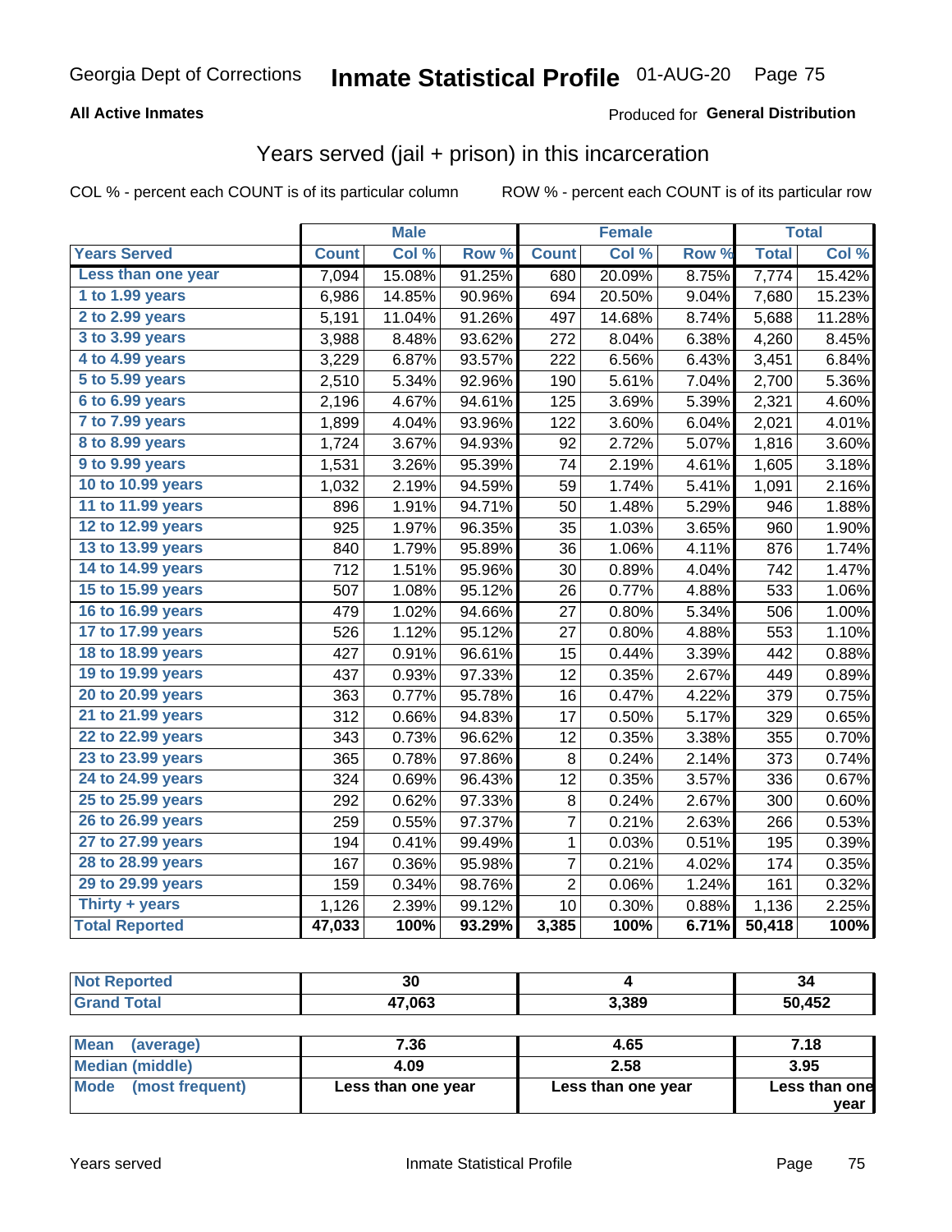Georgia Dept of Corrections **Inmate Statistical Profile** 01-AUG-20

**All Active Inmates**

Produced for **General Distribution**

## Years served (jail + prison) in this incarceration

COL % - percent each COUNT is of its particular column

ROW % - percent each COUNT is of its particular row

| | Male | | | Female | | | Total | |
|---|---|---|---|---|---|---|---|---|
| **Years Served** | **Count** | **Col %** | **Row %** | **Count** | **Col %** | **Row %** | **Total** | **Col %** |
| Less than one year | 7,094 | 15.08% | 91.25% | 680 | 20.09% | 8.75% | 7,774 | 15.42% |
| 1 to 1.99 years | 6,986 | 14.85% | 90.96% | 694 | 20.50% | 9.04% | 7,680 | 15.23% |
| 2 to 2.99 years | 5,191 | 11.04% | 91.26% | 497 | 14.68% | 8.74% | 5,688 | 11.28% |
| 3 to 3.99 years | 3,988 | 8.48% | 93.62% | 272 | 8.04% | 6.38% | 4,260 | 8.45% |
| 4 to 4.99 years | 3,229 | 6.87% | 93.57% | 222 | 6.56% | 6.43% | 3,451 | 6.84% |
| 5 to 5.99 years | 2,510 | 5.34% | 92.96% | 190 | 5.61% | 7.04% | 2,700 | 5.36% |
| 6 to 6.99 years | 2,196 | 4.67% | 94.61% | 125 | 3.69% | 5.39% | 2,321 | 4.60% |
| 7 to 7.99 years | 1,899 | 4.04% | 93.96% | 122 | 3.60% | 6.04% | 2,021 | 4.01% |
| 8 to 8.99 years | 1,724 | 3.67% | 94.93% | 92 | 2.72% | 5.07% | 1,816 | 3.60% |
| 9 to 9.99 years | 1,531 | 3.26% | 95.39% | 74 | 2.19% | 4.61% | 1,605 | 3.18% |
| 10 to 10.99 years | 1,032 | 2.19% | 94.59% | 59 | 1.74% | 5.41% | 1,091 | 2.16% |
| 11 to 11.99 years | 896 | 1.91% | 94.71% | 50 | 1.48% | 5.29% | 946 | 1.88% |
| 12 to 12.99 years | 925 | 1.97% | 96.35% | 35 | 1.03% | 3.65% | 960 | 1.90% |
| 13 to 13.99 years | 840 | 1.79% | 95.89% | 36 | 1.06% | 4.11% | 876 | 1.74% |
| 14 to 14.99 years | 712 | 1.51% | 95.96% | 30 | 0.89% | 4.04% | 742 | 1.47% |
| 15 to 15.99 years | 507 | 1.08% | 95.12% | 26 | 0.77% | 4.88% | 533 | 1.06% |
| 16 to 16.99 years | 479 | 1.02% | 94.66% | 27 | 0.80% | 5.34% | 506 | 1.00% |
| 17 to 17.99 years | 526 | 1.12% | 95.12% | 27 | 0.80% | 4.88% | 553 | 1.10% |
| 18 to 18.99 years | 427 | 0.91% | 96.61% | 15 | 0.44% | 3.39% | 442 | 0.88% |
| 19 to 19.99 years | 437 | 0.93% | 97.33% | 12 | 0.35% | 2.67% | 449 | 0.89% |
| 20 to 20.99 years | 363 | 0.77% | 95.78% | 16 | 0.47% | 4.22% | 379 | 0.75% |
| 21 to 21.99 years | 312 | 0.66% | 94.83% | 17 | 0.50% | 5.17% | 329 | 0.65% |
| 22 to 22.99 years | 343 | 0.73% | 96.62% | 12 | 0.35% | 3.38% | 355 | 0.70% |
| 23 to 23.99 years | 365 | 0.78% | 97.86% | 8 | 0.24% | 2.14% | 373 | 0.74% |
| 24 to 24.99 years | 324 | 0.69% | 96.43% | 12 | 0.35% | 3.57% | 336 | 0.67% |
| 25 to 25.99 years | 292 | 0.62% | 97.33% | 8 | 0.24% | 2.67% | 300 | 0.60% |
| 26 to 26.99 years | 259 | 0.55% | 97.37% | 7 | 0.21% | 2.63% | 266 | 0.53% |
| 27 to 27.99 years | 194 | 0.41% | 99.49% | 1 | 0.03% | 0.51% | 195 | 0.39% |
| 28 to 28.99 years | 167 | 0.36% | 95.98% | 7 | 0.21% | 4.02% | 174 | 0.35% |
| 29 to 29.99 years | 159 | 0.34% | 98.76% | 2 | 0.06% | 1.24% | 161 | 0.32% |
| Thirty + years | 1,126 | 2.39% | 99.12% | 10 | 0.30% | 0.88% | 1,136 | 2.25% |
| **Total Reported** | **47,033** | **100%** | **93.29%** | **3,385** | **100%** | **6.71%** | **50,418** | **100%** |

| | Male | Female | Total |
|---|---|---|---|
| Not Reported | 30 | 4 | 34 |
| Grand Total | 47,063 | 3,389 | 50,452 |

| | Male | Female | Total |
|---|---|---|---|
| Mean (average) | 7.36 | 4.65 | 7.18 |
| Median (middle) | 4.09 | 2.58 | 3.95 |
| Mode (most frequent) | Less than one year | Less than one year | Less than one year |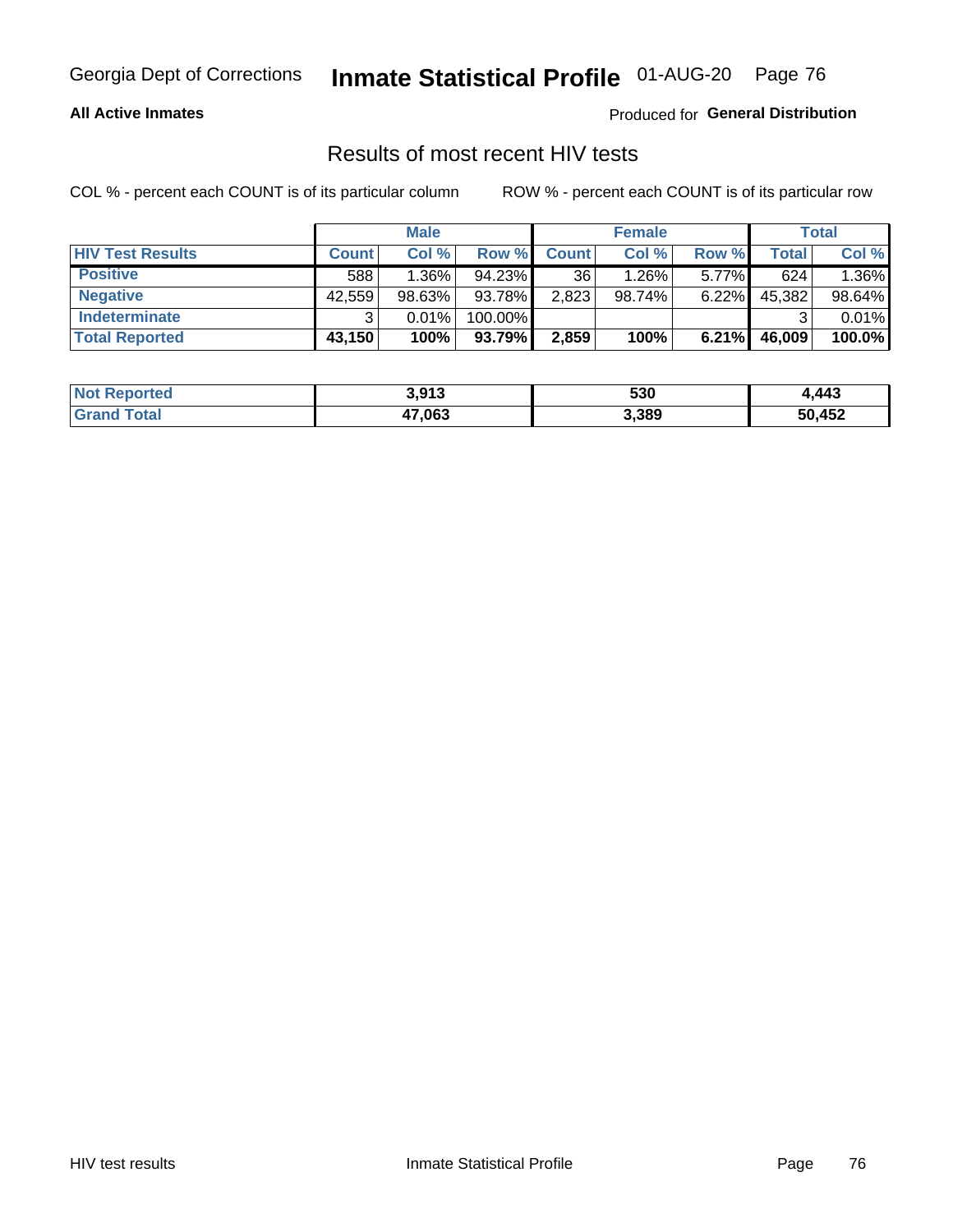Georgia Dept of Corrections **Inmate Statistical Profile** 01-AUG-20

**All Active Inmates**

Produced for **General Distribution**

## Results of most recent HIV tests

COL % - percent each COUNT is of its particular column

ROW % - percent each COUNT is of its particular row

| | Male | | | Female | | | Total | |
|---|---|---|---|---|---|---|---|---|
| **HIV Test Results** | **Count** | **Col %** | **Row %** | **Count** | **Col %** | **Row %** | **Total** | **Col %** |
| **Positive** | 588 | 1.36% | 94.23% | 36 | 1.26% | 5.77% | 624 | 1.36% |
| **Negative** | 42,559 | 98.63% | 93.78% | 2,823 | 98.74% | 6.22% | 45,382 | 98.64% |
| **Indeterminate** | 3 | 0.01% | 100.00% | | | | 3 | 0.01% |
| **Total Reported** | **43,150** | **100%** | **93.79%** | **2,859** | **100%** | **6.21%** | **46,009** | **100.0%** |

| | Male | Female | Total |
|---|---|---|---|
| **Not Reported** | **3,913** | **530** | **4,443** |
| **Grand Total** | **47,063** | **3,389** | **50,452** |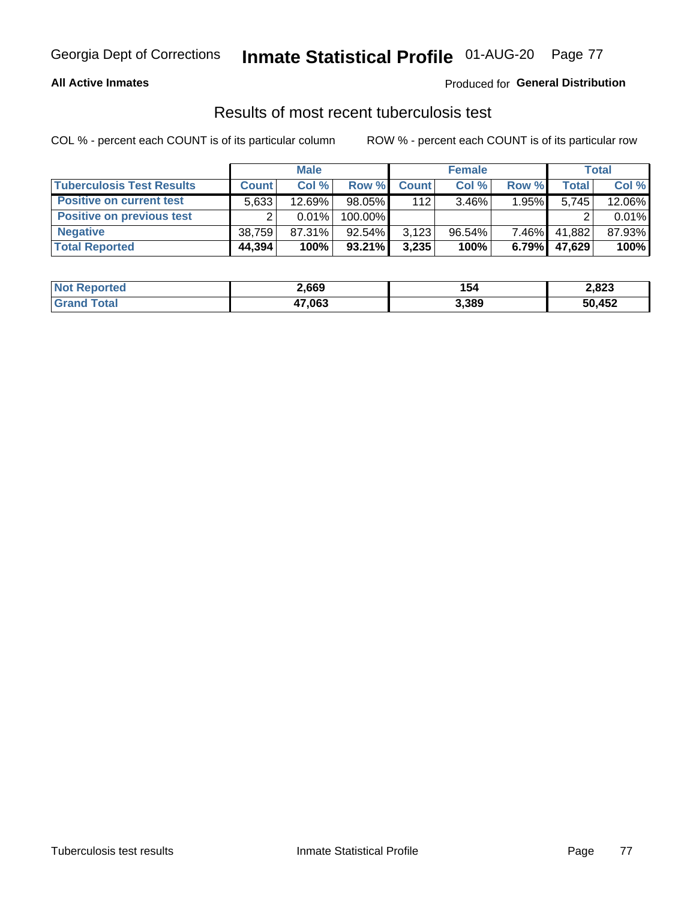# Results of most recent tuberculosis test

COL % - percent each COUNT is of its particular column

ROW % - percent each COUNT is of its particular row

| | Male | | | Female | | | Total | |
|---|---|---|---|---|---|---|---|---|
| **Tuberculosis Test Results** | **Count** | **Col %** | **Row %** | **Count** | **Col %** | **Row %** | **Total** | **Col %** |
| **Positive on current test** | 5,633 | 12.69% | 98.05% | 112 | 3.46% | 1.95% | 5,745 | 12.06% |
| **Positive on previous test** | 2 | 0.01% | 100.00% | | | | 2 | 0.01% |
| **Negative** | 38,759 | 87.31% | 92.54% | 3,123 | 96.54% | 7.46% | 41,882 | 87.93% |
| **Total Reported** | **44,394** | **100%** | **93.21%** | **3,235** | **100%** | **6.79%** | **47,629** | **100%** |

| | Male | Female | Total |
|---|---|---|---|
| **Not Reported** | **2,669** | **154** | **2,823** |
| **Grand Total** | **47,063** | **3,389** | **50,452** |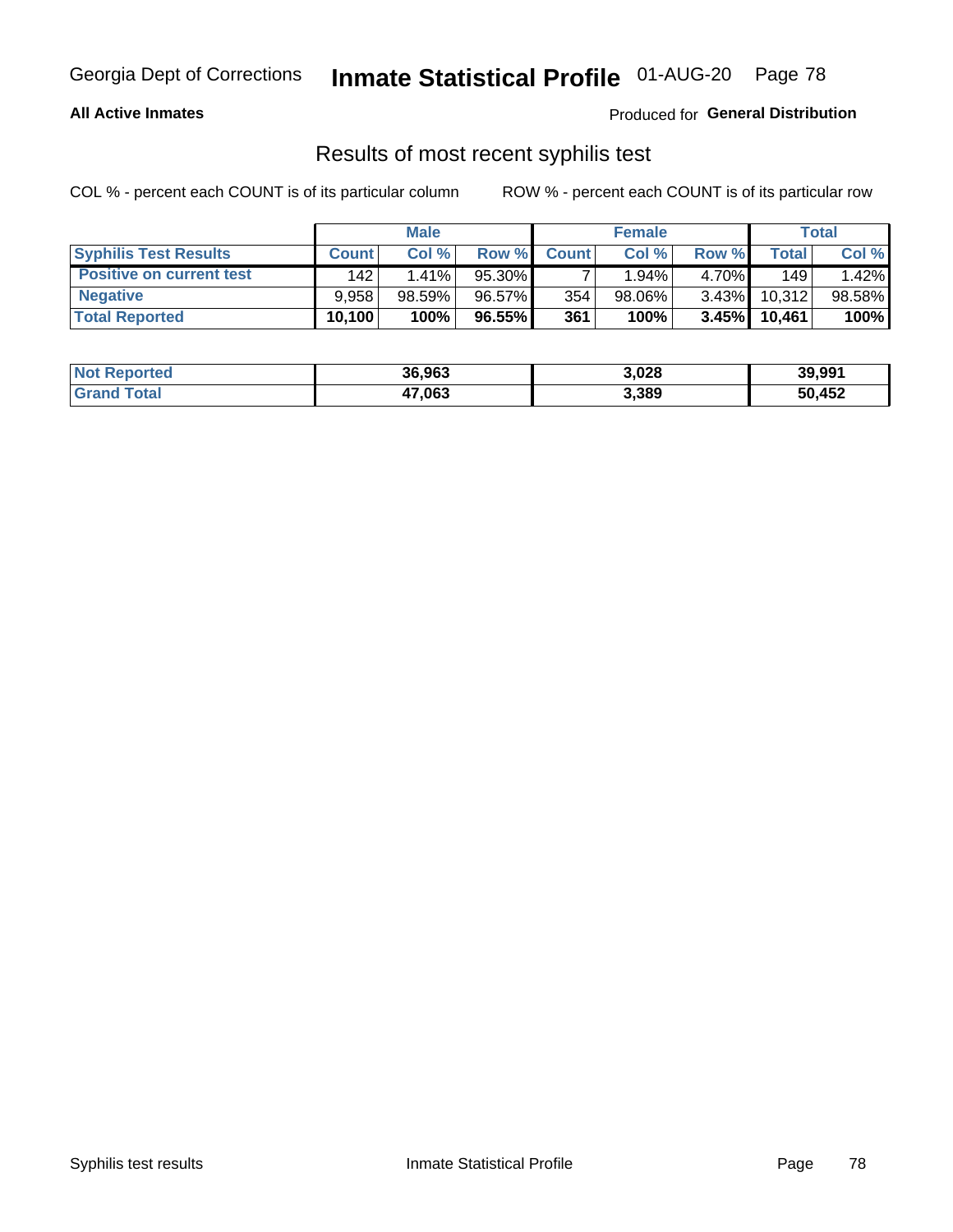Georgia Dept of Corrections **Inmate Statistical Profile** 01-AUG-20

**All Active Inmates** Produced for **General Distribution**

## Results of most recent syphilis test

COL % - percent each COUNT is of its particular column ROW % - percent each COUNT is of its particular row

| | Male | | | Female | | | Total | |
|---|---|---|---|---|---|---|---|---|
| **Syphilis Test Results** | **Count** | **Col %** | **Row %** | **Count** | **Col %** | **Row %** | **Total** | **Col %** |
| **Positive on current test** | 142 | 1.41% | 95.30% | 7 | 1.94% | 4.70% | 149 | 1.42% |
| **Negative** | 9,958 | 98.59% | 96.57% | 354 | 98.06% | 3.43% | 10,312 | 98.58% |
| **Total Reported** | **10,100** | **100%** | **96.55%** | **361** | **100%** | **3.45%** | **10,461** | **100%** |

| | Male | Female | Total |
|---|---|---|---|
| **Not Reported** | **36,963** | **3,028** | **39,991** |
| **Grand Total** | **47,063** | **3,389** | **50,452** |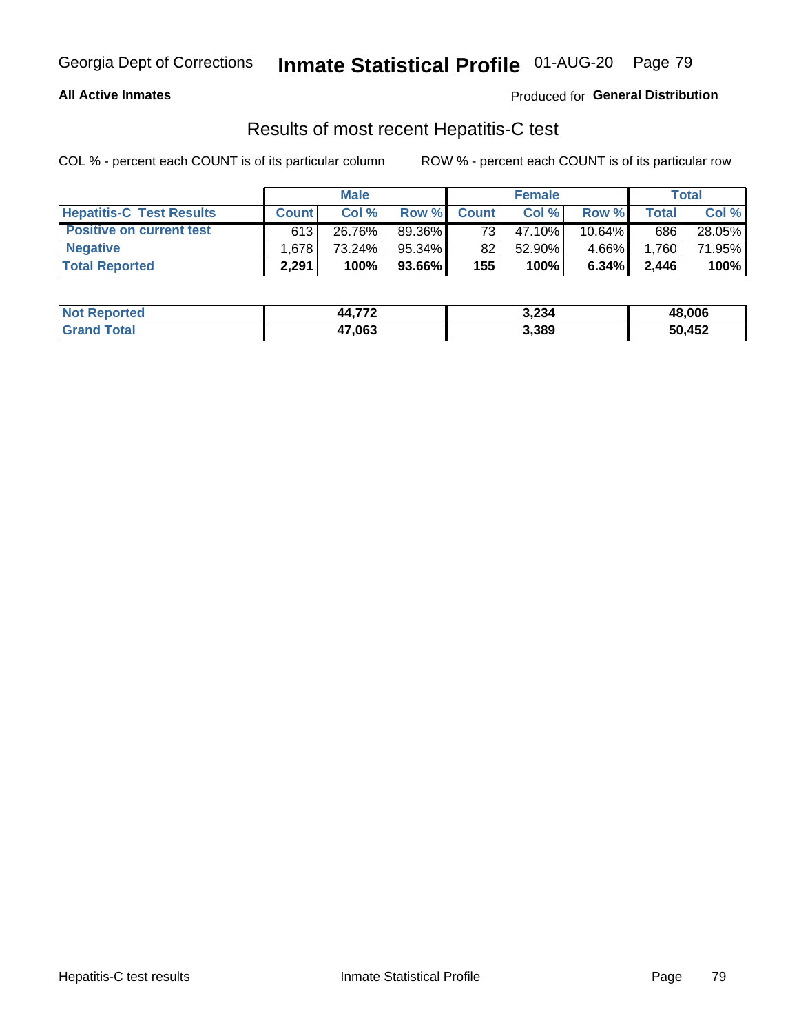## All Active Inmates

Produced for **General Distribution**

# Results of most recent Hepatitis-C test

COL % - percent each COUNT is of its particular column

ROW % - percent each COUNT is of its particular row

| | Male | | | Female | | | Total | |
|---|---|---|---|---|---|---|---|---|
| **Hepatitis-C Test Results** | **Count** | **Col %** | **Row %** | **Count** | **Col %** | **Row %** | **Total** | **Col %** |
| **Positive on current test** | 613 | 26.76% | 89.36% | 73 | 47.10% | 10.64% | 686 | 28.05% |
| **Negative** | 1,678 | 73.24% | 95.34% | 82 | 52.90% | 4.66% | 1,760 | 71.95% |
| **Total Reported** | **2,291** | **100%** | **93.66%** | **155** | **100%** | **6.34%** | **2,446** | **100%** |

| | Male | Female | Total |
|---|---|---|---|
| **Not Reported** | **44,772** | **3,234** | **48,006** |
| **Grand Total** | **47,063** | **3,389** | **50,452** |